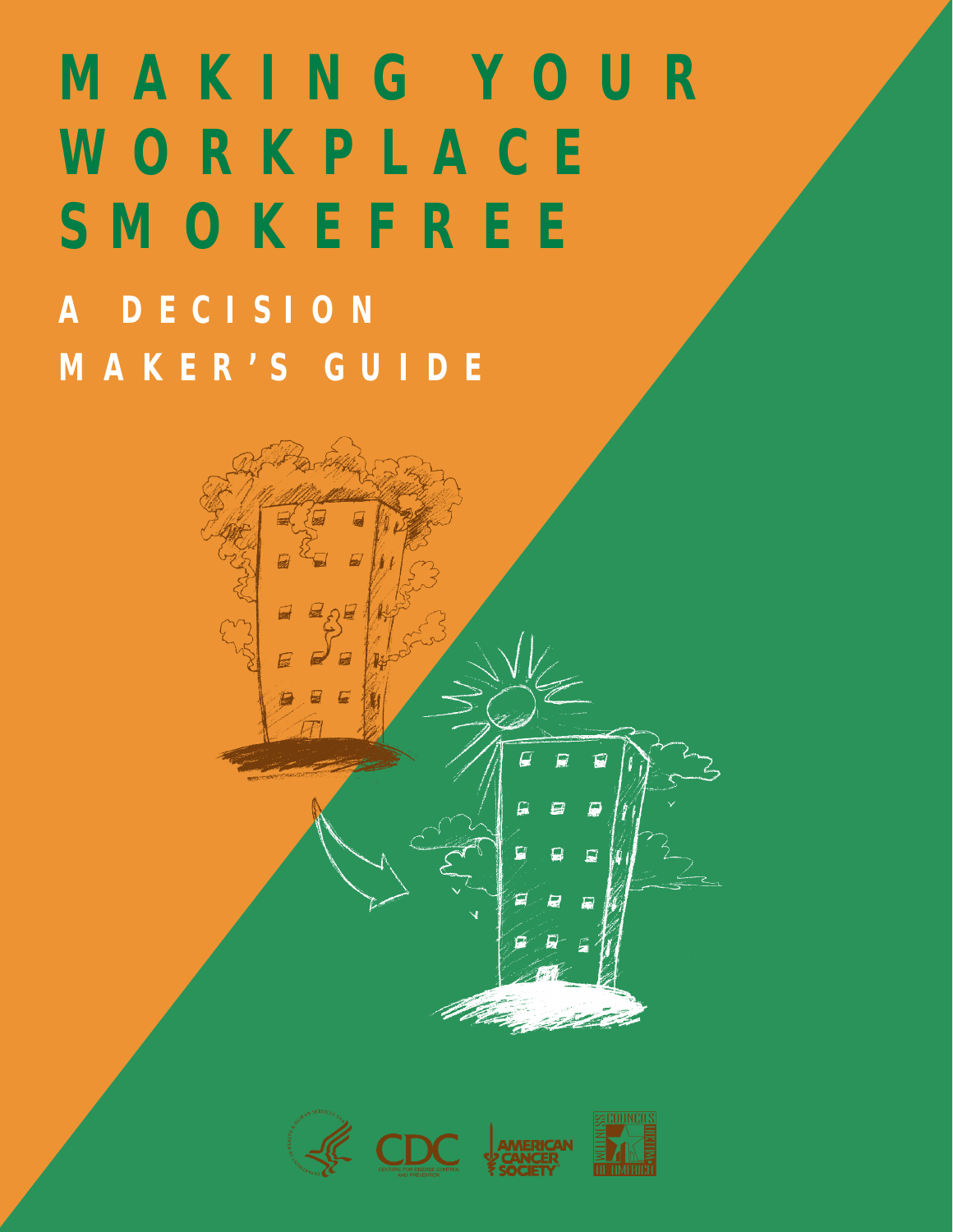# MAKING YOUR WORKPLACE SMOKEFREE

## A DECISION MAKER'S GUIDE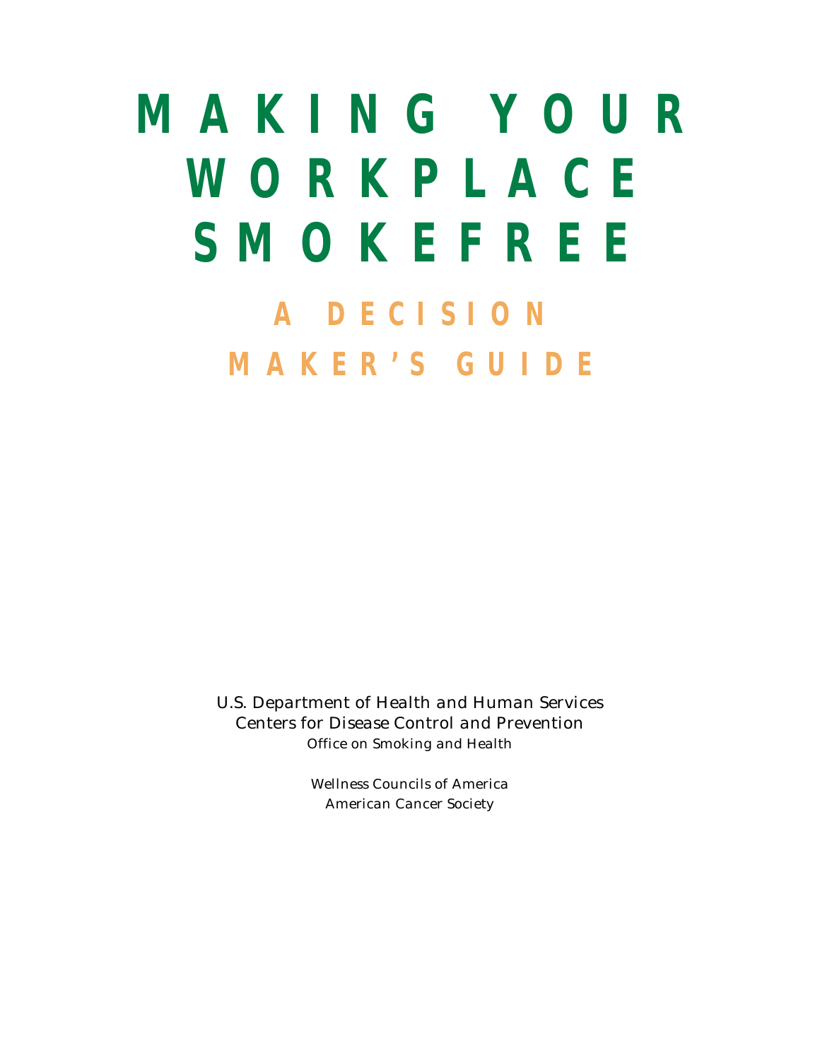# MAKING YOUR WORKPLACE SMOKEFREE

## A DECISION MAKER'S GUIDE

U.S. Department of Health and Human Services
Centers for Disease Control and Prevention
Office on Smoking and Health

Wellness Councils of America
American Cancer Society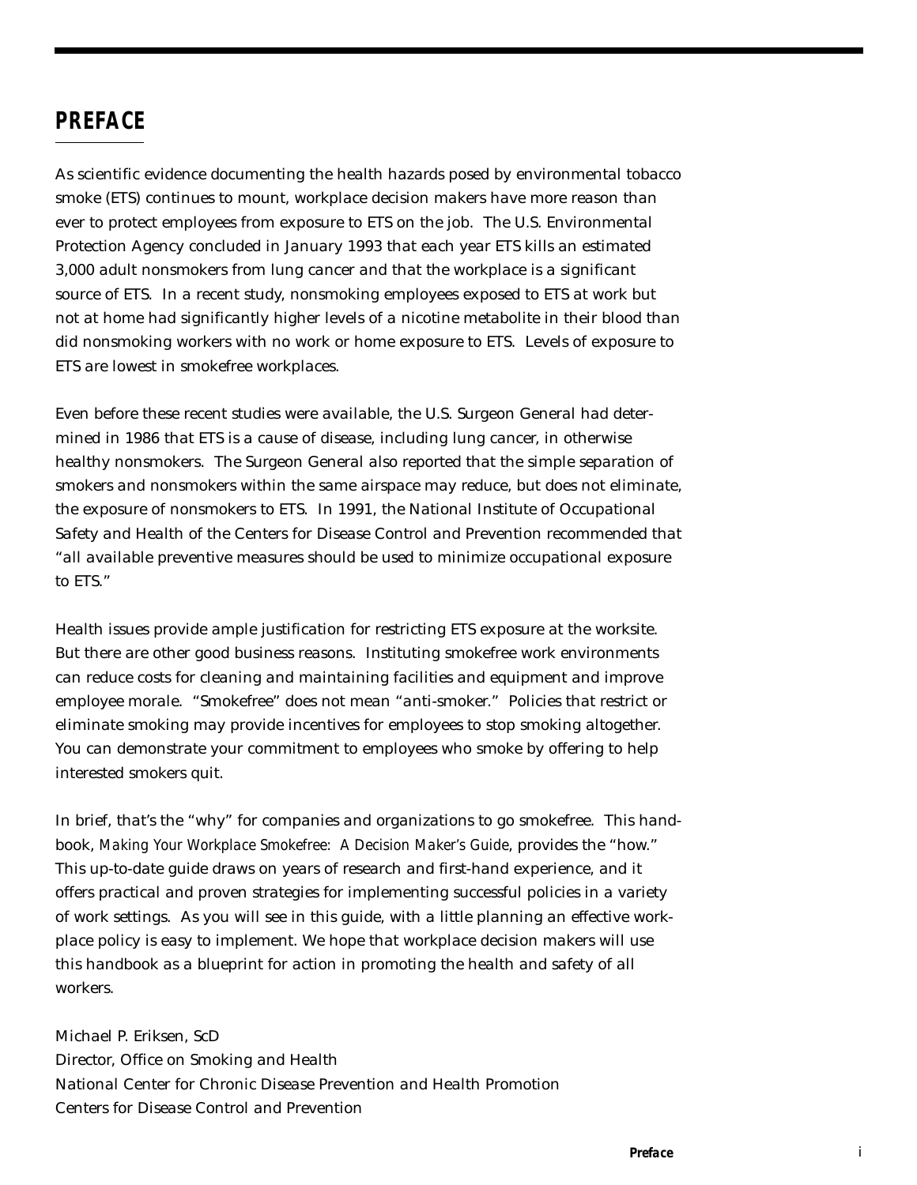# PREFACE

As scientific evidence documenting the health hazards posed by environmental tobacco smoke (ETS) continues to mount, workplace decision makers have more reason than ever to protect employees from exposure to ETS on the job. The U.S. Environmental Protection Agency concluded in January 1993 that each year ETS kills an estimated 3,000 adult nonsmokers from lung cancer and that the workplace is a significant source of ETS. In a recent study, nonsmoking employees exposed to ETS at work but not at home had significantly higher levels of a nicotine metabolite in their blood than did nonsmoking workers with no work or home exposure to ETS. Levels of exposure to ETS are lowest in smokefree workplaces.

Even before these recent studies were available, the U.S. Surgeon General had determined in 1986 that ETS is a cause of disease, including lung cancer, in otherwise healthy nonsmokers. The Surgeon General also reported that the simple separation of smokers and nonsmokers within the same airspace may reduce, but does not eliminate, the exposure of nonsmokers to ETS. In 1991, the National Institute of Occupational Safety and Health of the Centers for Disease Control and Prevention recommended that "all available preventive measures should be used to minimize occupational exposure to ETS."

Health issues provide ample justification for restricting ETS exposure at the worksite. But there are other good business reasons. Instituting smokefree work environments can reduce costs for cleaning and maintaining facilities and equipment and improve employee morale. "Smokefree" does not mean "anti-smoker." Policies that restrict or eliminate smoking may provide incentives for employees to stop smoking altogether. You can demonstrate your commitment to employees who smoke by offering to help interested smokers quit.

In brief, that's the "why" for companies and organizations to go smokefree. This handbook, *Making Your Workplace Smokefree: A Decision Maker's Guide*, provides the "how." This up-to-date guide draws on years of research and first-hand experience, and it offers practical and proven strategies for implementing successful policies in a variety of work settings. As you will see in this guide, with a little planning an effective workplace policy is easy to implement. We hope that workplace decision makers will use this handbook as a blueprint for action in promoting the health and safety of all workers.

Michael P. Eriksen, ScD
Director, Office on Smoking and Health
National Center for Chronic Disease Prevention and Health Promotion
Centers for Disease Control and Prevention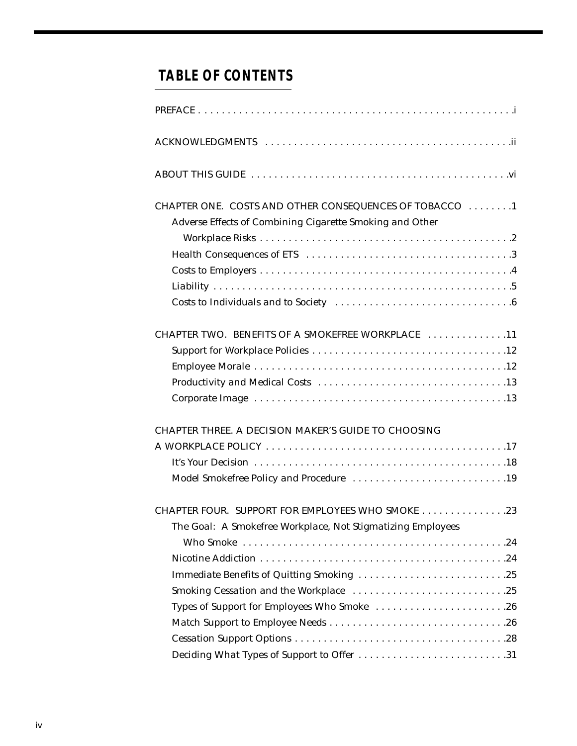## TABLE OF CONTENTS

PREFACE . . . . . . . . . . . . . . . . . . . . . . . . . . . . . . . . . . . . . . . . . . . . . . . . . . . . . .i

ACKNOWLEDGMENTS . . . . . . . . . . . . . . . . . . . . . . . . . . . . . . . . . . . . . . . . . .ii

ABOUT THIS GUIDE . . . . . . . . . . . . . . . . . . . . . . . . . . . . . . . . . . . . . . . . . . . .vi

CHAPTER ONE. COSTS AND OTHER CONSEQUENCES OF TOBACCO . . . . . . . .1

- Adverse Effects of Combining Cigarette Smoking and Other Workplace Risks . . . . . . . . . . . . . . . . . . . . . . . . . . . . . . . . . . . . . . . . . . . .2
- Health Consequences of ETS . . . . . . . . . . . . . . . . . . . . . . . . . . . . . . . . . . .3
- Costs to Employers . . . . . . . . . . . . . . . . . . . . . . . . . . . . . . . . . . . . . . . . . . .4
- Liability . . . . . . . . . . . . . . . . . . . . . . . . . . . . . . . . . . . . . . . . . . . . . . . . . . .5
- Costs to Individuals and to Society . . . . . . . . . . . . . . . . . . . . . . . . . . . . . . .6

CHAPTER TWO. BENEFITS OF A SMOKEFREE WORKPLACE . . . . . . . . . . . . . .11

- Support for Workplace Policies . . . . . . . . . . . . . . . . . . . . . . . . . . . . . . . . . .12
- Employee Morale . . . . . . . . . . . . . . . . . . . . . . . . . . . . . . . . . . . . . . . . . . .12
- Productivity and Medical Costs . . . . . . . . . . . . . . . . . . . . . . . . . . . . . . . .13
- Corporate Image . . . . . . . . . . . . . . . . . . . . . . . . . . . . . . . . . . . . . . . . . . .13

CHAPTER THREE. A DECISION MAKER'S GUIDE TO CHOOSING A WORKPLACE POLICY . . . . . . . . . . . . . . . . . . . . . . . . . . . . . . . . . . . . . . . . . .17

- It's Your Decision . . . . . . . . . . . . . . . . . . . . . . . . . . . . . . . . . . . . . . . . . . .18
- Model Smokefree Policy and Procedure . . . . . . . . . . . . . . . . . . . . . . . . . . .19

CHAPTER FOUR. SUPPORT FOR EMPLOYEES WHO SMOKE . . . . . . . . . . . . . . .23

- The Goal: A Smokefree Workplace, Not Stigmatizing Employees Who Smoke . . . . . . . . . . . . . . . . . . . . . . . . . . . . . . . . . . . . . . . . . . . . . .24
- Nicotine Addiction . . . . . . . . . . . . . . . . . . . . . . . . . . . . . . . . . . . . . . . . . .24
- Immediate Benefits of Quitting Smoking . . . . . . . . . . . . . . . . . . . . . . . . . .25
- Smoking Cessation and the Workplace . . . . . . . . . . . . . . . . . . . . . . . . . . .25
- Types of Support for Employees Who Smoke . . . . . . . . . . . . . . . . . . . . . .26
- Match Support to Employee Needs . . . . . . . . . . . . . . . . . . . . . . . . . . . . . .26
- Cessation Support Options . . . . . . . . . . . . . . . . . . . . . . . . . . . . . . . . . . . .28
- Deciding What Types of Support to Offer . . . . . . . . . . . . . . . . . . . . . . . . .31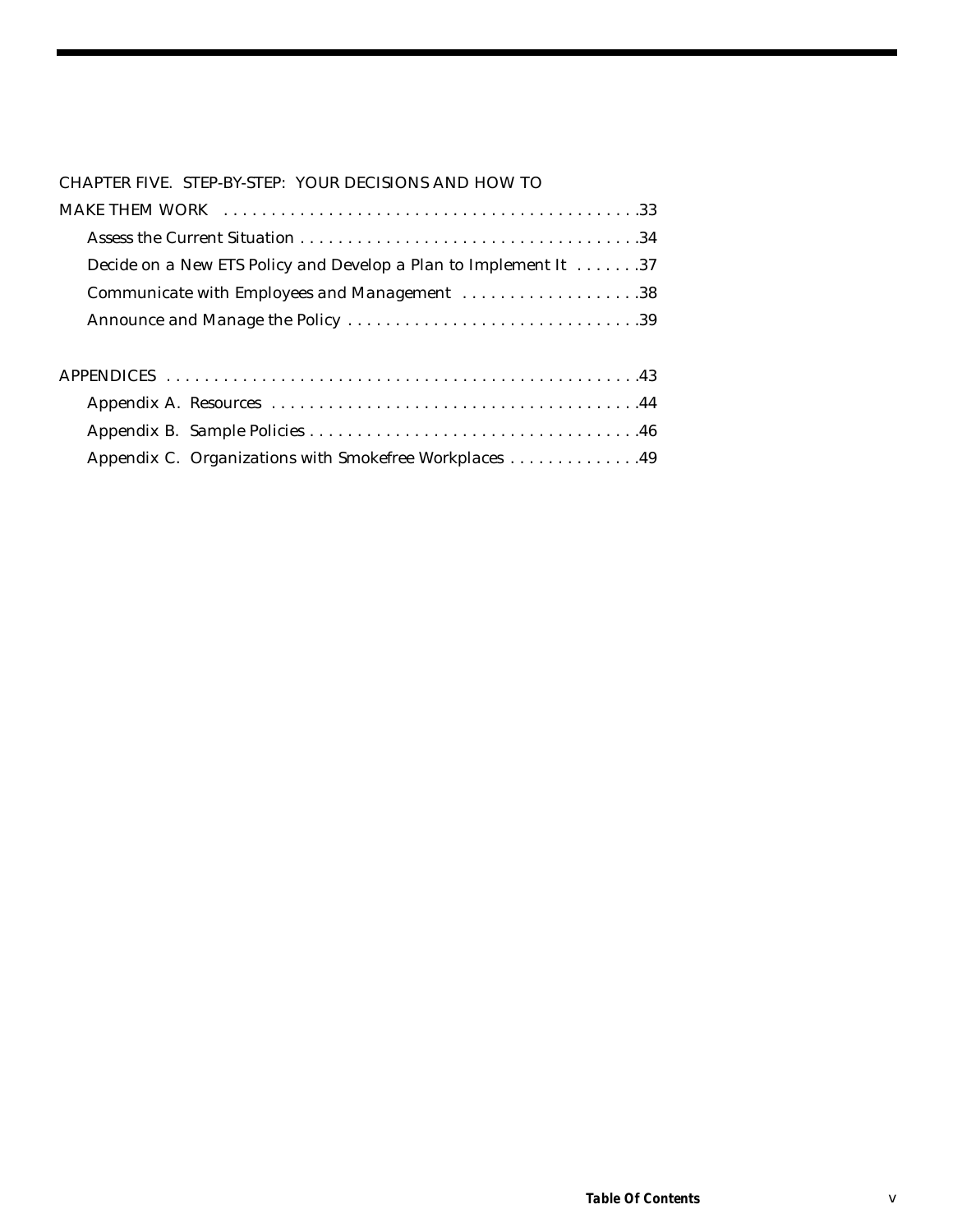CHAPTER FIVE. STEP-BY-STEP: YOUR DECISIONS AND HOW TO MAKE THEM WORK . . . . . . . . . . . . . . . . . . . . . . . . . . . . . . . . . . . . . . . . . . . .33

- Assess the Current Situation . . . . . . . . . . . . . . . . . . . . . . . . . . . . . . . . . . . .34
- Decide on a New ETS Policy and Develop a Plan to Implement It . . . . . . .37
- Communicate with Employees and Management . . . . . . . . . . . . . . . . . . .38
- Announce and Manage the Policy . . . . . . . . . . . . . . . . . . . . . . . . . . . . . . .39

APPENDICES . . . . . . . . . . . . . . . . . . . . . . . . . . . . . . . . . . . . . . . . . . . . . . . . . .43

- Appendix A. Resources . . . . . . . . . . . . . . . . . . . . . . . . . . . . . . . . . . . . . .44
- Appendix B. Sample Policies . . . . . . . . . . . . . . . . . . . . . . . . . . . . . . . . . . .46
- Appendix C. Organizations with Smokefree Workplaces . . . . . . . . . . . . . .49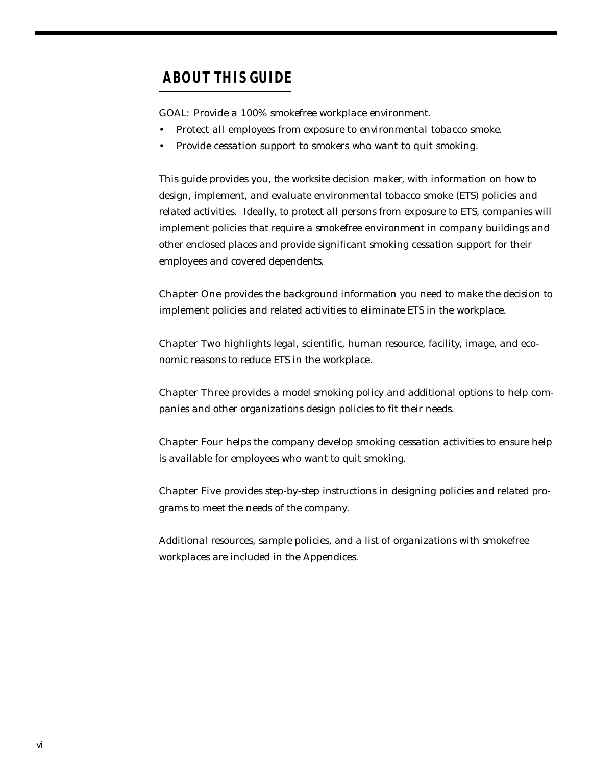# ABOUT THIS GUIDE

GOAL: Provide a 100% smokefree workplace environment.

- Protect all employees from exposure to environmental tobacco smoke.
- Provide cessation support to smokers who want to quit smoking.

This guide provides you, the worksite decision maker, with information on how to design, implement, and evaluate environmental tobacco smoke (ETS) policies and related activities. Ideally, to protect all persons from exposure to ETS, companies will implement policies that require a smokefree environment in company buildings and other enclosed places and provide significant smoking cessation support for their employees and covered dependents.

Chapter One provides the background information you need to make the decision to implement policies and related activities to eliminate ETS in the workplace.

Chapter Two highlights legal, scientific, human resource, facility, image, and economic reasons to reduce ETS in the workplace.

Chapter Three provides a model smoking policy and additional options to help companies and other organizations design policies to fit their needs.

Chapter Four helps the company develop smoking cessation activities to ensure help is available for employees who want to quit smoking.

Chapter Five provides step-by-step instructions in designing policies and related programs to meet the needs of the company.

Additional resources, sample policies, and a list of organizations with smokefree workplaces are included in the Appendices.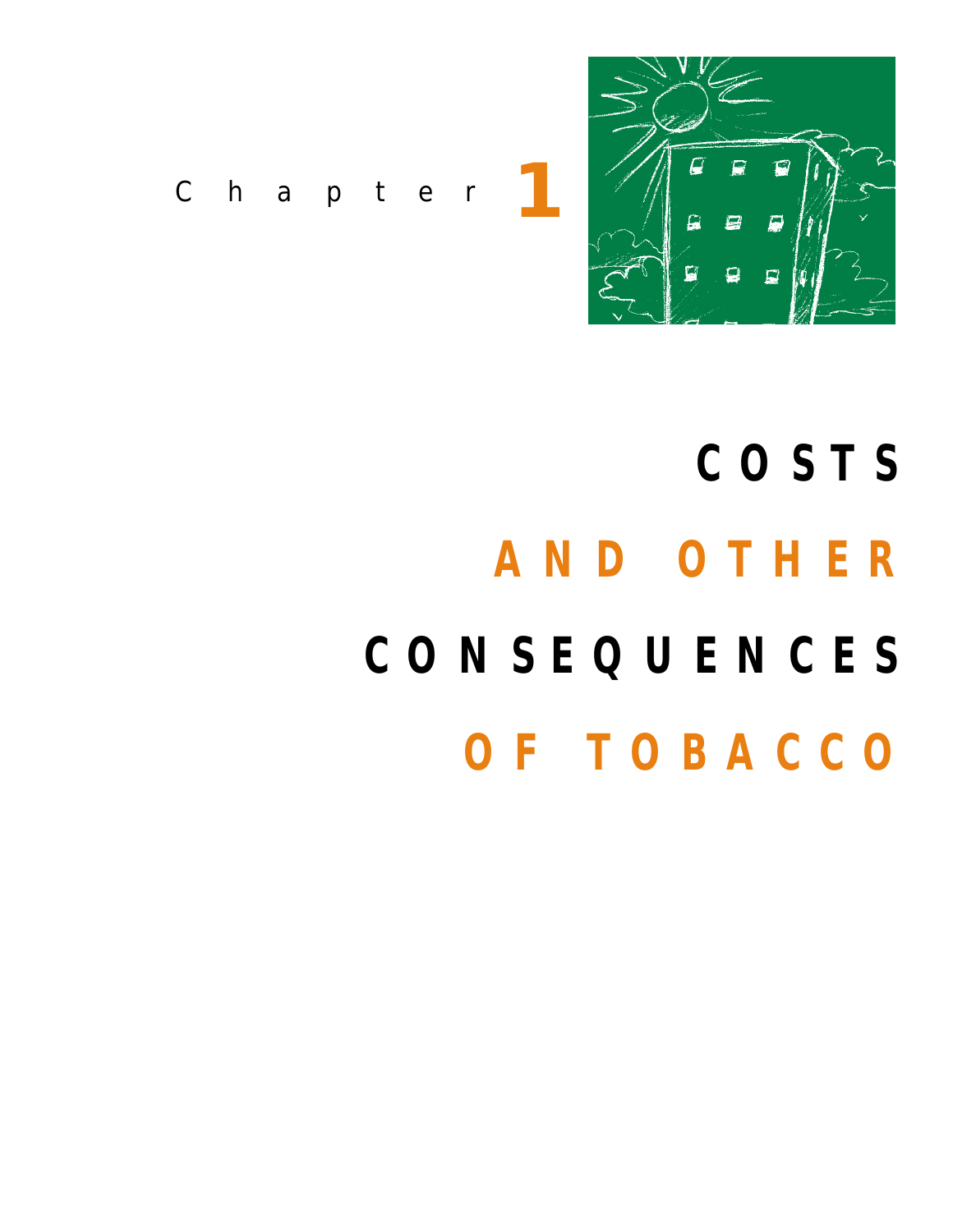Chapter 1

# COSTS AND OTHER CONSEQUENCES OF TOBACCO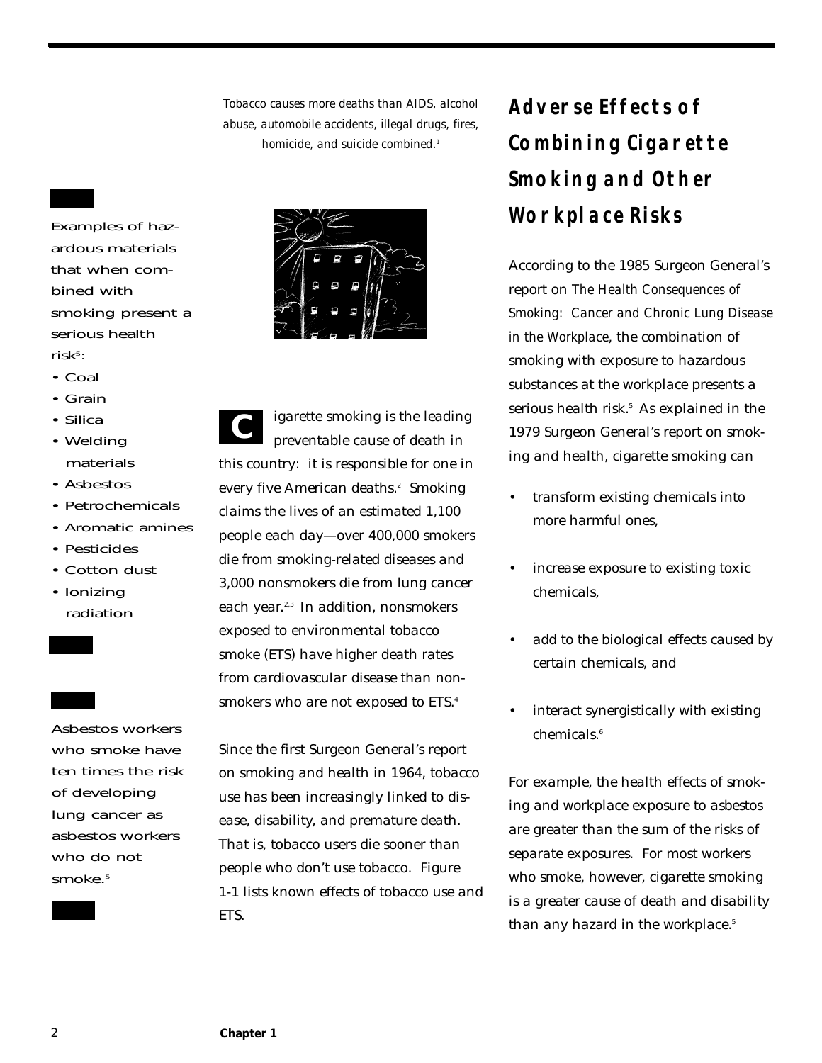*Tobacco causes more deaths than AIDS, alcohol abuse, automobile accidents, illegal drugs, fires, homicide, and suicide combined.*[1]

Examples of hazardous materials that when combined with smoking present a serious health risk[5]:

- Coal
- Grain
- Silica
- Welding materials
- Asbestos
- Petrochemicals
- Aromatic amines
- Pesticides
- Cotton dust
- Ionizing radiation

Asbestos workers who smoke have ten times the risk of developing lung cancer as asbestos workers who do not smoke.[5]

Cigarette smoking is the leading preventable cause of death in this country: it is responsible for one in every five American deaths.[2] Smoking claims the lives of an estimated 1,100 people each day—over 400,000 smokers die from smoking-related diseases and 3,000 nonsmokers die from lung cancer each year.[2,3] In addition, nonsmokers exposed to environmental tobacco smoke (ETS) have higher death rates from cardiovascular disease than nonsmokers who are not exposed to ETS.[4]

Since the first Surgeon General's report on smoking and health in 1964, tobacco use has been increasingly linked to disease, disability, and premature death. That is, tobacco users die sooner than people who don't use tobacco. Figure 1-1 lists known effects of tobacco use and ETS.

## Adverse Effects of Combining Cigarette Smoking and Other Workplace Risks

According to the 1985 Surgeon General's report on *The Health Consequences of Smoking: Cancer and Chronic Lung Disease in the Workplace*, the combination of smoking with exposure to hazardous substances at the workplace presents a serious health risk.[5] As explained in the 1979 Surgeon General's report on smoking and health, cigarette smoking can

- transform existing chemicals into more harmful ones,
- increase exposure to existing toxic chemicals,
- add to the biological effects caused by certain chemicals, and
- interact synergistically with existing chemicals.[6]

For example, the health effects of smoking and workplace exposure to asbestos are greater than the sum of the risks of separate exposures. For most workers who smoke, however, cigarette smoking is a greater cause of death and disability than any hazard in the workplace.[5]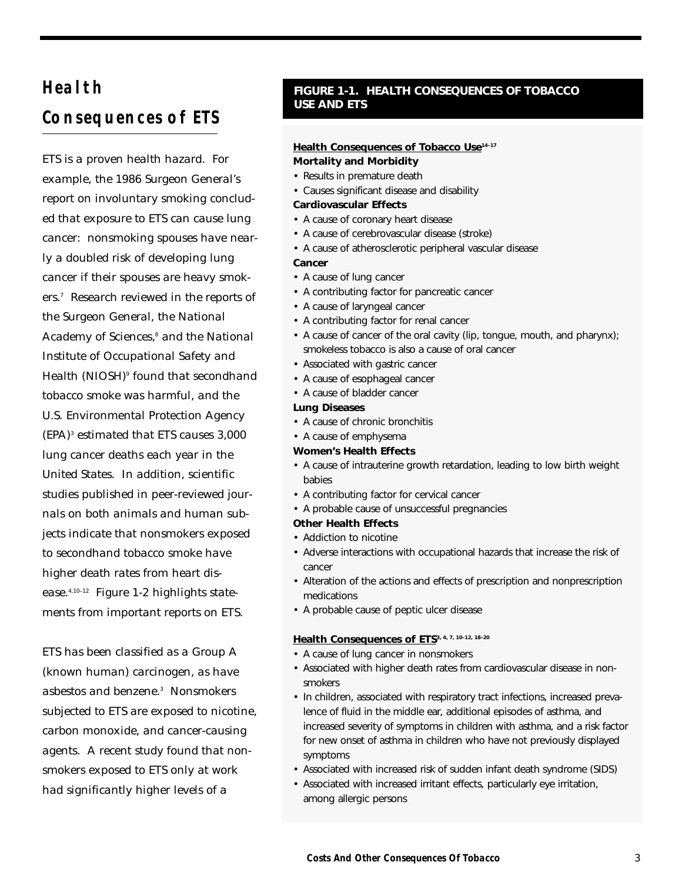## Health Consequences of ETS

ETS is a proven health hazard. For example, the 1986 Surgeon General's report on involuntary smoking concluded that exposure to ETS can cause lung cancer: nonsmoking spouses have nearly a doubled risk of developing lung cancer if their spouses are heavy smokers.[7] Research reviewed in the reports of the Surgeon General, the National Academy of Sciences,[8] and the National Institute of Occupational Safety and Health (NIOSH)[9] found that secondhand tobacco smoke was harmful, and the U.S. Environmental Protection Agency (EPA)[3] estimated that ETS causes 3,000 lung cancer deaths each year in the United States. In addition, scientific studies published in peer-reviewed journals on both animals and human subjects indicate that nonsmokers exposed to secondhand tobacco smoke have higher death rates from heart disease.[4,10–12] Figure 1-2 highlights statements from important reports on ETS.

ETS has been classified as a Group A (known human) carcinogen, as have asbestos and benzene.[3] Nonsmokers subjected to ETS are exposed to nicotine, carbon monoxide, and cancer-causing agents. A recent study found that nonsmokers exposed to ETS only at work had significantly higher levels of a

### FIGURE 1-1. HEALTH CONSEQUENCES OF TOBACCO USE AND ETS

**Health Consequences of Tobacco Use**[14–17]

**Mortality and Morbidity**

- Results in premature death
- Causes significant disease and disability

**Cardiovascular Effects**

- A cause of coronary heart disease
- A cause of cerebrovascular disease (stroke)
- A cause of atherosclerotic peripheral vascular disease

**Cancer**

- A cause of lung cancer
- A contributing factor for pancreatic cancer
- A cause of laryngeal cancer
- A contributing factor for renal cancer
- A cause of cancer of the oral cavity (lip, tongue, mouth, and pharynx); smokeless tobacco is also a cause of oral cancer
- Associated with gastric cancer
- A cause of esophageal cancer
- A cause of bladder cancer

**Lung Diseases**

- A cause of chronic bronchitis
- A cause of emphysema

**Women's Health Effects**

- A cause of intrauterine growth retardation, leading to low birth weight babies
- A contributing factor for cervical cancer
- A probable cause of unsuccessful pregnancies

**Other Health Effects**

- Addiction to nicotine
- Adverse interactions with occupational hazards that increase the risk of cancer
- Alteration of the actions and effects of prescription and nonprescription medications
- A probable cause of peptic ulcer disease

**Health Consequences of ETS**[3, 4, 7, 10–12, 18–20]

- A cause of lung cancer in nonsmokers
- Associated with higher death rates from cardiovascular disease in nonsmokers
- In children, associated with respiratory tract infections, increased prevalence of fluid in the middle ear, additional episodes of asthma, and increased severity of symptoms in children with asthma, and a risk factor for new onset of asthma in children who have not previously displayed symptoms
- Associated with increased risk of sudden infant death syndrome (SIDS)
- Associated with increased irritant effects, particularly eye irritation, among allergic persons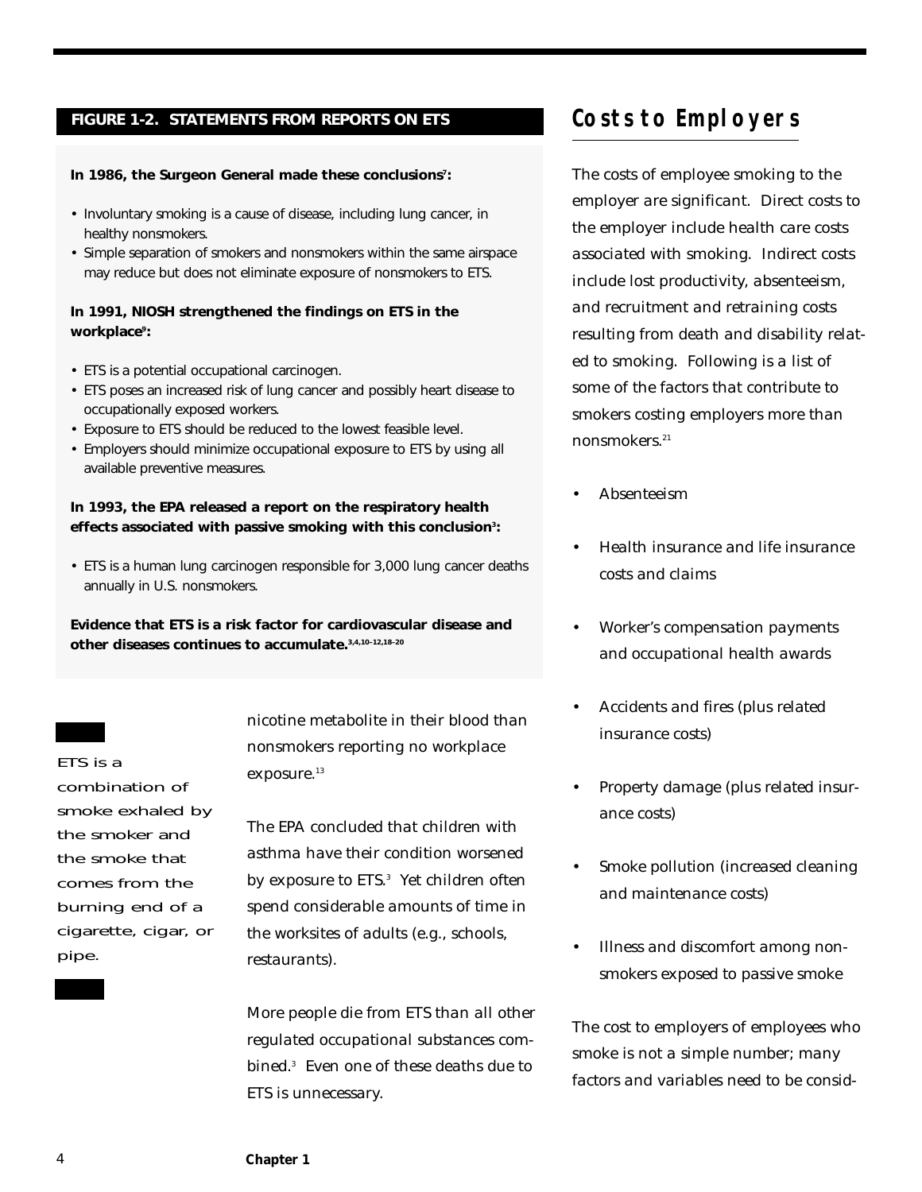**FIGURE 1-2. STATEMENTS FROM REPORTS ON ETS**

**In 1986, the Surgeon General made these conclusions[7]:**

- Involuntary smoking is a cause of disease, including lung cancer, in healthy nonsmokers.
- Simple separation of smokers and nonsmokers within the same airspace may reduce but does not eliminate exposure of nonsmokers to ETS.

**In 1991, NIOSH strengthened the findings on ETS in the workplace[9]:**

- ETS is a potential occupational carcinogen.
- ETS poses an increased risk of lung cancer and possibly heart disease to occupationally exposed workers.
- Exposure to ETS should be reduced to the lowest feasible level.
- Employers should minimize occupational exposure to ETS by using all available preventive measures.

**In 1993, the EPA released a report on the respiratory health effects associated with passive smoking with this conclusion[3]:**

- ETS is a human lung carcinogen responsible for 3,000 lung cancer deaths annually in U.S. nonsmokers.

**Evidence that ETS is a risk factor for cardiovascular disease and other diseases continues to accumulate.[3,4,10–12,18–20]**

ETS is a combination of smoke exhaled by the smoker and the smoke that comes from the burning end of a cigarette, cigar, or pipe.

nicotine metabolite in their blood than nonsmokers reporting no workplace exposure.[13]

The EPA concluded that children with asthma have their condition worsened by exposure to ETS.[3] Yet children often spend considerable amounts of time in the worksites of adults (e.g., schools, restaurants).

More people die from ETS than all other regulated occupational substances combined.[3] Even one of these deaths due to ETS is unnecessary.

## Costs to Employers

The costs of employee smoking to the employer are significant. Direct costs to the employer include health care costs associated with smoking. Indirect costs include lost productivity, absenteeism, and recruitment and retraining costs resulting from death and disability related to smoking. Following is a list of some of the factors that contribute to smokers costing employers more than nonsmokers.[21]

- Absenteeism
- Health insurance and life insurance costs and claims
- Worker's compensation payments and occupational health awards
- Accidents and fires (plus related insurance costs)
- Property damage (plus related insurance costs)
- Smoke pollution (increased cleaning and maintenance costs)
- Illness and discomfort among nonsmokers exposed to passive smoke

The cost to employers of employees who smoke is not a simple number; many factors and variables need to be consid-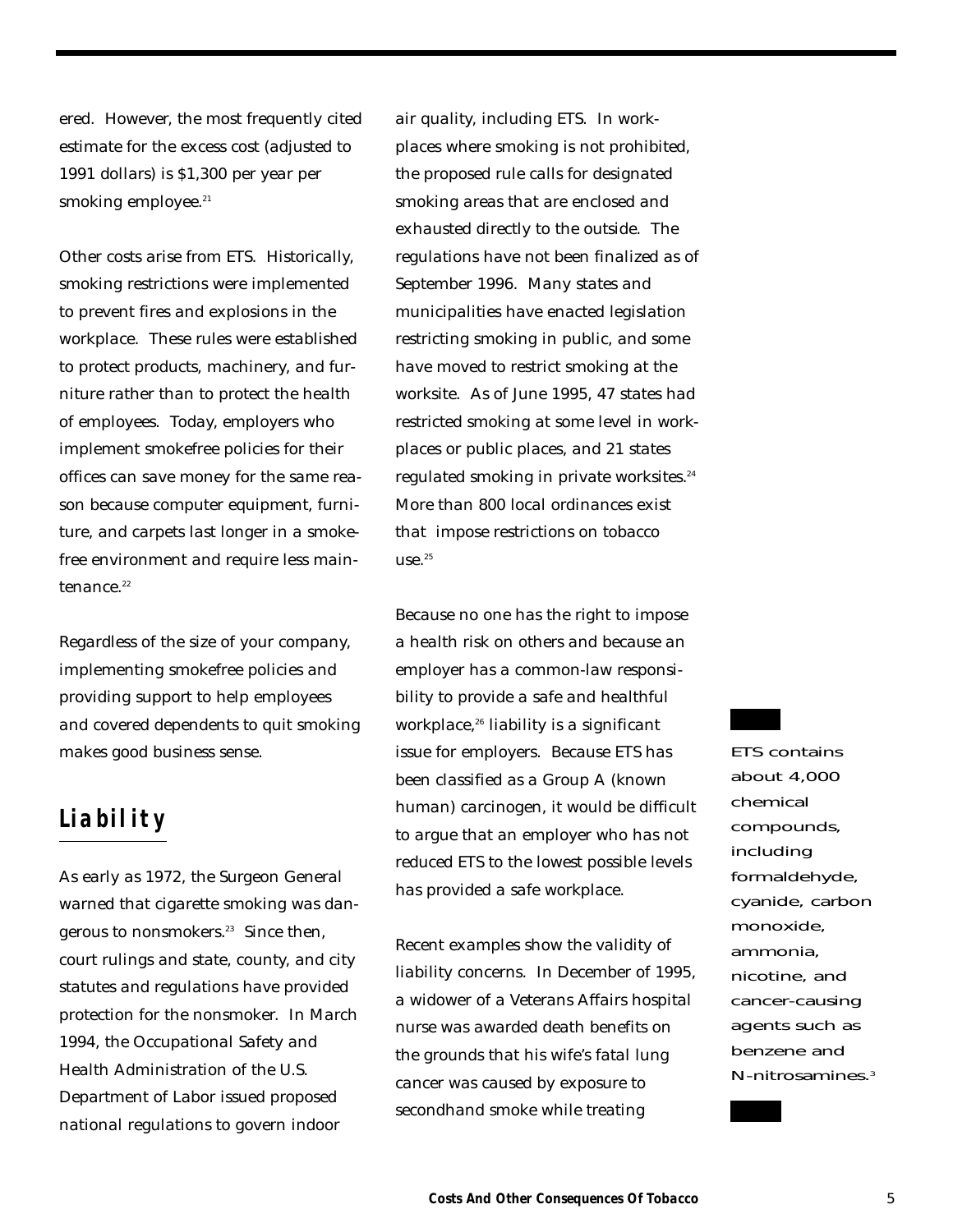ered. However, the most frequently cited estimate for the excess cost (adjusted to 1991 dollars) is $1,300 per year per smoking employee.[21]

Other costs arise from ETS. Historically, smoking restrictions were implemented to prevent fires and explosions in the workplace. These rules were established to protect products, machinery, and furniture rather than to protect the health of employees. Today, employers who implement smokefree policies for their offices can save money for the same reason because computer equipment, furniture, and carpets last longer in a smokefree environment and require less maintenance.[22]

Regardless of the size of your company, implementing smokefree policies and providing support to help employees and covered dependents to quit smoking makes good business sense.

## Liability

As early as 1972, the Surgeon General warned that cigarette smoking was dangerous to nonsmokers.[23] Since then, court rulings and state, county, and city statutes and regulations have provided protection for the nonsmoker. In March 1994, the Occupational Safety and Health Administration of the U.S. Department of Labor issued proposed national regulations to govern indoor air quality, including ETS. In workplaces where smoking is not prohibited, the proposed rule calls for designated smoking areas that are enclosed and exhausted directly to the outside. The regulations have not been finalized as of September 1996. Many states and municipalities have enacted legislation restricting smoking in public, and some have moved to restrict smoking at the worksite. As of June 1995, 47 states had restricted smoking at some level in workplaces or public places, and 21 states regulated smoking in private worksites.[24] More than 800 local ordinances exist that impose restrictions on tobacco use.[25]

Because no one has the right to impose a health risk on others and because an employer has a common-law responsibility to provide a safe and healthful workplace,[26] liability is a significant issue for employers. Because ETS has been classified as a Group A (known human) carcinogen, it would be difficult to argue that an employer who has not reduced ETS to the lowest possible levels has provided a safe workplace.

Recent examples show the validity of liability concerns. In December of 1995, a widower of a Veterans Affairs hospital nurse was awarded death benefits on the grounds that his wife's fatal lung cancer was caused by exposure to secondhand smoke while treating

ETS contains about 4,000 chemical compounds, including formaldehyde, cyanide, carbon monoxide, ammonia, nicotine, and cancer-causing agents such as benzene and N-nitrosamines.[3]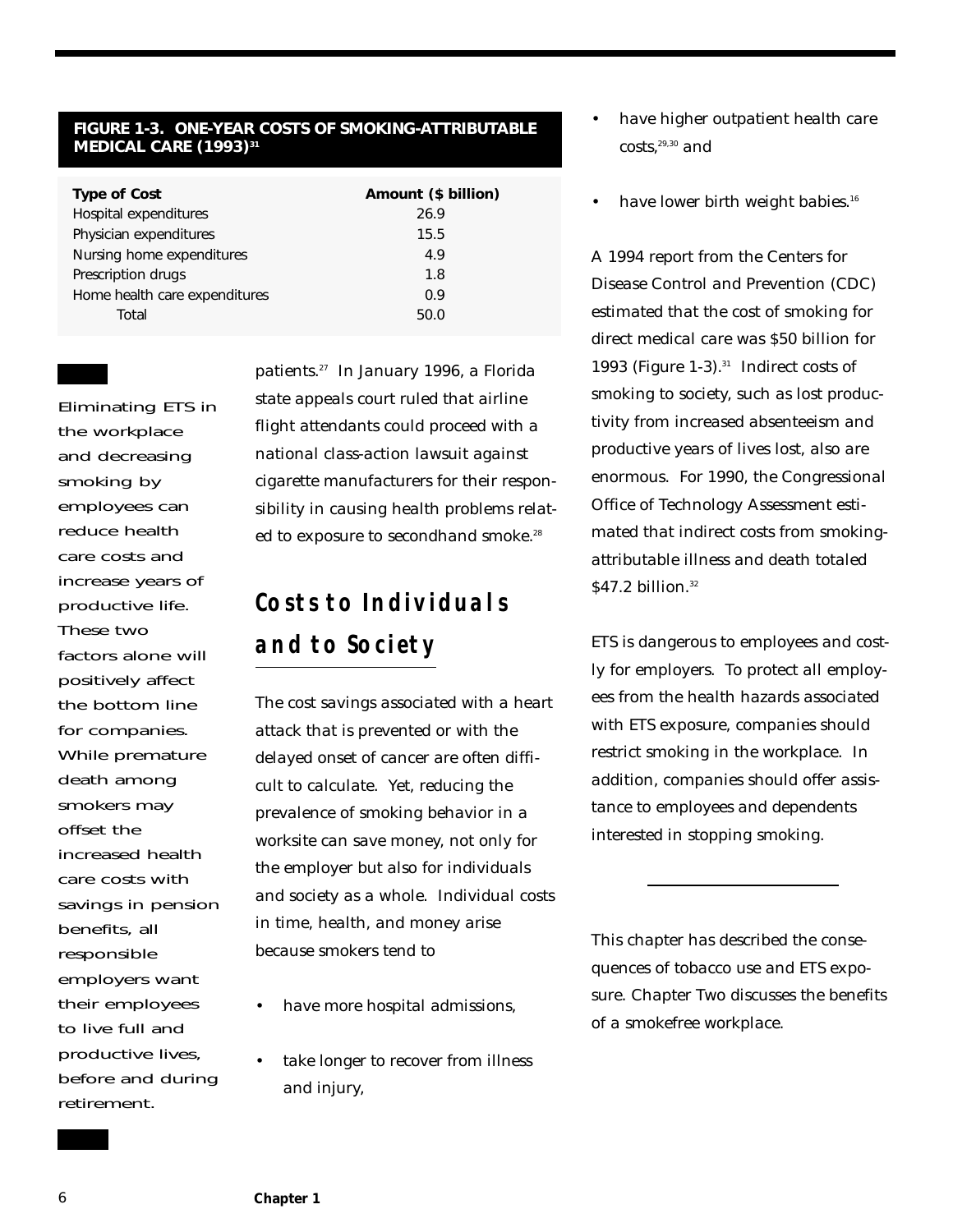**FIGURE 1-3. ONE-YEAR COSTS OF SMOKING-ATTRIBUTABLE MEDICAL CARE (1993)[31]**

| Type of Cost | Amount ($ billion) |
|---|---|
| Hospital expenditures | 26.9 |
| Physician expenditures | 15.5 |
| Nursing home expenditures | 4.9 |
| Prescription drugs | 1.8 |
| Home health care expenditures | 0.9 |
| Total | 50.0 |

Eliminating ETS in the workplace and decreasing smoking by employees can reduce health care costs and increase years of productive life. These two factors alone will positively affect the bottom line for companies. While premature death among smokers may offset the increased health care costs with savings in pension benefits, all responsible employers want their employees to live full and productive lives, before and during retirement.

patients.[27] In January 1996, a Florida state appeals court ruled that airline flight attendants could proceed with a national class-action lawsuit against cigarette manufacturers for their responsibility in causing health problems related to exposure to secondhand smoke.[28]

## Costs to Individuals and to Society

The cost savings associated with a heart attack that is prevented or with the delayed onset of cancer are often difficult to calculate. Yet, reducing the prevalence of smoking behavior in a worksite can save money, not only for the employer but also for individuals and society as a whole. Individual costs in time, health, and money arise because smokers tend to

- have more hospital admissions,
- take longer to recover from illness and injury,
- have higher outpatient health care costs,[29,30] and
- have lower birth weight babies.[16]

A 1994 report from the Centers for Disease Control and Prevention (CDC) estimated that the cost of smoking for direct medical care was $50 billion for 1993 (Figure 1-3).[31] Indirect costs of smoking to society, such as lost productivity from increased absenteeism and productive years of lives lost, also are enormous. For 1990, the Congressional Office of Technology Assessment estimated that indirect costs from smoking-attributable illness and death totaled $47.2 billion.[32]

ETS is dangerous to employees and costly for employers. To protect all employees from the health hazards associated with ETS exposure, companies should restrict smoking in the workplace. In addition, companies should offer assistance to employees and dependents interested in stopping smoking.

---

This chapter has described the consequences of tobacco use and ETS exposure. Chapter Two discusses the benefits of a smokefree workplace.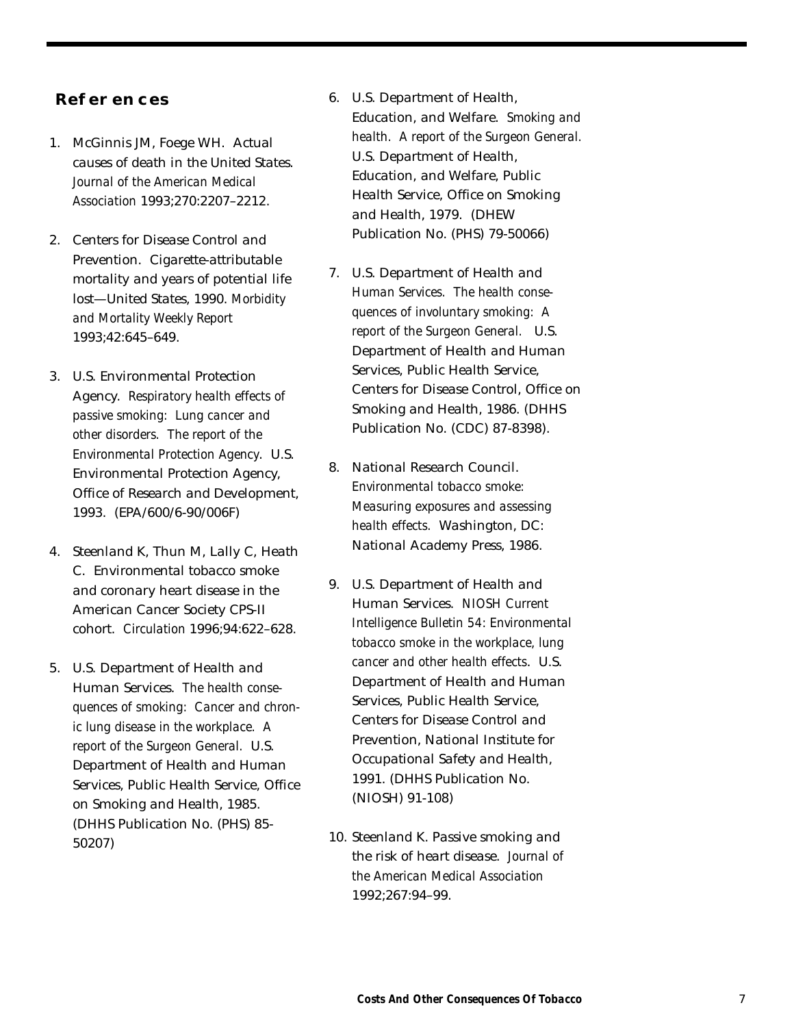## References

1. McGinnis JM, Foege WH. Actual causes of death in the United States. *Journal of the American Medical Association* 1993;270:2207–2212.

2. Centers for Disease Control and Prevention. Cigarette-attributable mortality and years of potential life lost—United States, 1990. *Morbidity and Mortality Weekly Report* 1993;42:645–649.

3. U.S. Environmental Protection Agency. *Respiratory health effects of passive smoking: Lung cancer and other disorders. The report of the Environmental Protection Agency.* U.S. Environmental Protection Agency, Office of Research and Development, 1993. (EPA/600/6-90/006F)

4. Steenland K, Thun M, Lally C, Heath C. Environmental tobacco smoke and coronary heart disease in the American Cancer Society CPS-II cohort. *Circulation* 1996;94:622–628.

5. U.S. Department of Health and Human Services. *The health consequences of smoking: Cancer and chronic lung disease in the workplace. A report of the Surgeon General.* U.S. Department of Health and Human Services, Public Health Service, Office on Smoking and Health, 1985. (DHHS Publication No. (PHS) 85-50207)

6. U.S. Department of Health, Education, and Welfare. *Smoking and health. A report of the Surgeon General.* U.S. Department of Health, Education, and Welfare, Public Health Service, Office on Smoking and Health, 1979. (DHEW Publication No. (PHS) 79-50066)

7. U.S. Department of Health and Human Services. *The health consequences of involuntary smoking: A report of the Surgeon General.* U.S. Department of Health and Human Services, Public Health Service, Centers for Disease Control, Office on Smoking and Health, 1986. (DHHS Publication No. (CDC) 87-8398).

8. National Research Council. *Environmental tobacco smoke: Measuring exposures and assessing health effects.* Washington, DC: National Academy Press, 1986.

9. U.S. Department of Health and Human Services. *NIOSH Current Intelligence Bulletin 54: Environmental tobacco smoke in the workplace, lung cancer and other health effects.* U.S. Department of Health and Human Services, Public Health Service, Centers for Disease Control and Prevention, National Institute for Occupational Safety and Health, 1991. (DHHS Publication No. (NIOSH) 91-108)

10. Steenland K. Passive smoking and the risk of heart disease. *Journal of the American Medical Association* 1992;267:94–99.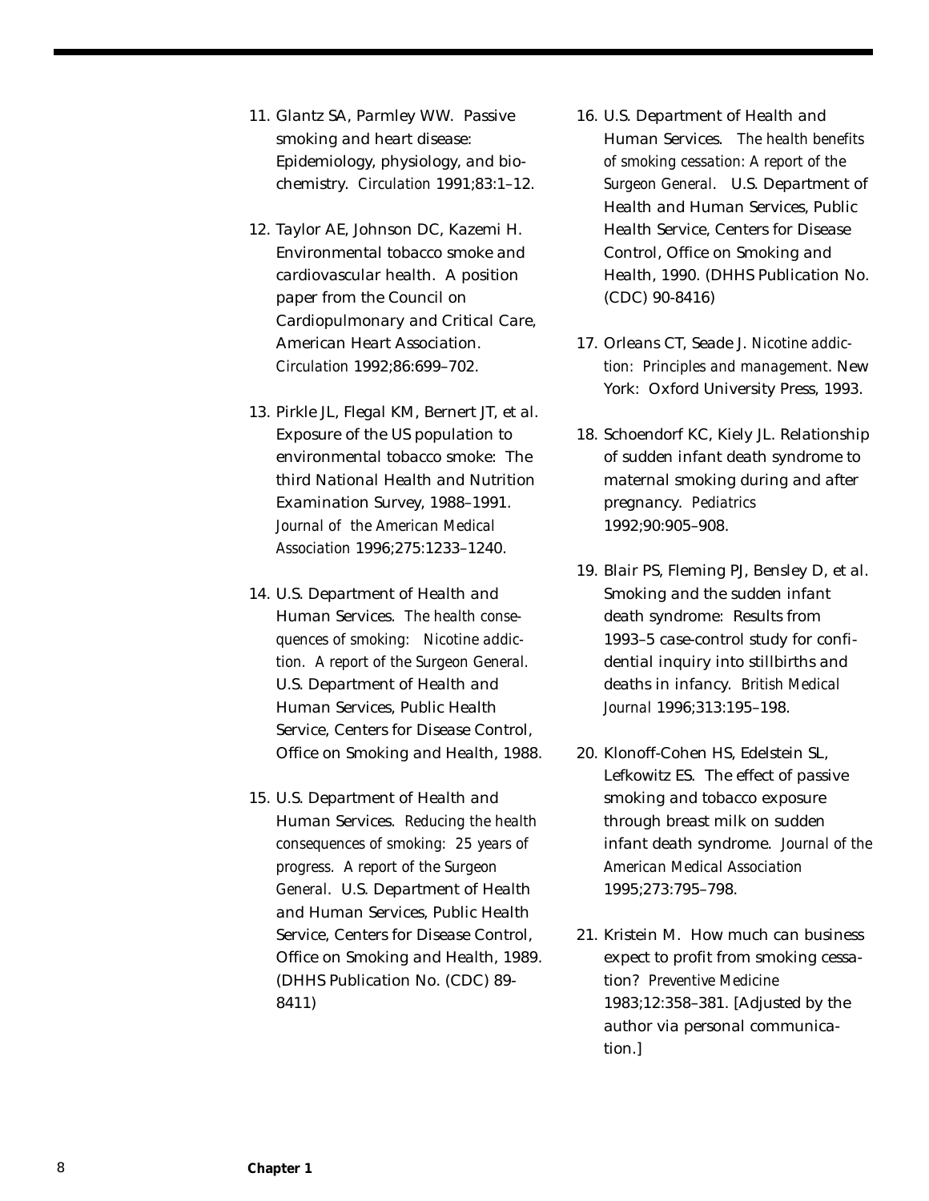11. Glantz SA, Parmley WW. Passive smoking and heart disease: Epidemiology, physiology, and biochemistry. *Circulation* 1991;83:1–12.

12. Taylor AE, Johnson DC, Kazemi H. Environmental tobacco smoke and cardiovascular health. A position paper from the Council on Cardiopulmonary and Critical Care, American Heart Association. *Circulation* 1992;86:699–702.

13. Pirkle JL, Flegal KM, Bernert JT, et al. Exposure of the US population to environmental tobacco smoke: The third National Health and Nutrition Examination Survey, 1988–1991. *Journal of the American Medical Association* 1996;275:1233–1240.

14. U.S. Department of Health and Human Services. *The health consequences of smoking: Nicotine addiction. A report of the Surgeon General.* U.S. Department of Health and Human Services, Public Health Service, Centers for Disease Control, Office on Smoking and Health, 1988.

15. U.S. Department of Health and Human Services. *Reducing the health consequences of smoking: 25 years of progress. A report of the Surgeon General.* U.S. Department of Health and Human Services, Public Health Service, Centers for Disease Control, Office on Smoking and Health, 1989. (DHHS Publication No. (CDC) 89-8411)

16. U.S. Department of Health and Human Services. *The health benefits of smoking cessation: A report of the Surgeon General.* U.S. Department of Health and Human Services, Public Health Service, Centers for Disease Control, Office on Smoking and Health, 1990. (DHHS Publication No. (CDC) 90-8416)

17. Orleans CT, Seade J. *Nicotine addiction: Principles and management.* New York: Oxford University Press, 1993.

18. Schoendorf KC, Kiely JL. Relationship of sudden infant death syndrome to maternal smoking during and after pregnancy. *Pediatrics* 1992;90:905–908.

19. Blair PS, Fleming PJ, Bensley D, et al. Smoking and the sudden infant death syndrome: Results from 1993–5 case-control study for confidential inquiry into stillbirths and deaths in infancy. *British Medical Journal* 1996;313:195–198.

20. Klonoff-Cohen HS, Edelstein SL, Lefkowitz ES. The effect of passive smoking and tobacco exposure through breast milk on sudden infant death syndrome. *Journal of the American Medical Association* 1995;273:795–798.

21. Kristein M. How much can business expect to profit from smoking cessation? *Preventive Medicine* 1983;12:358–381. [Adjusted by the author via personal communication.]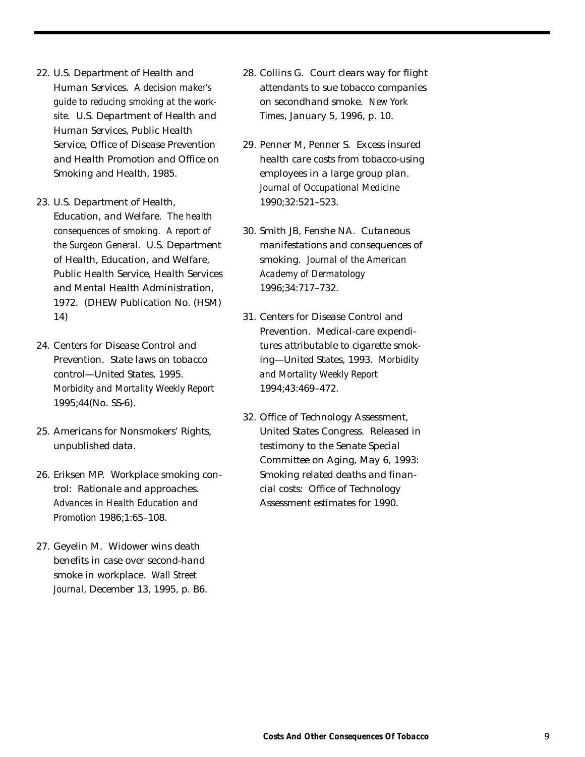22. U.S. Department of Health and Human Services. *A decision maker's guide to reducing smoking at the worksite.* U.S. Department of Health and Human Services, Public Health Service, Office of Disease Prevention and Health Promotion and Office on Smoking and Health, 1985.

23. U.S. Department of Health, Education, and Welfare. *The health consequences of smoking. A report of the Surgeon General.* U.S. Department of Health, Education, and Welfare, Public Health Service, Health Services and Mental Health Administration, 1972. (DHEW Publication No. (HSM) 14)

24. Centers for Disease Control and Prevention. State laws on tobacco control—United States, 1995. *Morbidity and Mortality Weekly Report* 1995;44(No. SS-6).

25. Americans for Nonsmokers' Rights, unpublished data.

26. Eriksen MP. Workplace smoking control: Rationale and approaches. *Advances in Health Education and Promotion* 1986;1:65–108.

27. Geyelin M. Widower wins death benefits in case over second-hand smoke in workplace. *Wall Street Journal*, December 13, 1995, p. B6.

28. Collins G. Court clears way for flight attendants to sue tobacco companies on secondhand smoke. *New York Times*, January 5, 1996, p. 10.

29. Penner M, Penner S. Excess insured health care costs from tobacco-using employees in a large group plan. *Journal of Occupational Medicine* 1990;32:521–523.

30. Smith JB, Fenshe NA. Cutaneous manifestations and consequences of smoking. *Journal of the American Academy of Dermatology* 1996;34:717–732.

31. Centers for Disease Control and Prevention. Medical-care expenditures attributable to cigarette smoking—United States, 1993. *Morbidity and Mortality Weekly Report* 1994;43:469–472.

32. Office of Technology Assessment, United States Congress. Released in testimony to the Senate Special Committee on Aging, May 6, 1993: Smoking related deaths and financial costs: Office of Technology Assessment estimates for 1990.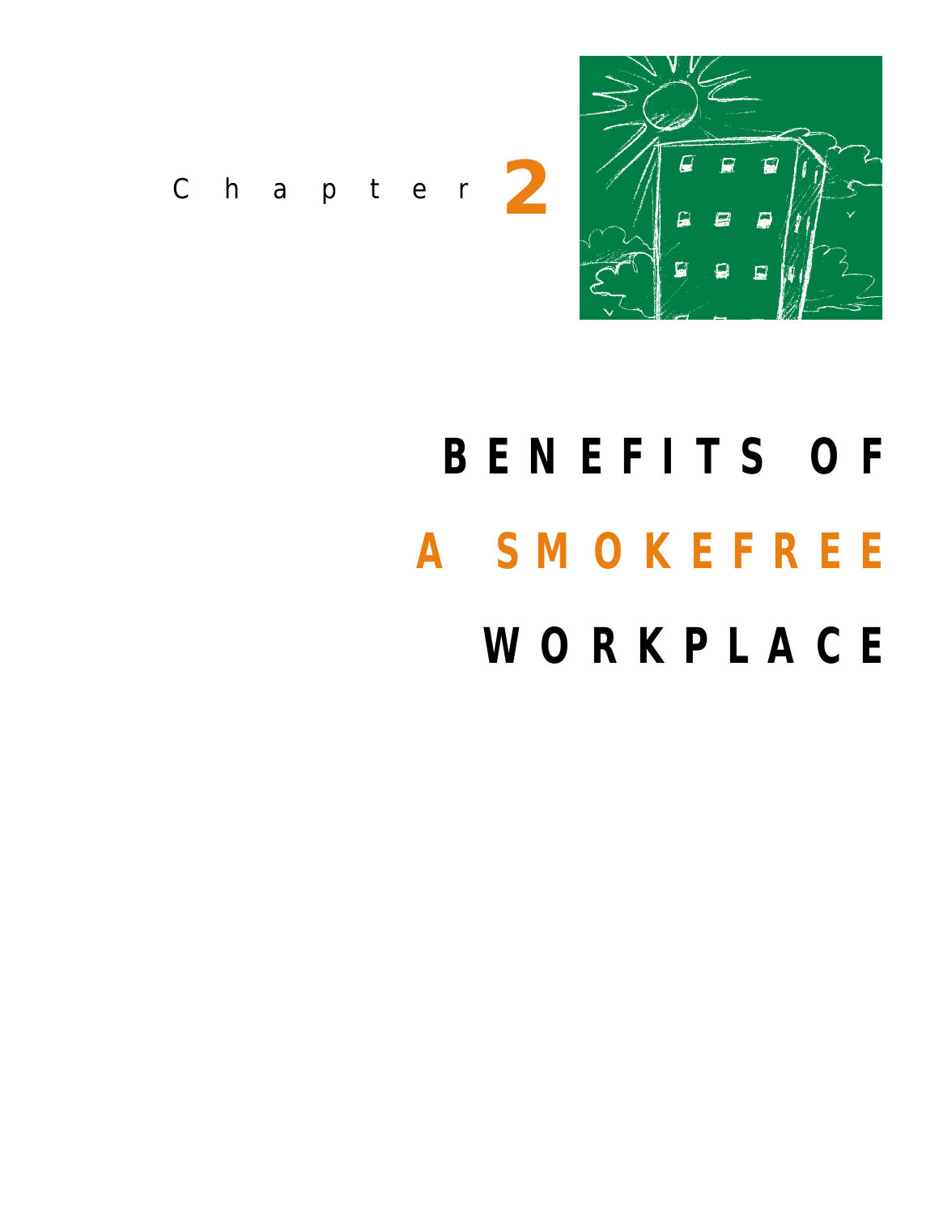Chapter 2

# BENEFITS OF A SMOKEFREE WORKPLACE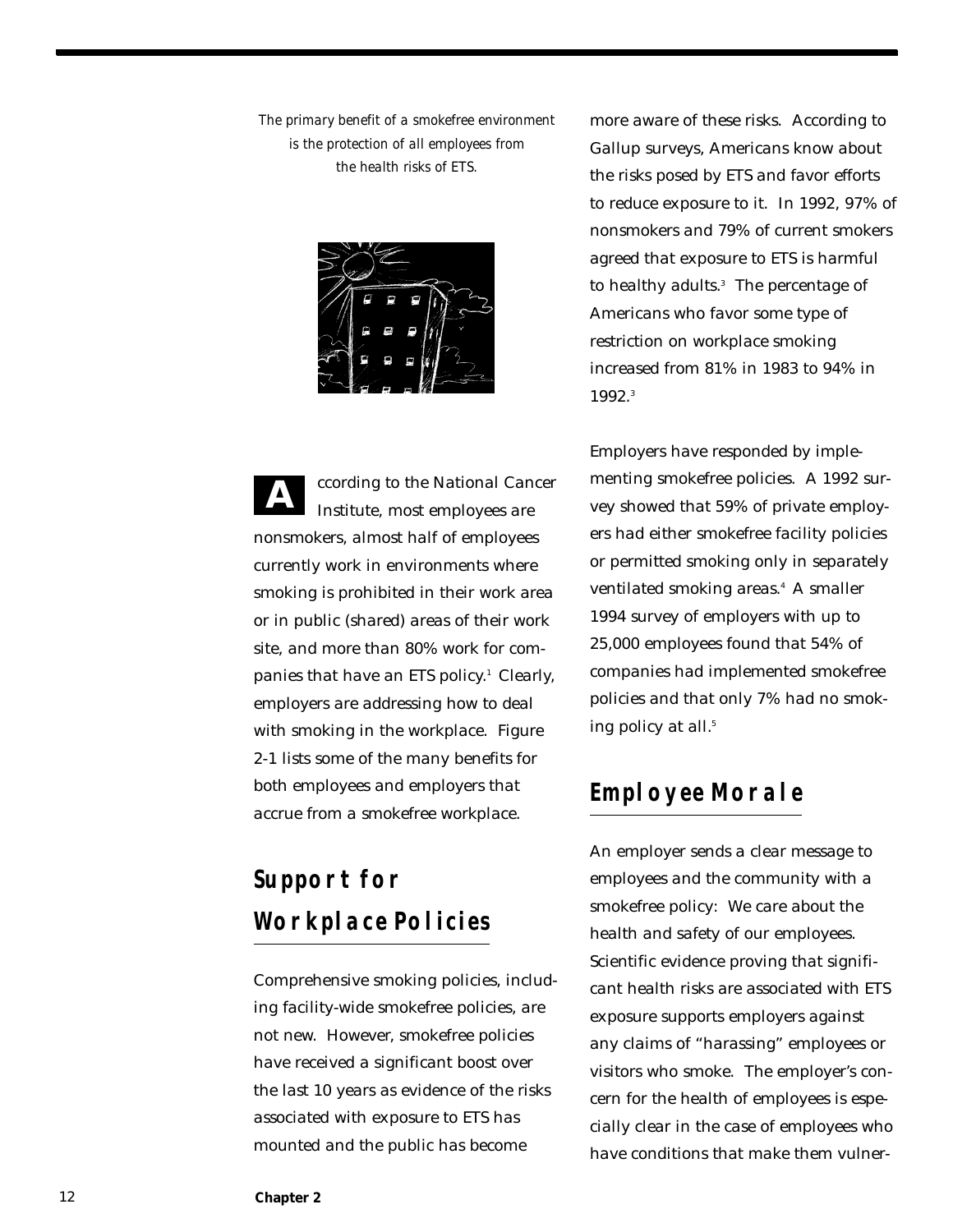*The primary benefit of a smokefree environment is the protection of all employees from the health risks of ETS.*

According to the National Cancer Institute, most employees are nonsmokers, almost half of employees currently work in environments where smoking is prohibited in their work area or in public (shared) areas of their work site, and more than 80% work for companies that have an ETS policy.[1] Clearly, employers are addressing how to deal with smoking in the workplace. Figure 2-1 lists some of the many benefits for both employees and employers that accrue from a smokefree workplace.

## Support for Workplace Policies

Comprehensive smoking policies, including facility-wide smokefree policies, are not new. However, smokefree policies have received a significant boost over the last 10 years as evidence of the risks associated with exposure to ETS has mounted and the public has become more aware of these risks. According to Gallup surveys, Americans know about the risks posed by ETS and favor efforts to reduce exposure to it. In 1992, 97% of nonsmokers and 79% of current smokers agreed that exposure to ETS is harmful to healthy adults.[3] The percentage of Americans who favor some type of restriction on workplace smoking increased from 81% in 1983 to 94% in 1992.[3]

Employers have responded by implementing smokefree policies. A 1992 survey showed that 59% of private employers had either smokefree facility policies or permitted smoking only in separately ventilated smoking areas.[4] A smaller 1994 survey of employers with up to 25,000 employees found that 54% of companies had implemented smokefree policies and that only 7% had no smoking policy at all.[5]

## Employee Morale

An employer sends a clear message to employees and the community with a smokefree policy: We care about the health and safety of our employees. Scientific evidence proving that significant health risks are associated with ETS exposure supports employers against any claims of "harassing" employees or visitors who smoke. The employer's concern for the health of employees is especially clear in the case of employees who have conditions that make them vulner-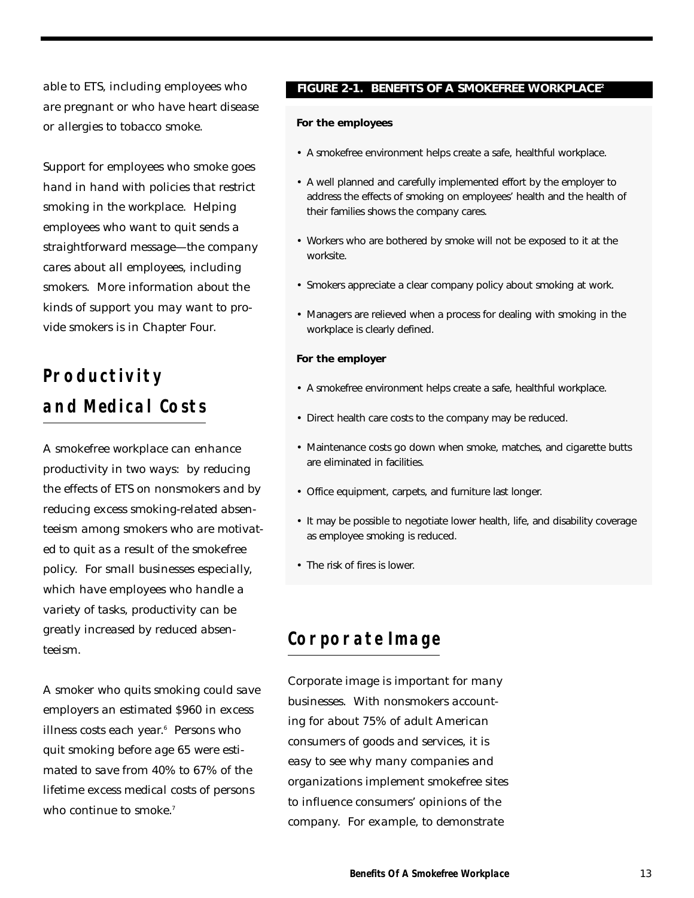able to ETS, including employees who are pregnant or who have heart disease or allergies to tobacco smoke.

Support for employees who smoke goes hand in hand with policies that restrict smoking in the workplace. Helping employees who want to quit sends a straightforward message—the company cares about all employees, including smokers. More information about the kinds of support you may want to provide smokers is in Chapter Four.

## Productivity and Medical Costs

A smokefree workplace can enhance productivity in two ways: by reducing the effects of ETS on nonsmokers and by reducing excess smoking-related absenteeism among smokers who are motivated to quit as a result of the smokefree policy. For small businesses especially, which have employees who handle a variety of tasks, productivity can be greatly increased by reduced absenteeism.

A smoker who quits smoking could save employers an estimated $960 in excess illness costs each year.[6] Persons who quit smoking before age 65 were estimated to save from 40% to 67% of the lifetime excess medical costs of persons who continue to smoke.[7]

**FIGURE 2-1. BENEFITS OF A SMOKEFREE WORKPLACE[2]**

**For the employees**

- A smokefree environment helps create a safe, healthful workplace.
- A well planned and carefully implemented effort by the employer to address the effects of smoking on employees' health and the health of their families shows the company cares.
- Workers who are bothered by smoke will not be exposed to it at the worksite.
- Smokers appreciate a clear company policy about smoking at work.
- Managers are relieved when a process for dealing with smoking in the workplace is clearly defined.

**For the employer**

- A smokefree environment helps create a safe, healthful workplace.
- Direct health care costs to the company may be reduced.
- Maintenance costs go down when smoke, matches, and cigarette butts are eliminated in facilities.
- Office equipment, carpets, and furniture last longer.
- It may be possible to negotiate lower health, life, and disability coverage as employee smoking is reduced.
- The risk of fires is lower.

## Corporate Image

Corporate image is important for many businesses. With nonsmokers accounting for about 75% of adult American consumers of goods and services, it is easy to see why many companies and organizations implement smokefree sites to influence consumers' opinions of the company. For example, to demonstrate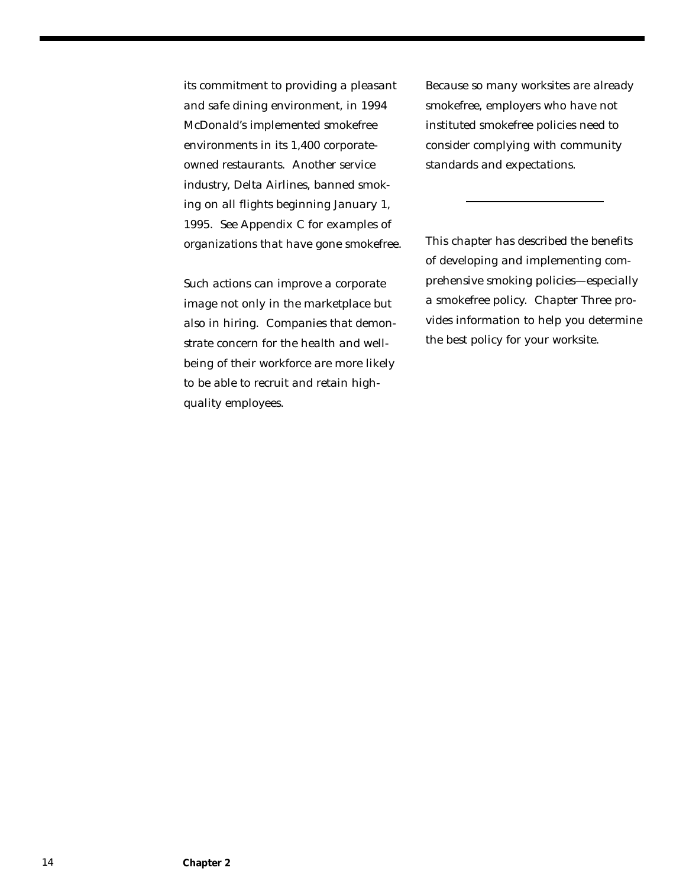its commitment to providing a pleasant and safe dining environment, in 1994 McDonald's implemented smokefree environments in its 1,400 corporate-owned restaurants. Another service industry, Delta Airlines, banned smoking on all flights beginning January 1, 1995. See Appendix C for examples of organizations that have gone smokefree.

Such actions can improve a corporate image not only in the marketplace but also in hiring. Companies that demonstrate concern for the health and well-being of their workforce are more likely to be able to recruit and retain high-quality employees.

Because so many worksites are already smokefree, employers who have not instituted smokefree policies need to consider complying with community standards and expectations.

---

This chapter has described the benefits of developing and implementing comprehensive smoking policies—especially a smokefree policy. Chapter Three provides information to help you determine the best policy for your worksite.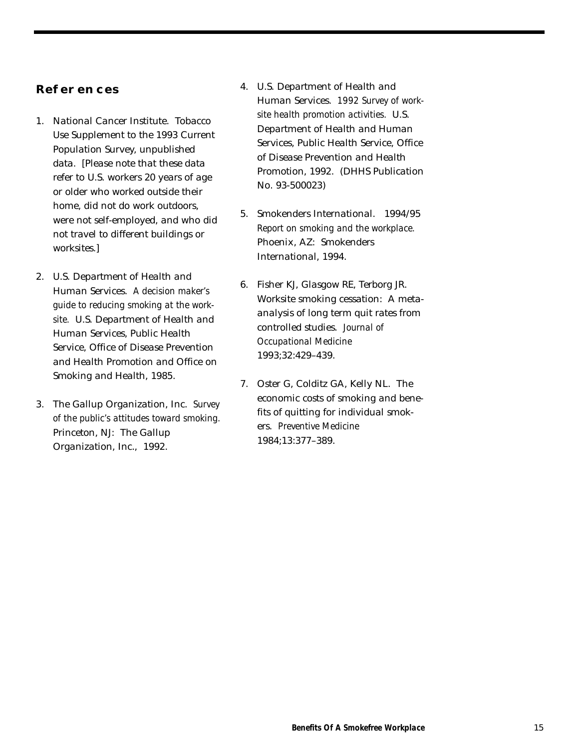## References

1. National Cancer Institute. Tobacco Use Supplement to the 1993 Current Population Survey, unpublished data. [Please note that these data refer to U.S. workers 20 years of age or older who worked outside their home, did not do work outdoors, were not self-employed, and who did not travel to different buildings or worksites.]

2. U.S. Department of Health and Human Services. *A decision maker's guide to reducing smoking at the worksite.* U.S. Department of Health and Human Services, Public Health Service, Office of Disease Prevention and Health Promotion and Office on Smoking and Health, 1985.

3. The Gallup Organization, Inc. *Survey of the public's attitudes toward smoking.* Princeton, NJ: The Gallup Organization, Inc., 1992.

4. U.S. Department of Health and Human Services. *1992 Survey of worksite health promotion activities.* U.S. Department of Health and Human Services, Public Health Service, Office of Disease Prevention and Health Promotion, 1992. (DHHS Publication No. 93-500023)

5. Smokenders International. *1994/95 Report on smoking and the workplace.* Phoenix, AZ: Smokenders International, 1994.

6. Fisher KJ, Glasgow RE, Terborg JR. Worksite smoking cessation: A meta-analysis of long term quit rates from controlled studies. *Journal of Occupational Medicine* 1993;32:429–439.

7. Oster G, Colditz GA, Kelly NL. The economic costs of smoking and benefits of quitting for individual smokers. *Preventive Medicine* 1984;13:377–389.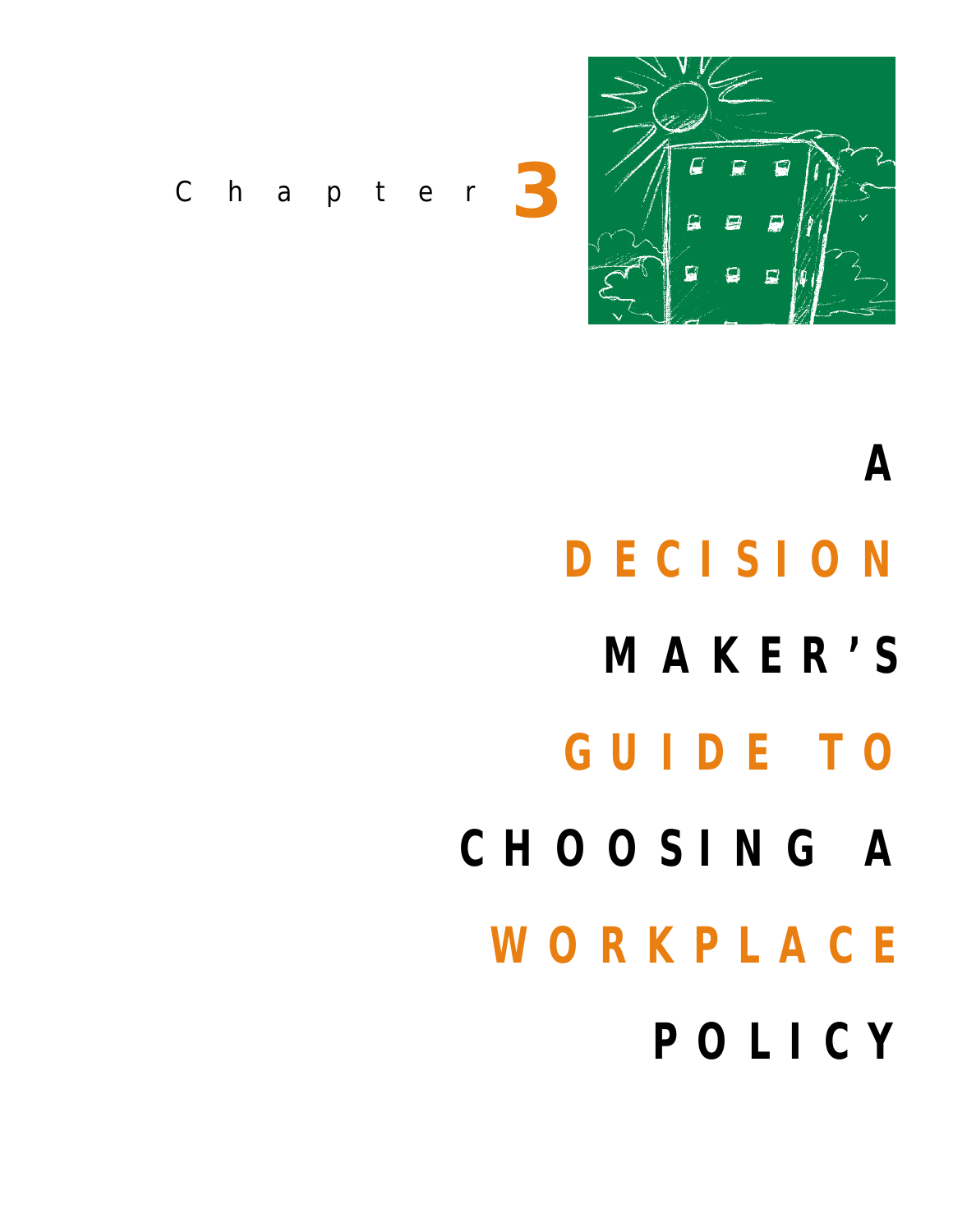Chapter 3

# A DECISION MAKER'S GUIDE TO CHOOSING A WORKPLACE POLICY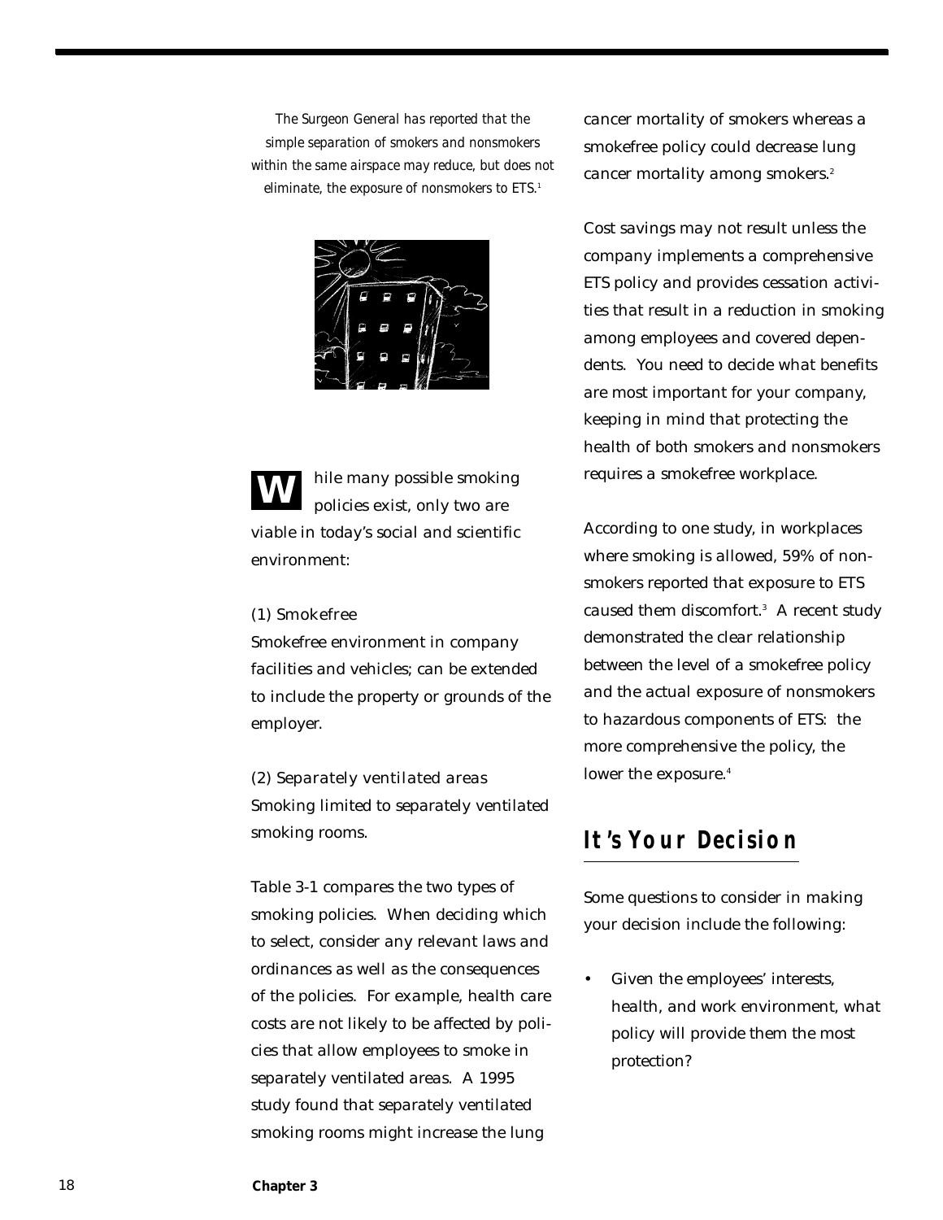*The Surgeon General has reported that the simple separation of smokers and nonsmokers within the same airspace may reduce, but does not eliminate, the exposure of nonsmokers to ETS.*[1]

While many possible smoking policies exist, only two are viable in today's social and scientific environment:

(1) Smokefree
Smokefree environment in company facilities and vehicles; can be extended to include the property or grounds of the employer.

(2) Separately ventilated areas
Smoking limited to separately ventilated smoking rooms.

Table 3-1 compares the two types of smoking policies. When deciding which to select, consider any relevant laws and ordinances as well as the consequences of the policies. For example, health care costs are not likely to be affected by policies that allow employees to smoke in separately ventilated areas. A 1995 study found that separately ventilated smoking rooms might increase the lung cancer mortality of smokers whereas a smokefree policy could decrease lung cancer mortality among smokers.[2]

Cost savings may not result unless the company implements a comprehensive ETS policy and provides cessation activities that result in a reduction in smoking among employees and covered dependents. You need to decide what benefits are most important for your company, keeping in mind that protecting the health of both smokers and nonsmokers requires a smokefree workplace.

According to one study, in workplaces where smoking is allowed, 59% of nonsmokers reported that exposure to ETS caused them discomfort.[3] A recent study demonstrated the clear relationship between the level of a smokefree policy and the actual exposure of nonsmokers to hazardous components of ETS: the more comprehensive the policy, the lower the exposure.[4]

## It's Your Decision

Some questions to consider in making your decision include the following:

- Given the employees' interests, health, and work environment, what policy will provide them the most protection?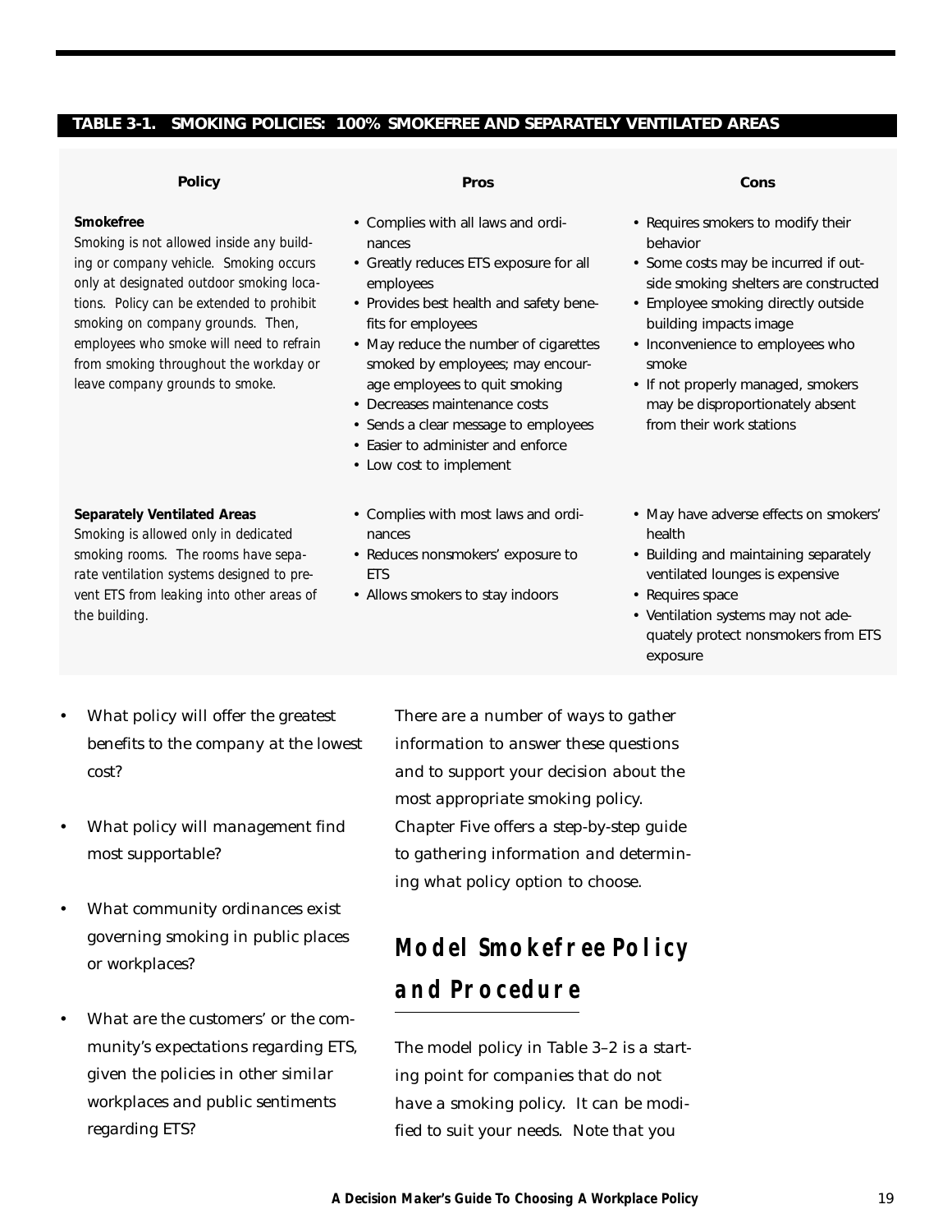**TABLE 3-1. SMOKING POLICIES: 100% SMOKEFREE AND SEPARATELY VENTILATED AREAS**

| Policy | Pros | Cons |
| --- | --- | --- |
| **Smokefree**<br>*Smoking is not allowed inside any building or company vehicle. Smoking occurs only at designated outdoor smoking locations. Policy can be extended to prohibit smoking on company grounds. Then, employees who smoke will need to refrain from smoking throughout the workday or leave company grounds to smoke.* | • Complies with all laws and ordinances<br>• Greatly reduces ETS exposure for all employees<br>• Provides best health and safety benefits for employees<br>• May reduce the number of cigarettes smoked by employees; may encourage employees to quit smoking<br>• Decreases maintenance costs<br>• Sends a clear message to employees<br>• Easier to administer and enforce<br>• Low cost to implement | • Requires smokers to modify their behavior<br>• Some costs may be incurred if outside smoking shelters are constructed<br>• Employee smoking directly outside building impacts image<br>• Inconvenience to employees who smoke<br>• If not properly managed, smokers may be disproportionately absent from their work stations |
| **Separately Ventilated Areas**<br>*Smoking is allowed only in dedicated smoking rooms. The rooms have separate ventilation systems designed to prevent ETS from leaking into other areas of the building.* | • Complies with most laws and ordinances<br>• Reduces nonsmokers' exposure to ETS<br>• Allows smokers to stay indoors | • May have adverse effects on smokers' health<br>• Building and maintaining separately ventilated lounges is expensive<br>• Requires space<br>• Ventilation systems may not adequately protect nonsmokers from ETS exposure |

- What policy will offer the greatest benefits to the company at the lowest cost?
- What policy will management find most supportable?
- What community ordinances exist governing smoking in public places or workplaces?
- What are the customers' or the community's expectations regarding ETS, given the policies in other similar workplaces and public sentiments regarding ETS?

There are a number of ways to gather information to answer these questions and to support your decision about the most appropriate smoking policy. Chapter Five offers a step-by-step guide to gathering information and determining what policy option to choose.

## Model Smokefree Policy and Procedure

The model policy in Table 3–2 is a starting point for companies that do not have a smoking policy. It can be modified to suit your needs. Note that you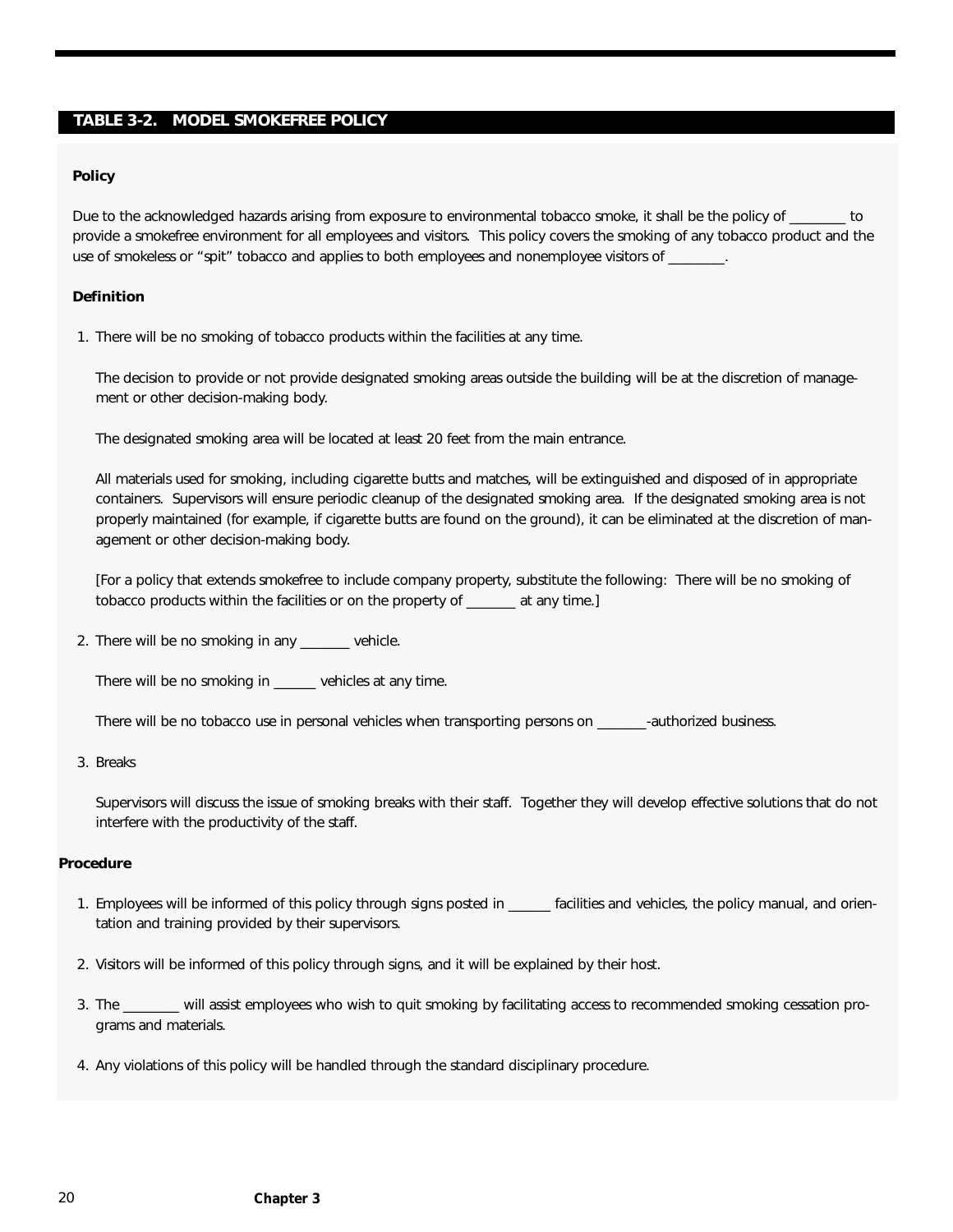## TABLE 3-2. MODEL SMOKEFREE POLICY

**Policy**

Due to the acknowledged hazards arising from exposure to environmental tobacco smoke, it shall be the policy of ________ to provide a smokefree environment for all employees and visitors. This policy covers the smoking of any tobacco product and the use of smokeless or "spit" tobacco and applies to both employees and nonemployee visitors of ________.

**Definition**

1. There will be no smoking of tobacco products within the facilities at any time.

   The decision to provide or not provide designated smoking areas outside the building will be at the discretion of management or other decision-making body.

   The designated smoking area will be located at least 20 feet from the main entrance.

   All materials used for smoking, including cigarette butts and matches, will be extinguished and disposed of in appropriate containers. Supervisors will ensure periodic cleanup of the designated smoking area. If the designated smoking area is not properly maintained (for example, if cigarette butts are found on the ground), it can be eliminated at the discretion of management or other decision-making body.

   [For a policy that extends smokefree to include company property, substitute the following: There will be no smoking of tobacco products within the facilities or on the property of _______ at any time.]

2. There will be no smoking in any _______ vehicle.

   There will be no smoking in ______ vehicles at any time.

   There will be no tobacco use in personal vehicles when transporting persons on _______-authorized business.

3. Breaks

   Supervisors will discuss the issue of smoking breaks with their staff. Together they will develop effective solutions that do not interfere with the productivity of the staff.

**Procedure**

1. Employees will be informed of this policy through signs posted in ______ facilities and vehicles, the policy manual, and orientation and training provided by their supervisors.

2. Visitors will be informed of this policy through signs, and it will be explained by their host.

3. The ________ will assist employees who wish to quit smoking by facilitating access to recommended smoking cessation programs and materials.

4. Any violations of this policy will be handled through the standard disciplinary procedure.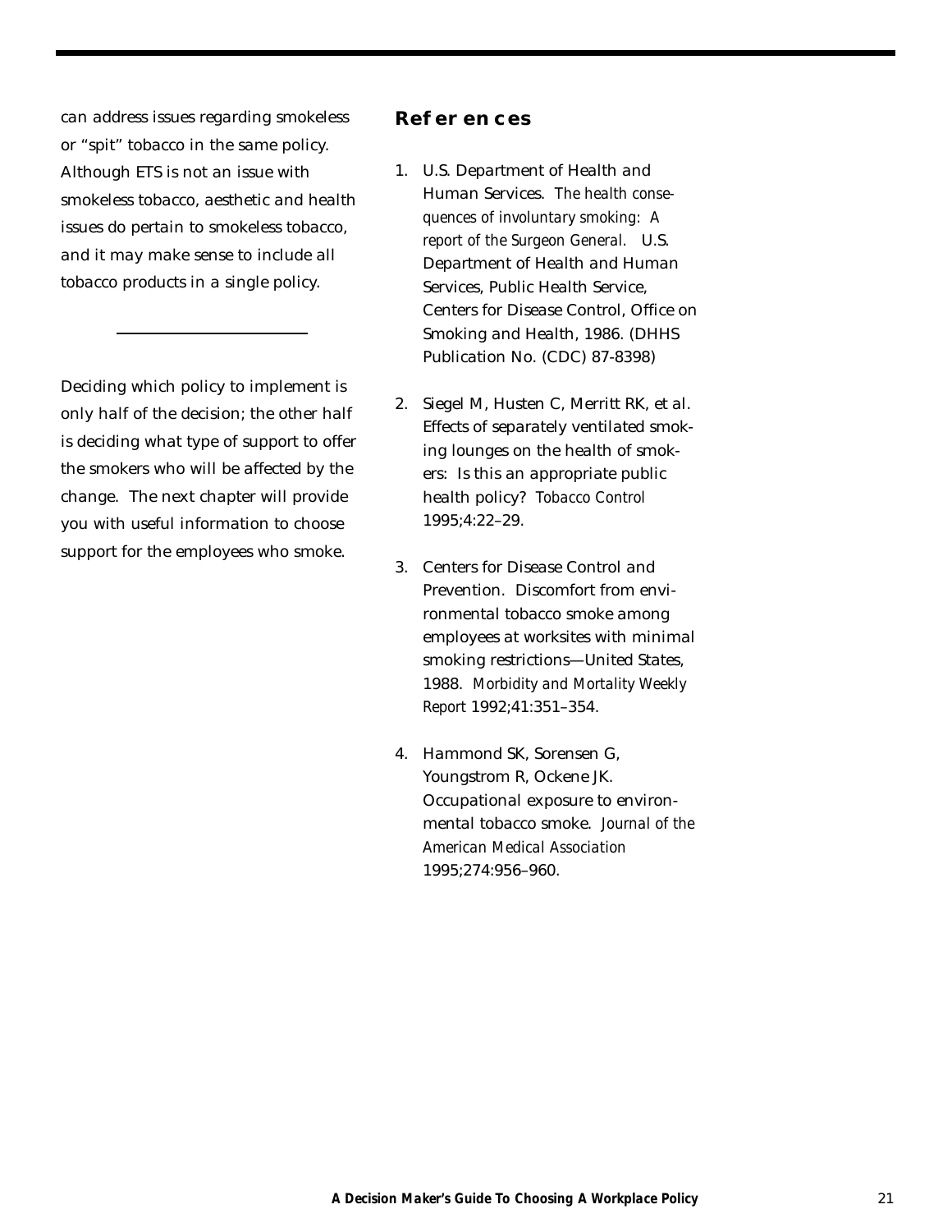can address issues regarding smokeless or "spit" tobacco in the same policy. Although ETS is not an issue with smokeless tobacco, aesthetic and health issues do pertain to smokeless tobacco, and it may make sense to include all tobacco products in a single policy.

---

Deciding which policy to implement is only half of the decision; the other half is deciding what type of support to offer the smokers who will be affected by the change. The next chapter will provide you with useful information to choose support for the employees who smoke.

## References

1. U.S. Department of Health and Human Services. *The health consequences of involuntary smoking: A report of the Surgeon General.* U.S. Department of Health and Human Services, Public Health Service, Centers for Disease Control, Office on Smoking and Health, 1986. (DHHS Publication No. (CDC) 87-8398)

2. Siegel M, Husten C, Merritt RK, et al. Effects of separately ventilated smoking lounges on the health of smokers: Is this an appropriate public health policy? *Tobacco Control* 1995;4:22–29.

3. Centers for Disease Control and Prevention. Discomfort from environmental tobacco smoke among employees at worksites with minimal smoking restrictions—United States, 1988. *Morbidity and Mortality Weekly Report* 1992;41:351–354.

4. Hammond SK, Sorensen G, Youngstrom R, Ockene JK. Occupational exposure to environmental tobacco smoke. *Journal of the American Medical Association* 1995;274:956–960.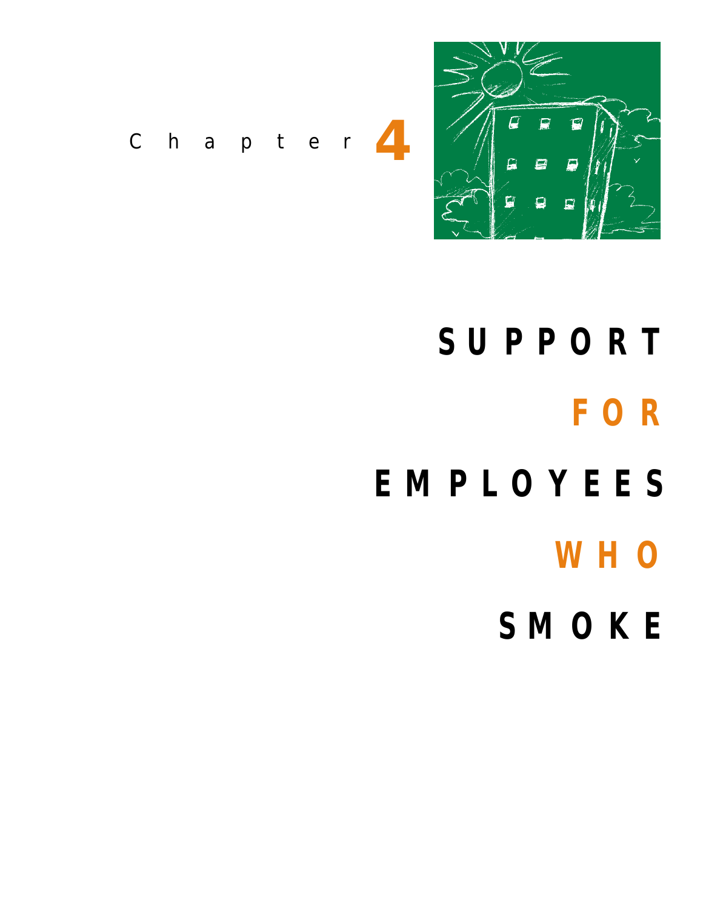Chapter 4

# SUPPORT FOR EMPLOYEES WHO SMOKE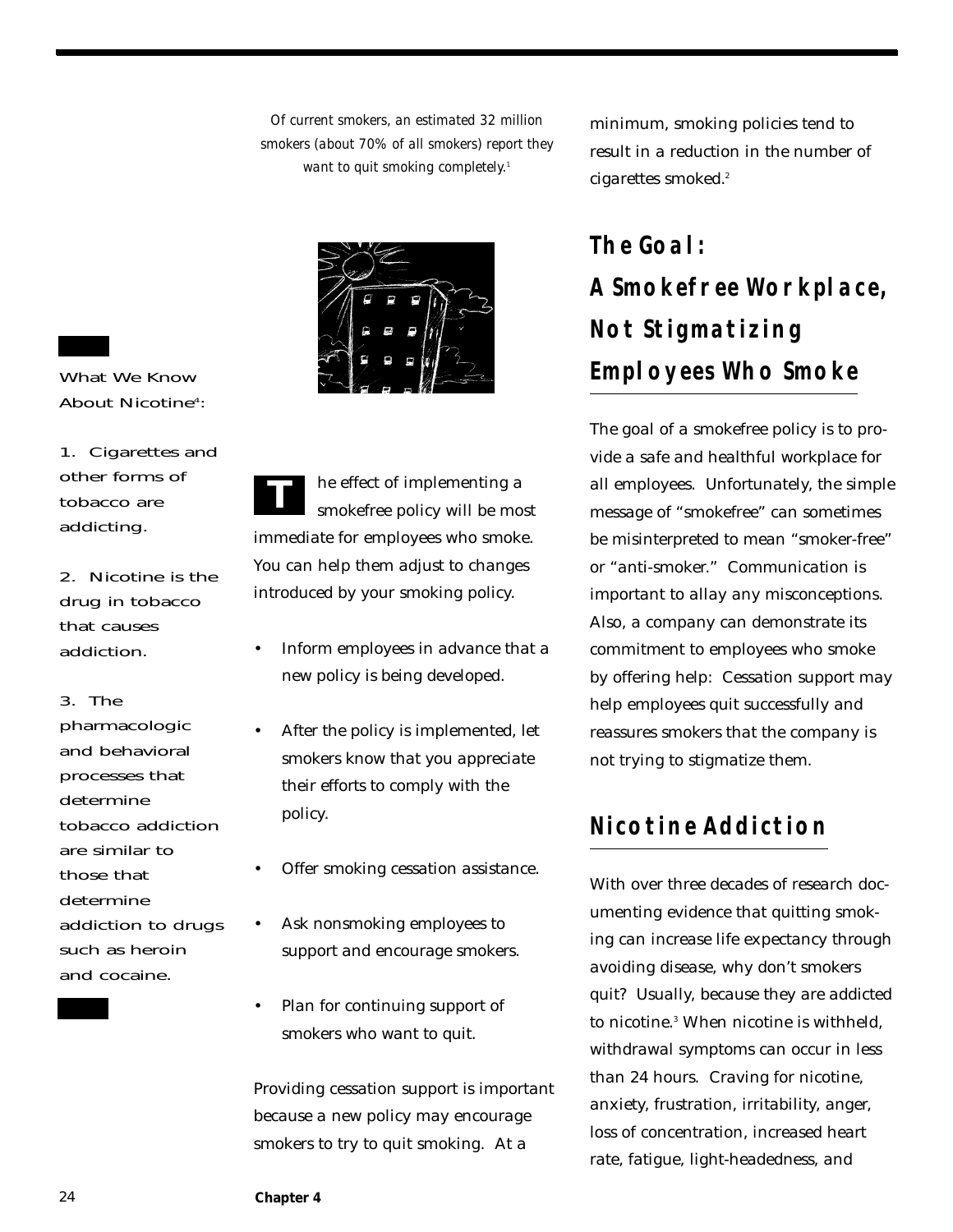*Of current smokers, an estimated 32 million smokers (about 70% of all smokers) report they want to quit smoking completely.*[1]

What We Know About Nicotine[4]:

1. Cigarettes and other forms of tobacco are addicting.

2. Nicotine is the drug in tobacco that causes addiction.

3. The pharmacologic and behavioral processes that determine tobacco addiction are similar to those that determine addiction to drugs such as heroin and cocaine.

The effect of implementing a smokefree policy will be most immediate for employees who smoke. You can help them adjust to changes introduced by your smoking policy.

- Inform employees in advance that a new policy is being developed.
- After the policy is implemented, let smokers know that you appreciate their efforts to comply with the policy.
- Offer smoking cessation assistance.
- Ask nonsmoking employees to support and encourage smokers.
- Plan for continuing support of smokers who want to quit.

Providing cessation support is important because a new policy may encourage smokers to try to quit smoking. At a minimum, smoking policies tend to result in a reduction in the number of cigarettes smoked.[2]

## The Goal: A Smokefree Workplace, Not Stigmatizing Employees Who Smoke

The goal of a smokefree policy is to provide a safe and healthful workplace for all employees. Unfortunately, the simple message of "smokefree" can sometimes be misinterpreted to mean "smoker-free" or "anti-smoker." Communication is important to allay any misconceptions. Also, a company can demonstrate its commitment to employees who smoke by offering help: Cessation support may help employees quit successfully and reassures smokers that the company is not trying to stigmatize them.

## Nicotine Addiction

With over three decades of research documenting evidence that quitting smoking can increase life expectancy through avoiding disease, why don't smokers quit? Usually, because they are addicted to nicotine.[3] When nicotine is withheld, withdrawal symptoms can occur in less than 24 hours. Craving for nicotine, anxiety, frustration, irritability, anger, loss of concentration, increased heart rate, fatigue, light-headedness, and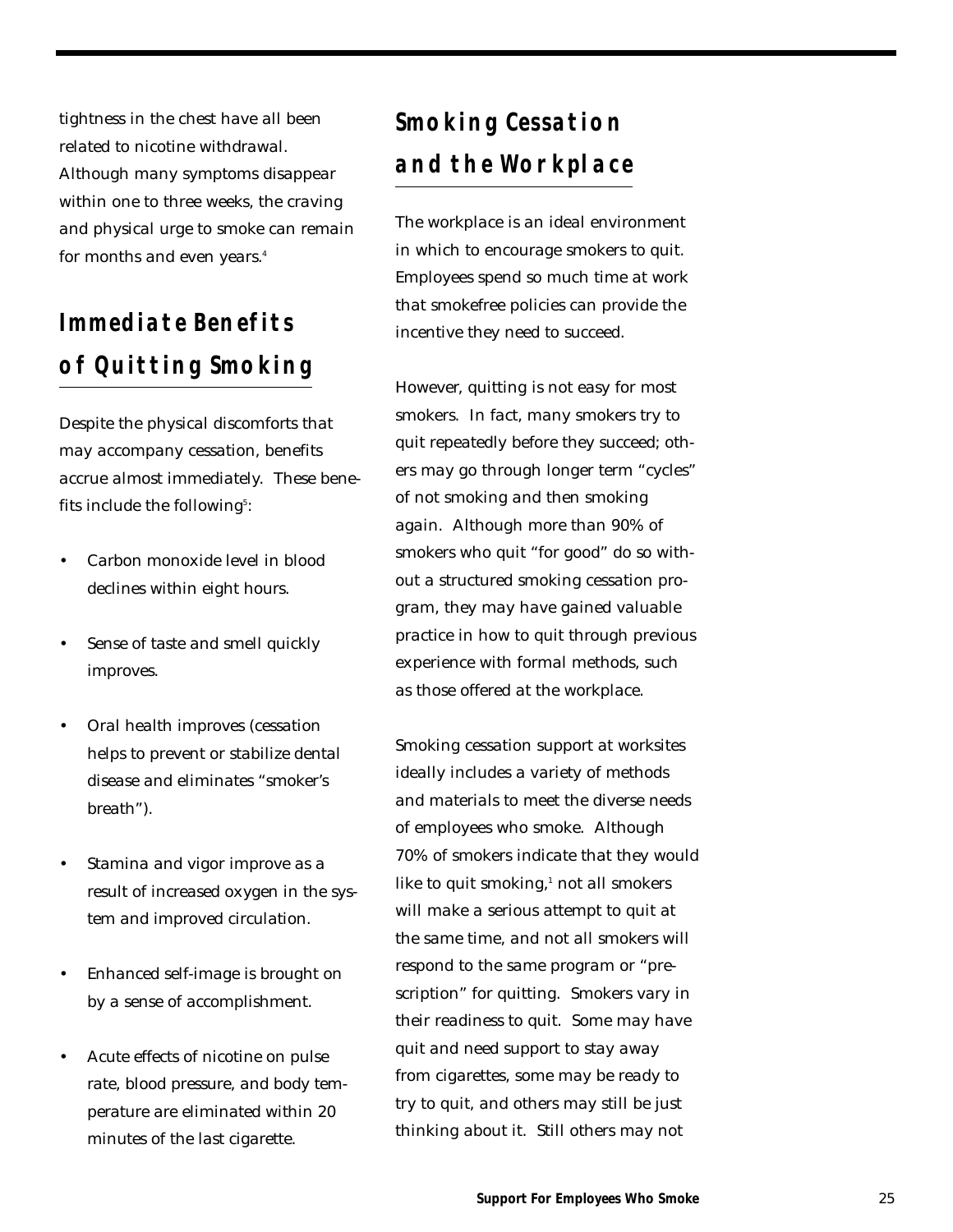tightness in the chest have all been related to nicotine withdrawal. Although many symptoms disappear within one to three weeks, the craving and physical urge to smoke can remain for months and even years.[4]

## Immediate Benefits of Quitting Smoking

Despite the physical discomforts that may accompany cessation, benefits accrue almost immediately. These benefits include the following[5]:

- Carbon monoxide level in blood declines within eight hours.
- Sense of taste and smell quickly improves.
- Oral health improves (cessation helps to prevent or stabilize dental disease and eliminates "smoker's breath").
- Stamina and vigor improve as a result of increased oxygen in the system and improved circulation.
- Enhanced self-image is brought on by a sense of accomplishment.
- Acute effects of nicotine on pulse rate, blood pressure, and body temperature are eliminated within 20 minutes of the last cigarette.

## Smoking Cessation and the Workplace

The workplace is an ideal environment in which to encourage smokers to quit. Employees spend so much time at work that smokefree policies can provide the incentive they need to succeed.

However, quitting is not easy for most smokers. In fact, many smokers try to quit repeatedly before they succeed; others may go through longer term "cycles" of not smoking and then smoking again. Although more than 90% of smokers who quit "for good" do so without a structured smoking cessation program, they may have gained valuable practice in how to quit through previous experience with formal methods, such as those offered at the workplace.

Smoking cessation support at worksites ideally includes a variety of methods and materials to meet the diverse needs of employees who smoke. Although 70% of smokers indicate that they would like to quit smoking,[1] not all smokers will make a serious attempt to quit at the same time, and not all smokers will respond to the same program or "prescription" for quitting. Smokers vary in their readiness to quit. Some may have quit and need support to stay away from cigarettes, some may be ready to try to quit, and others may still be just thinking about it. Still others may not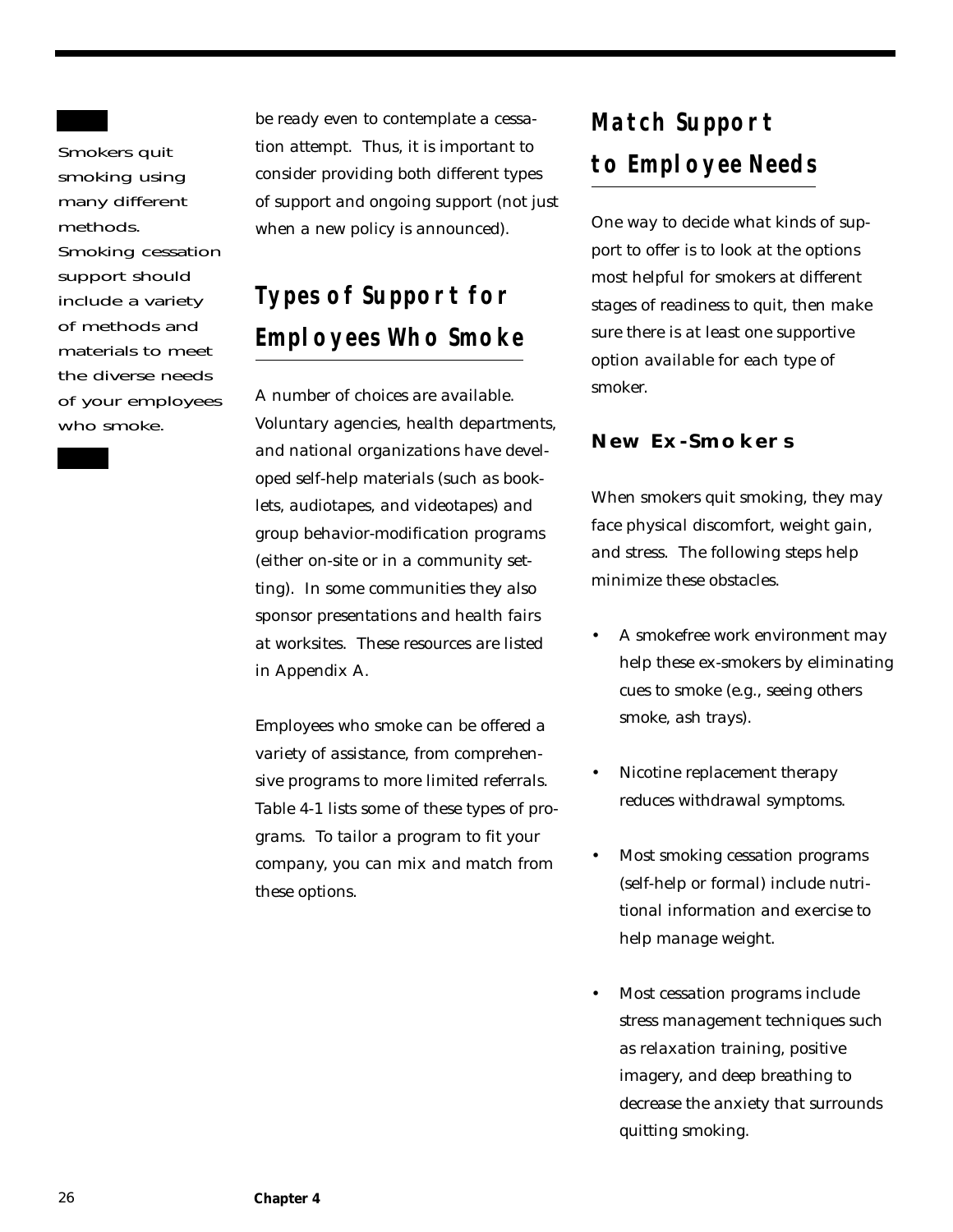Smokers quit smoking using many different methods. Smoking cessation support should include a variety of methods and materials to meet the diverse needs of your employees who smoke.

be ready even to contemplate a cessation attempt. Thus, it is important to consider providing both different types of support and ongoing support (not just when a new policy is announced).

## Types of Support for Employees Who Smoke

A number of choices are available. Voluntary agencies, health departments, and national organizations have developed self-help materials (such as booklets, audiotapes, and videotapes) and group behavior-modification programs (either on-site or in a community setting). In some communities they also sponsor presentations and health fairs at worksites. These resources are listed in Appendix A.

Employees who smoke can be offered a variety of assistance, from comprehensive programs to more limited referrals. Table 4-1 lists some of these types of programs. To tailor a program to fit your company, you can mix and match from these options.

## Match Support to Employee Needs

One way to decide what kinds of support to offer is to look at the options most helpful for smokers at different stages of readiness to quit, then make sure there is at least one supportive option available for each type of smoker.

### New Ex-Smokers

When smokers quit smoking, they may face physical discomfort, weight gain, and stress. The following steps help minimize these obstacles.

- A smokefree work environment may help these ex-smokers by eliminating cues to smoke (e.g., seeing others smoke, ash trays).
- Nicotine replacement therapy reduces withdrawal symptoms.
- Most smoking cessation programs (self-help or formal) include nutritional information and exercise to help manage weight.
- Most cessation programs include stress management techniques such as relaxation training, positive imagery, and deep breathing to decrease the anxiety that surrounds quitting smoking.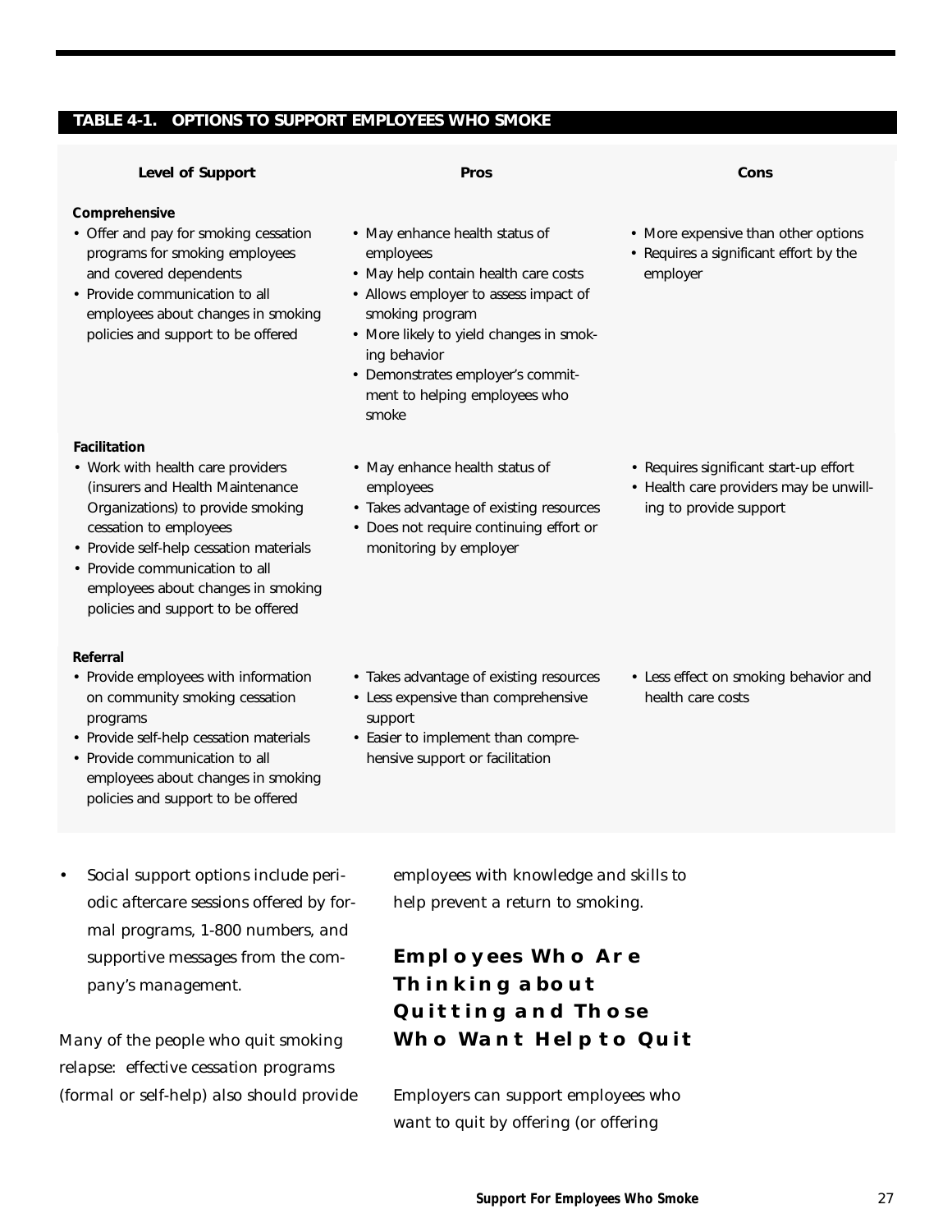**TABLE 4-1. OPTIONS TO SUPPORT EMPLOYEES WHO SMOKE**

| Level of Support | Pros | Cons |
|---|---|---|
| **Comprehensive**<br>• Offer and pay for smoking cessation programs for smoking employees and covered dependents<br>• Provide communication to all employees about changes in smoking policies and support to be offered | • May enhance health status of employees<br>• May help contain health care costs<br>• Allows employer to assess impact of smoking program<br>• More likely to yield changes in smoking behavior<br>• Demonstrates employer's commitment to helping employees who smoke | • More expensive than other options<br>• Requires a significant effort by the employer |
| **Facilitation**<br>• Work with health care providers (insurers and Health Maintenance Organizations) to provide smoking cessation to employees<br>• Provide self-help cessation materials<br>• Provide communication to all employees about changes in smoking policies and support to be offered | • May enhance health status of employees<br>• Takes advantage of existing resources<br>• Does not require continuing effort or monitoring by employer | • Requires significant start-up effort<br>• Health care providers may be unwilling to provide support |
| **Referral**<br>• Provide employees with information on community smoking cessation programs<br>• Provide self-help cessation materials<br>• Provide communication to all employees about changes in smoking policies and support to be offered | • Takes advantage of existing resources<br>• Less expensive than comprehensive support<br>• Easier to implement than comprehensive support or facilitation | • Less effect on smoking behavior and health care costs |

- Social support options include periodic aftercare sessions offered by formal programs, 1-800 numbers, and supportive messages from the company's management.

Many of the people who quit smoking relapse: effective cessation programs (formal or self-help) also should provide employees with knowledge and skills to help prevent a return to smoking.

## Employees Who Are Thinking about Quitting and Those Who Want Help to Quit

Employers can support employees who want to quit by offering (or offering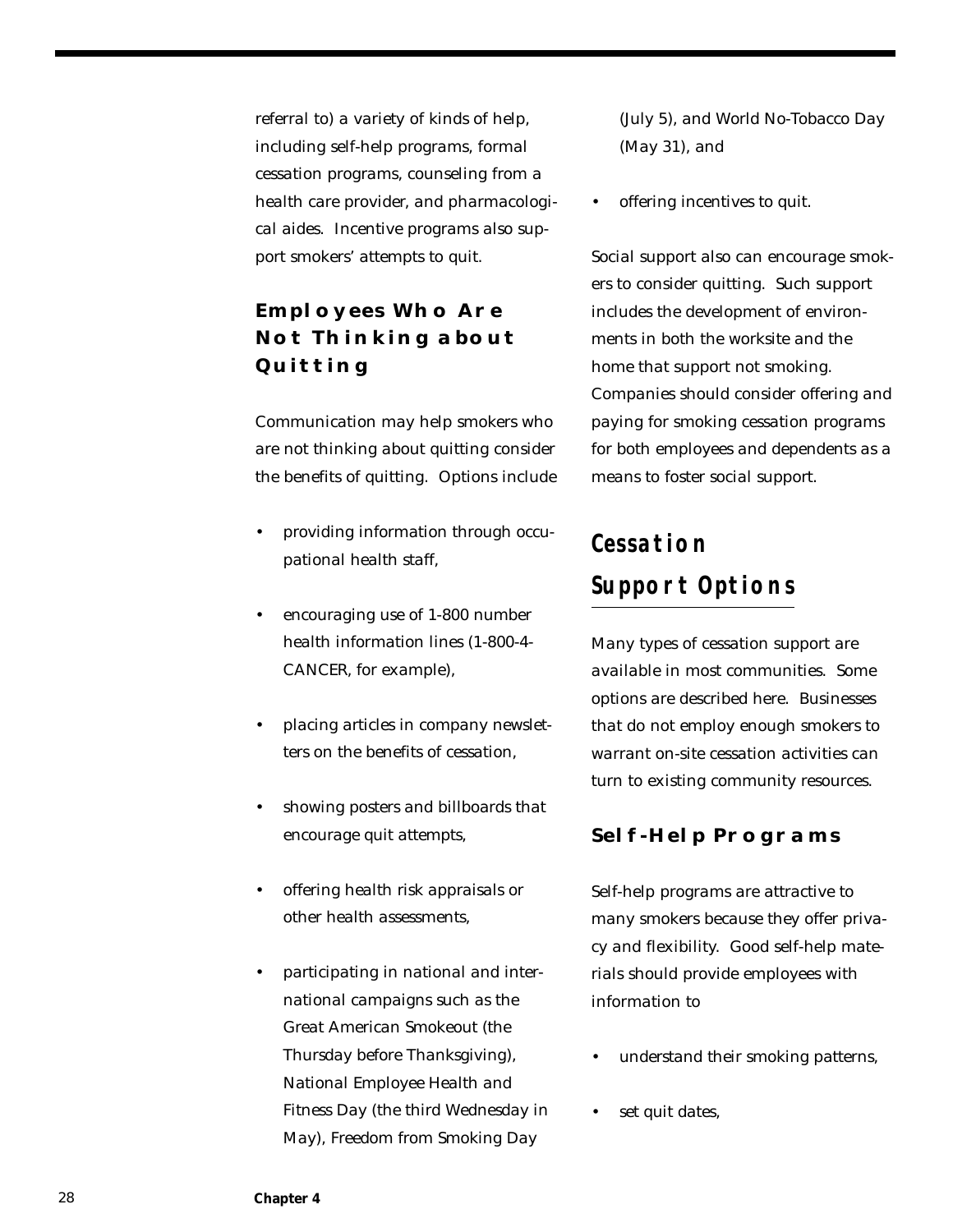referral to) a variety of kinds of help, including self-help programs, formal cessation programs, counseling from a health care provider, and pharmacological aides. Incentive programs also support smokers' attempts to quit.

### Employees Who Are Not Thinking about Quitting

Communication may help smokers who are not thinking about quitting consider the benefits of quitting. Options include

- providing information through occupational health staff,
- encouraging use of 1-800 number health information lines (1-800-4-CANCER, for example),
- placing articles in company newsletters on the benefits of cessation,
- showing posters and billboards that encourage quit attempts,
- offering health risk appraisals or other health assessments,
- participating in national and international campaigns such as the Great American Smokeout (the Thursday before Thanksgiving), National Employee Health and Fitness Day (the third Wednesday in May), Freedom from Smoking Day (July 5), and World No-Tobacco Day (May 31), and
- offering incentives to quit.

Social support also can encourage smokers to consider quitting. Such support includes the development of environments in both the worksite and the home that support not smoking. Companies should consider offering and paying for smoking cessation programs for both employees and dependents as a means to foster social support.

## Cessation Support Options

Many types of cessation support are available in most communities. Some options are described here. Businesses that do not employ enough smokers to warrant on-site cessation activities can turn to existing community resources.

### Self-Help Programs

Self-help programs are attractive to many smokers because they offer privacy and flexibility. Good self-help materials should provide employees with information to

- understand their smoking patterns,
- set quit dates,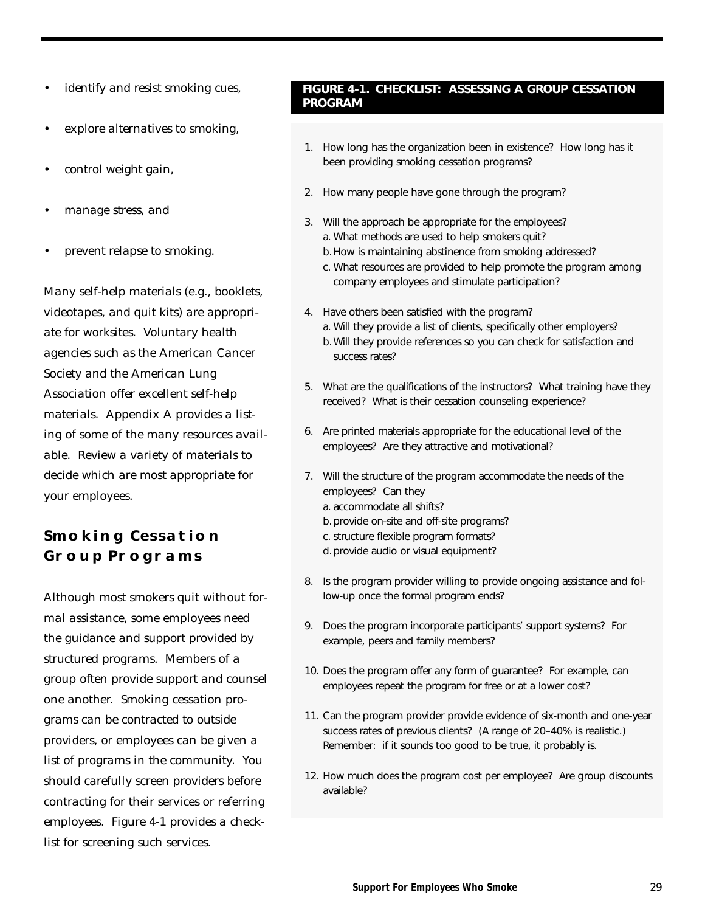- identify and resist smoking cues,
- explore alternatives to smoking,
- control weight gain,
- manage stress, and
- prevent relapse to smoking.

Many self-help materials (e.g., booklets, videotapes, and quit kits) are appropriate for worksites. Voluntary health agencies such as the American Cancer Society and the American Lung Association offer excellent self-help materials. Appendix A provides a listing of some of the many resources available. Review a variety of materials to decide which are most appropriate for your employees.

## Smoking Cessation Group Programs

Although most smokers quit without formal assistance, some employees need the guidance and support provided by structured programs. Members of a group often provide support and counsel one another. Smoking cessation programs can be contracted to outside providers, or employees can be given a list of programs in the community. You should carefully screen providers before contracting for their services or referring employees. Figure 4-1 provides a checklist for screening such services.

**FIGURE 4-1. CHECKLIST: ASSESSING A GROUP CESSATION PROGRAM**

1. How long has the organization been in existence? How long has it been providing smoking cessation programs?
2. How many people have gone through the program?
3. Will the approach be appropriate for the employees?
   a. What methods are used to help smokers quit?
   b. How is maintaining abstinence from smoking addressed?
   c. What resources are provided to help promote the program among company employees and stimulate participation?
4. Have others been satisfied with the program?
   a. Will they provide a list of clients, specifically other employers?
   b. Will they provide references so you can check for satisfaction and success rates?
5. What are the qualifications of the instructors? What training have they received? What is their cessation counseling experience?
6. Are printed materials appropriate for the educational level of the employees? Are they attractive and motivational?
7. Will the structure of the program accommodate the needs of the employees? Can they
   a. accommodate all shifts?
   b. provide on-site and off-site programs?
   c. structure flexible program formats?
   d. provide audio or visual equipment?
8. Is the program provider willing to provide ongoing assistance and follow-up once the formal program ends?
9. Does the program incorporate participants' support systems? For example, peers and family members?
10. Does the program offer any form of guarantee? For example, can employees repeat the program for free or at a lower cost?
11. Can the program provider provide evidence of six-month and one-year success rates of previous clients? (A range of 20–40% is realistic.) Remember: if it sounds too good to be true, it probably is.
12. How much does the program cost per employee? Are group discounts available?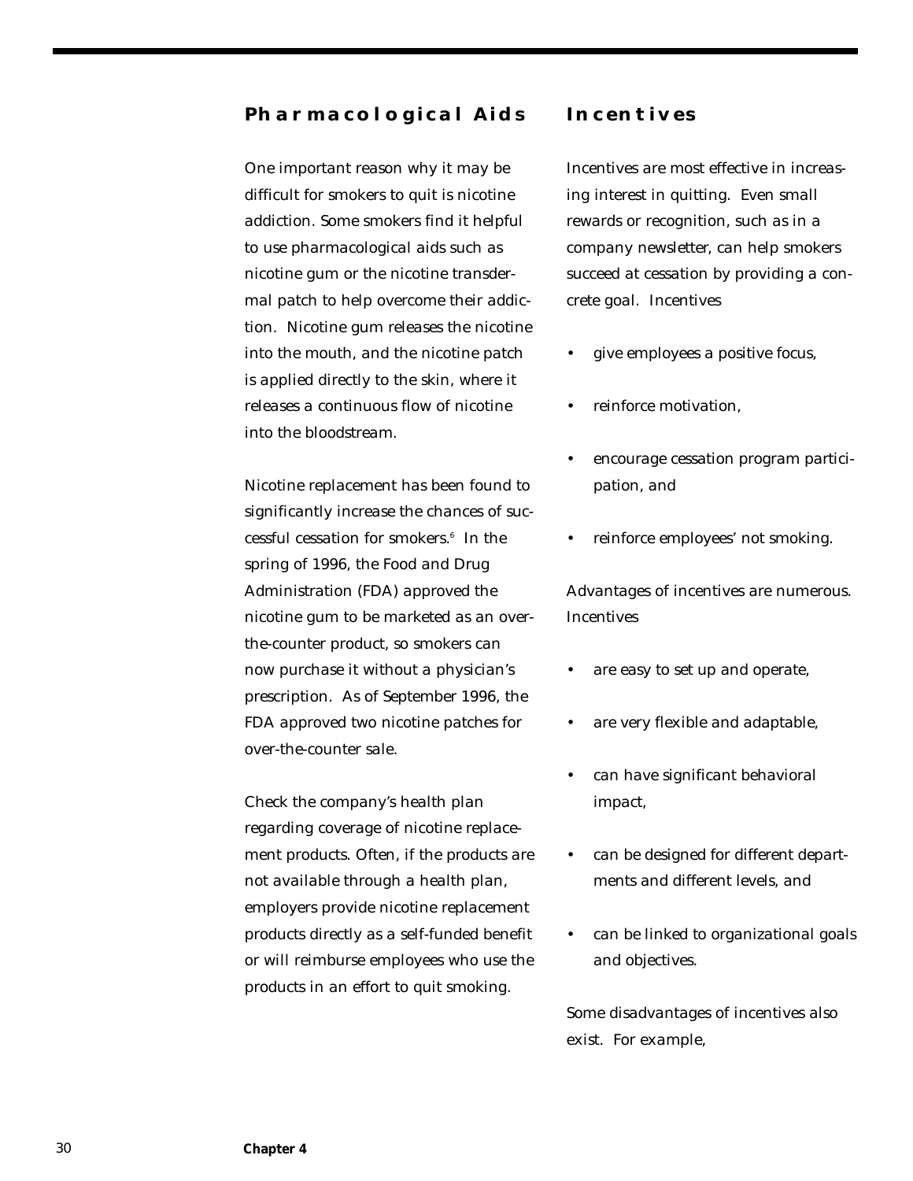## Pharmacological Aids

One important reason why it may be difficult for smokers to quit is nicotine addiction. Some smokers find it helpful to use pharmacological aids such as nicotine gum or the nicotine transdermal patch to help overcome their addiction. Nicotine gum releases the nicotine into the mouth, and the nicotine patch is applied directly to the skin, where it releases a continuous flow of nicotine into the bloodstream.

Nicotine replacement has been found to significantly increase the chances of successful cessation for smokers.[6] In the spring of 1996, the Food and Drug Administration (FDA) approved the nicotine gum to be marketed as an over-the-counter product, so smokers can now purchase it without a physician's prescription. As of September 1996, the FDA approved two nicotine patches for over-the-counter sale.

Check the company's health plan regarding coverage of nicotine replacement products. Often, if the products are not available through a health plan, employers provide nicotine replacement products directly as a self-funded benefit or will reimburse employees who use the products in an effort to quit smoking.

## Incentives

Incentives are most effective in increasing interest in quitting. Even small rewards or recognition, such as in a company newsletter, can help smokers succeed at cessation by providing a concrete goal. Incentives

- give employees a positive focus,
- reinforce motivation,
- encourage cessation program participation, and
- reinforce employees' not smoking.

Advantages of incentives are numerous. Incentives

- are easy to set up and operate,
- are very flexible and adaptable,
- can have significant behavioral impact,
- can be designed for different departments and different levels, and
- can be linked to organizational goals and objectives.

Some disadvantages of incentives also exist. For example,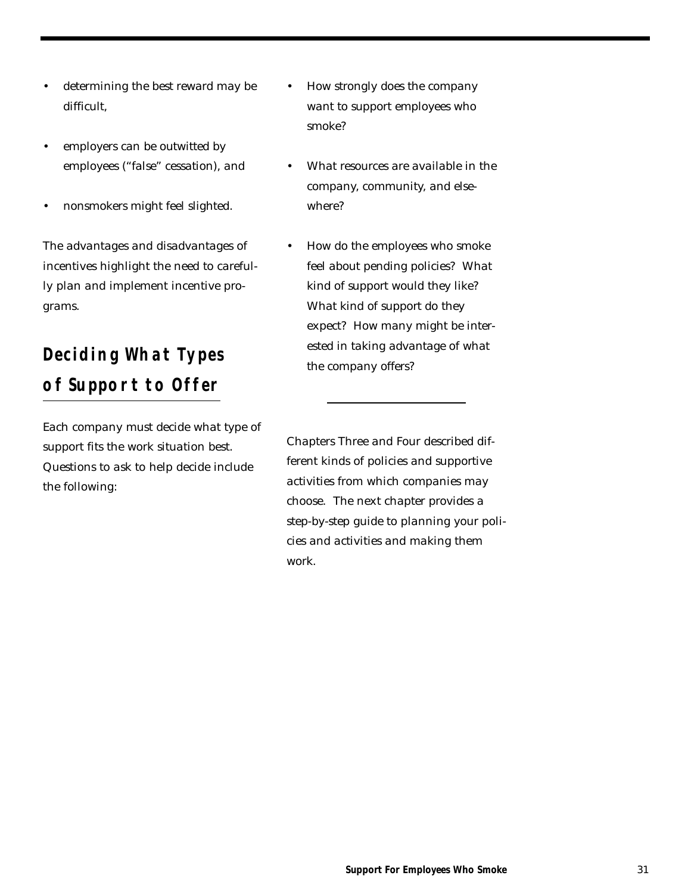- determining the best reward may be difficult,
- employers can be outwitted by employees ("false" cessation), and
- nonsmokers might feel slighted.

The advantages and disadvantages of incentives highlight the need to carefully plan and implement incentive programs.

## Deciding What Types of Support to Offer

Each company must decide what type of support fits the work situation best. Questions to ask to help decide include the following:

- How strongly does the company want to support employees who smoke?
- What resources are available in the company, community, and elsewhere?
- How do the employees who smoke feel about pending policies? What kind of support would they like? What kind of support do they expect? How many might be interested in taking advantage of what the company offers?

---

Chapters Three and Four described different kinds of policies and supportive activities from which companies may choose. The next chapter provides a step-by-step guide to planning your policies and activities and making them work.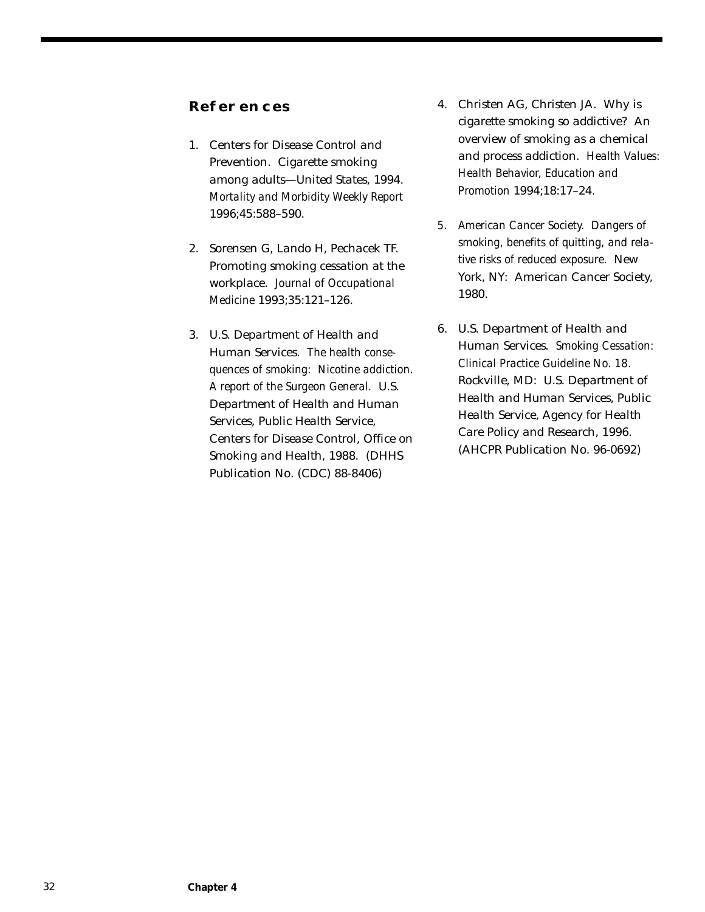## References

1. Centers for Disease Control and Prevention. Cigarette smoking among adults—United States, 1994. *Mortality and Morbidity Weekly Report* 1996;45:588–590.

2. Sorensen G, Lando H, Pechacek TF. Promoting smoking cessation at the workplace. *Journal of Occupational Medicine* 1993;35:121–126.

3. U.S. Department of Health and Human Services. *The health consequences of smoking: Nicotine addiction. A report of the Surgeon General.* U.S. Department of Health and Human Services, Public Health Service, Centers for Disease Control, Office on Smoking and Health, 1988. (DHHS Publication No. (CDC) 88-8406)

4. Christen AG, Christen JA. Why is cigarette smoking so addictive? An overview of smoking as a chemical and process addiction. *Health Values: Health Behavior, Education and Promotion* 1994;18:17–24.

5. American Cancer Society. *Dangers of smoking, benefits of quitting, and relative risks of reduced exposure.* New York, NY: American Cancer Society, 1980.

6. U.S. Department of Health and Human Services. *Smoking Cessation: Clinical Practice Guideline No. 18.* Rockville, MD: U.S. Department of Health and Human Services, Public Health Service, Agency for Health Care Policy and Research, 1996. (AHCPR Publication No. 96-0692)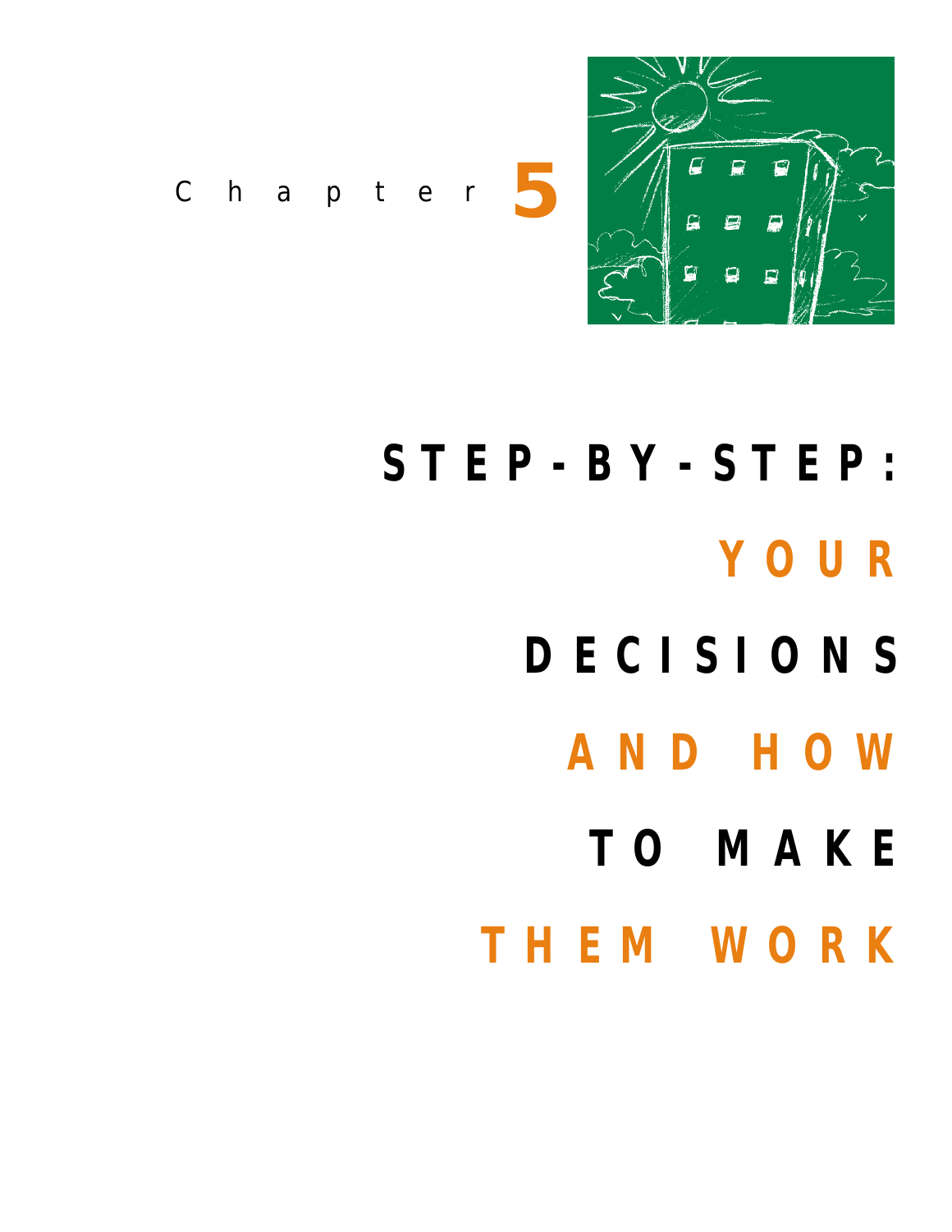Chapter 5

# STEP-BY-STEP: YOUR DECISIONS AND HOW TO MAKE THEM WORK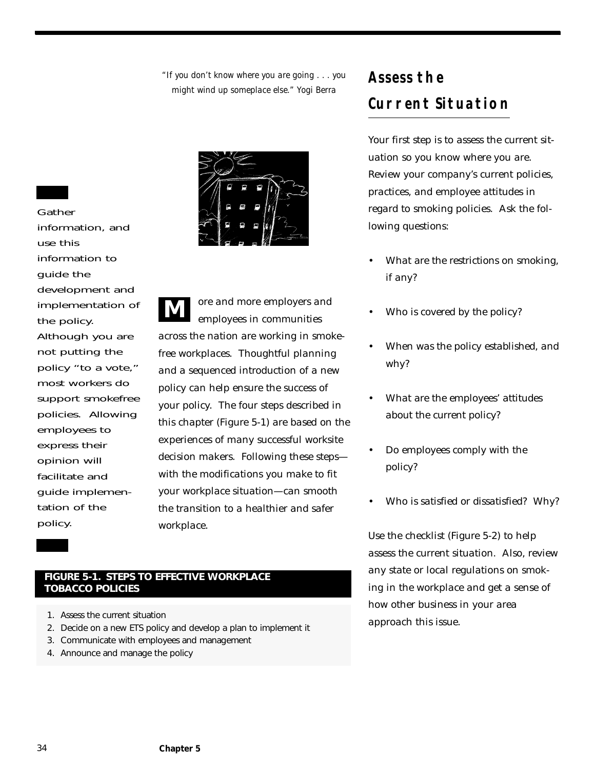*"If you don't know where you are going . . . you might wind up someplace else." Yogi Berra*

Gather information, and use this information to guide the development and implementation of the policy. Although you are not putting the policy "to a vote," most workers do support smokefree policies. Allowing employees to express their opinion will facilitate and guide implementation of the policy.

More and more employers and employees in communities across the nation are working in smokefree workplaces. Thoughtful planning and a sequenced introduction of a new policy can help ensure the success of your policy. The four steps described in this chapter (Figure 5-1) are based on the experiences of many successful worksite decision makers. Following these steps—with the modifications you make to fit your workplace situation—can smooth the transition to a healthier and safer workplace.

**FIGURE 5-1. STEPS TO EFFECTIVE WORKPLACE TOBACCO POLICIES**

1. Assess the current situation
2. Decide on a new ETS policy and develop a plan to implement it
3. Communicate with employees and management
4. Announce and manage the policy

## Assess the Current Situation

Your first step is to assess the current situation so you know where you are. Review your company's current policies, practices, and employee attitudes in regard to smoking policies. Ask the following questions:

- What are the restrictions on smoking, if any?
- Who is covered by the policy?
- When was the policy established, and why?
- What are the employees' attitudes about the current policy?
- Do employees comply with the policy?
- Who is satisfied or dissatisfied? Why?

Use the checklist (Figure 5-2) to help assess the current situation. Also, review any state or local regulations on smoking in the workplace and get a sense of how other business in your area approach this issue.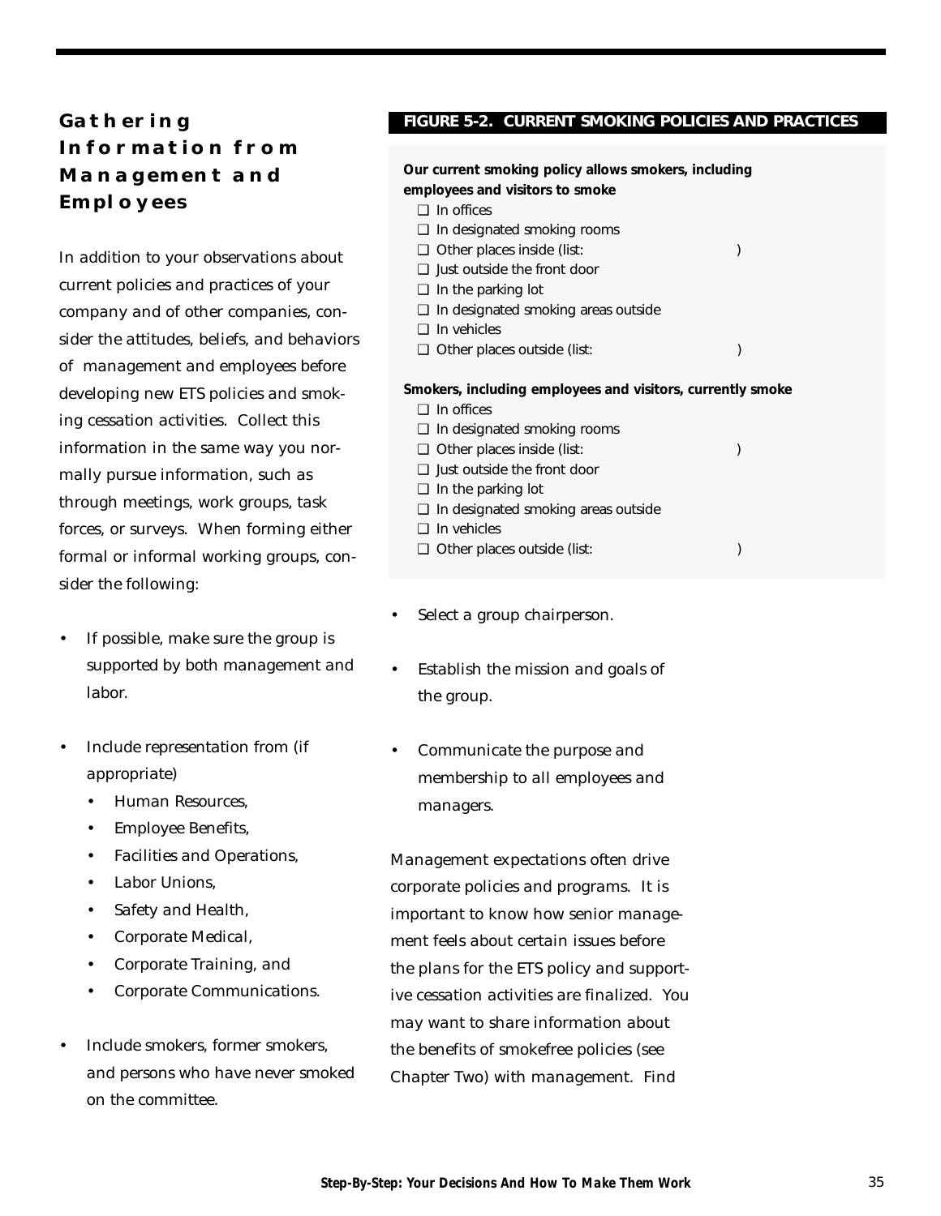## Gathering Information from Management and Employees

In addition to your observations about current policies and practices of your company and of other companies, consider the attitudes, beliefs, and behaviors of management and employees before developing new ETS policies and smoking cessation activities. Collect this information in the same way you normally pursue information, such as through meetings, work groups, task forces, or surveys. When forming either formal or informal working groups, consider the following:

- If possible, make sure the group is supported by both management and labor.
- Include representation from (if appropriate)
  - Human Resources,
  - Employee Benefits,
  - Facilities and Operations,
  - Labor Unions,
  - Safety and Health,
  - Corporate Medical,
  - Corporate Training, and
  - Corporate Communications.
- Include smokers, former smokers, and persons who have never smoked on the committee.

**FIGURE 5-2. CURRENT SMOKING POLICIES AND PRACTICES**

**Our current smoking policy allows smokers, including employees and visitors to smoke**

- ❑ In offices
- ❑ In designated smoking rooms
- ❑ Other places inside (list: )
- ❑ Just outside the front door
- ❑ In the parking lot
- ❑ In designated smoking areas outside
- ❑ In vehicles
- ❑ Other places outside (list: )

**Smokers, including employees and visitors, currently smoke**

- ❑ In offices
- ❑ In designated smoking rooms
- ❑ Other places inside (list: )
- ❑ Just outside the front door
- ❑ In the parking lot
- ❑ In designated smoking areas outside
- ❑ In vehicles
- ❑ Other places outside (list: )

- Select a group chairperson.
- Establish the mission and goals of the group.
- Communicate the purpose and membership to all employees and managers.

Management expectations often drive corporate policies and programs. It is important to know how senior management feels about certain issues before the plans for the ETS policy and supportive cessation activities are finalized. You may want to share information about the benefits of smokefree policies (see Chapter Two) with management. Find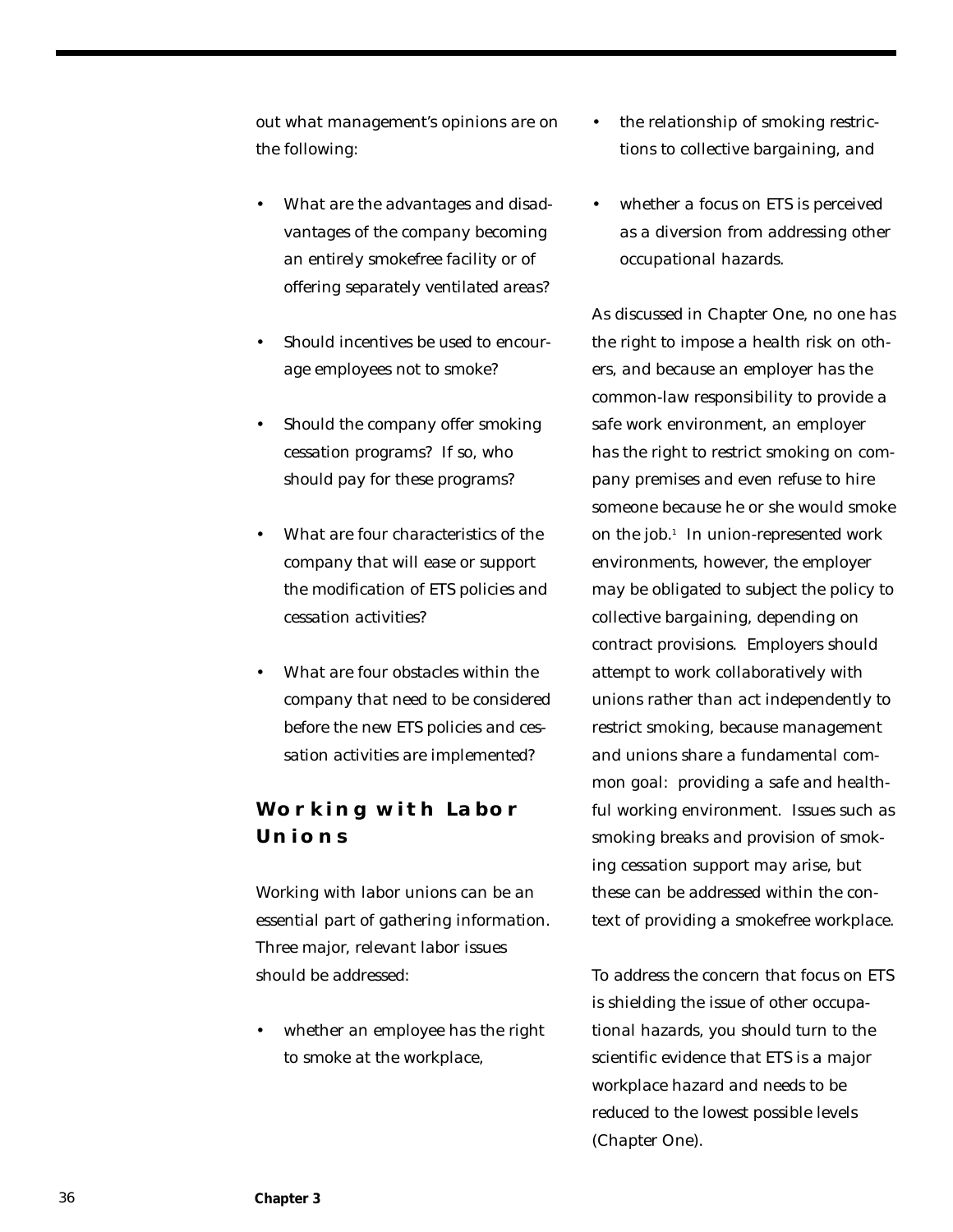out what management's opinions are on the following:

- What are the advantages and disadvantages of the company becoming an entirely smokefree facility or of offering separately ventilated areas?
- Should incentives be used to encourage employees not to smoke?
- Should the company offer smoking cessation programs? If so, who should pay for these programs?
- What are four characteristics of the company that will ease or support the modification of ETS policies and cessation activities?
- What are four obstacles within the company that need to be considered before the new ETS policies and cessation activities are implemented?

## Working with Labor Unions

Working with labor unions can be an essential part of gathering information. Three major, relevant labor issues should be addressed:

- whether an employee has the right to smoke at the workplace,
- the relationship of smoking restrictions to collective bargaining, and
- whether a focus on ETS is perceived as a diversion from addressing other occupational hazards.

As discussed in Chapter One, no one has the right to impose a health risk on others, and because an employer has the common-law responsibility to provide a safe work environment, an employer has the right to restrict smoking on company premises and even refuse to hire someone because he or she would smoke on the job.[1] In union-represented work environments, however, the employer may be obligated to subject the policy to collective bargaining, depending on contract provisions. Employers should attempt to work collaboratively with unions rather than act independently to restrict smoking, because management and unions share a fundamental common goal: providing a safe and healthful working environment. Issues such as smoking breaks and provision of smoking cessation support may arise, but these can be addressed within the context of providing a smokefree workplace.

To address the concern that focus on ETS is shielding the issue of other occupational hazards, you should turn to the scientific evidence that ETS is a major workplace hazard and needs to be reduced to the lowest possible levels (Chapter One).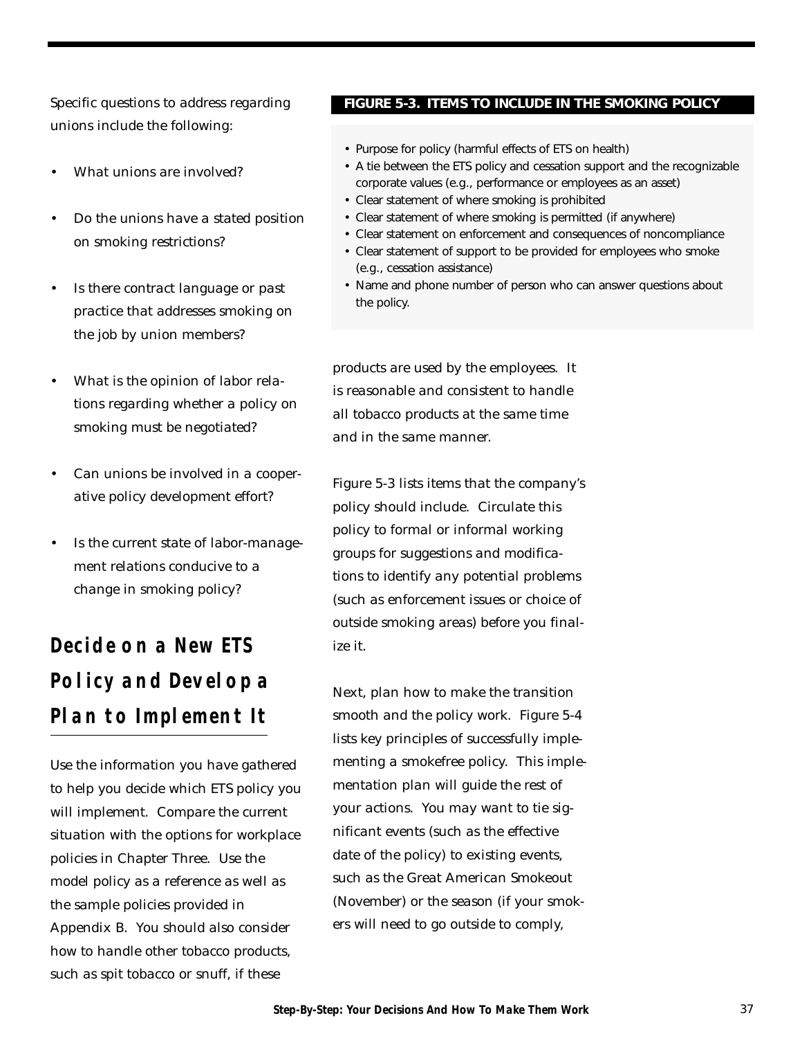Specific questions to address regarding unions include the following:

- What unions are involved?
- Do the unions have a stated position on smoking restrictions?
- Is there contract language or past practice that addresses smoking on the job by union members?
- What is the opinion of labor relations regarding whether a policy on smoking must be negotiated?
- Can unions be involved in a cooperative policy development effort?
- Is the current state of labor-management relations conducive to a change in smoking policy?

## Decide on a New ETS Policy and Develop a Plan to Implement It

Use the information you have gathered to help you decide which ETS policy you will implement. Compare the current situation with the options for workplace policies in Chapter Three. Use the model policy as a reference as well as the sample policies provided in Appendix B. You should also consider how to handle other tobacco products, such as spit tobacco or snuff, if these products are used by the employees. It is reasonable and consistent to handle all tobacco products at the same time and in the same manner.

**FIGURE 5-3. ITEMS TO INCLUDE IN THE SMOKING POLICY**

- Purpose for policy (harmful effects of ETS on health)
- A tie between the ETS policy and cessation support and the recognizable corporate values (e.g., performance or employees as an asset)
- Clear statement of where smoking is prohibited
- Clear statement of where smoking is permitted (if anywhere)
- Clear statement on enforcement and consequences of noncompliance
- Clear statement of support to be provided for employees who smoke (e.g., cessation assistance)
- Name and phone number of person who can answer questions about the policy.

Figure 5-3 lists items that the company's policy should include. Circulate this policy to formal or informal working groups for suggestions and modifications to identify any potential problems (such as enforcement issues or choice of outside smoking areas) before you finalize it.

Next, plan how to make the transition smooth and the policy work. Figure 5-4 lists key principles of successfully implementing a smokefree policy. This implementation plan will guide the rest of your actions. You may want to tie significant events (such as the effective date of the policy) to existing events, such as the Great American Smokeout (November) or the season (if your smokers will need to go outside to comply,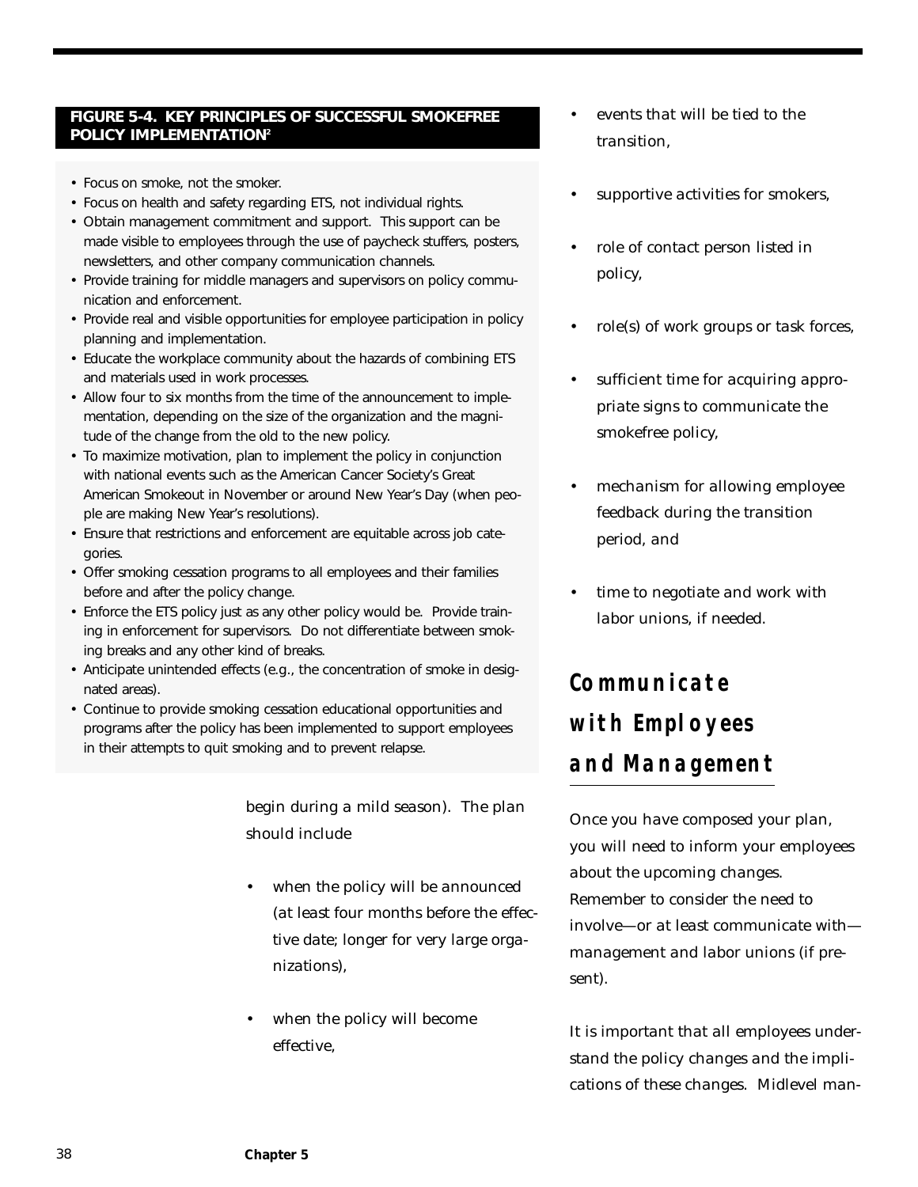**FIGURE 5-4. KEY PRINCIPLES OF SUCCESSFUL SMOKEFREE POLICY IMPLEMENTATION**[2]

- Focus on smoke, not the smoker.
- Focus on health and safety regarding ETS, not individual rights.
- Obtain management commitment and support. This support can be made visible to employees through the use of paycheck stuffers, posters, newsletters, and other company communication channels.
- Provide training for middle managers and supervisors on policy communication and enforcement.
- Provide real and visible opportunities for employee participation in policy planning and implementation.
- Educate the workplace community about the hazards of combining ETS and materials used in work processes.
- Allow four to six months from the time of the announcement to implementation, depending on the size of the organization and the magnitude of the change from the old to the new policy.
- To maximize motivation, plan to implement the policy in conjunction with national events such as the American Cancer Society's Great American Smokeout in November or around New Year's Day (when people are making New Year's resolutions).
- Ensure that restrictions and enforcement are equitable across job categories.
- Offer smoking cessation programs to all employees and their families before and after the policy change.
- Enforce the ETS policy just as any other policy would be. Provide training in enforcement for supervisors. Do not differentiate between smoking breaks and any other kind of breaks.
- Anticipate unintended effects (e.g., the concentration of smoke in designated areas).
- Continue to provide smoking cessation educational opportunities and programs after the policy has been implemented to support employees in their attempts to quit smoking and to prevent relapse.

begin during a mild season). The plan should include

- when the policy will be announced (at least four months before the effective date; longer for very large organizations),
- when the policy will become effective,
- events that will be tied to the transition,
- supportive activities for smokers,
- role of contact person listed in policy,
- role(s) of work groups or task forces,
- sufficient time for acquiring appropriate signs to communicate the smokefree policy,
- mechanism for allowing employee feedback during the transition period, and
- time to negotiate and work with labor unions, if needed.

## Communicate with Employees and Management

Once you have composed your plan, you will need to inform your employees about the upcoming changes. Remember to consider the need to involve—or at least communicate with—management and labor unions (if present).

It is important that all employees understand the policy changes and the implications of these changes. Midlevel man-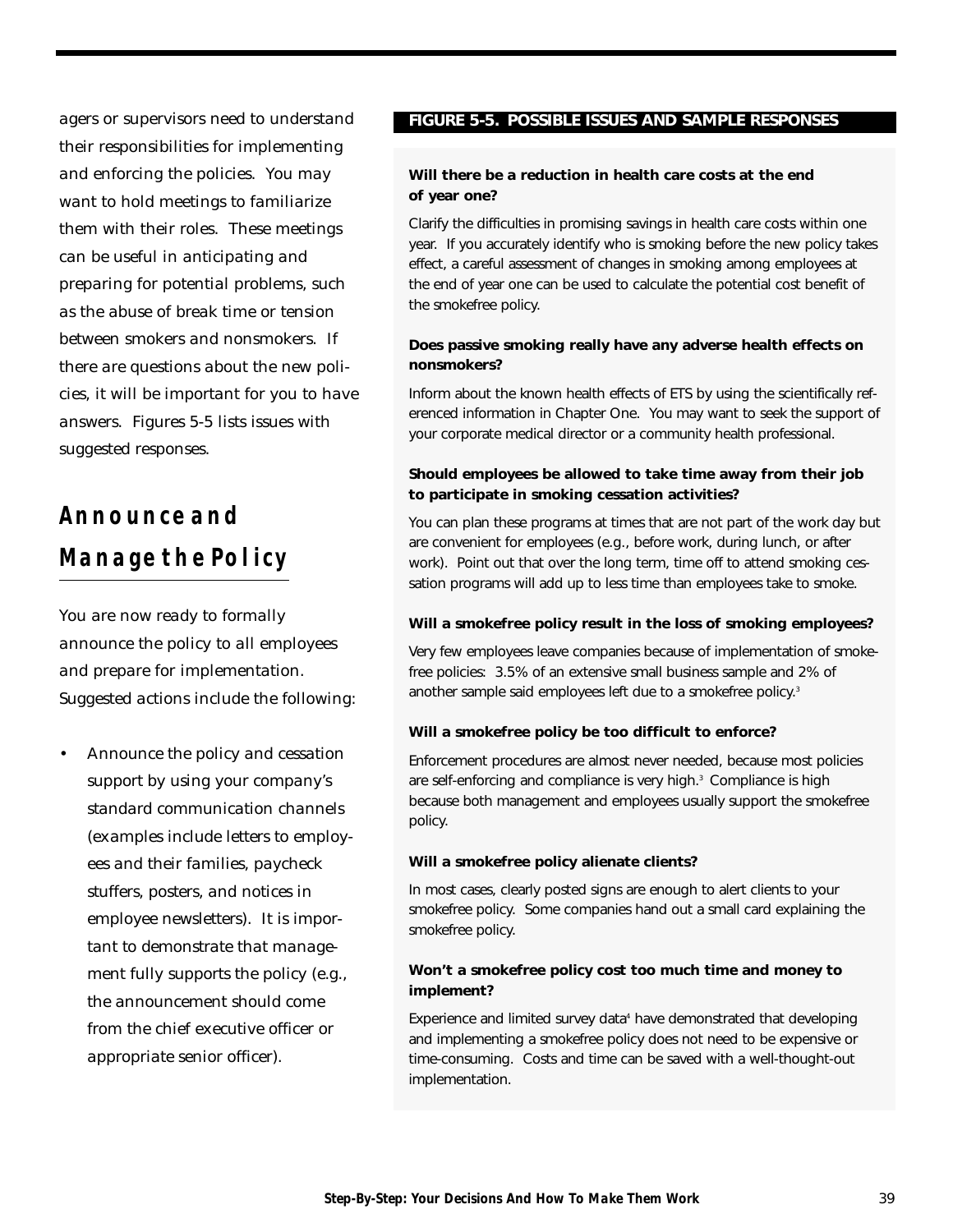agers or supervisors need to understand their responsibilities for implementing and enforcing the policies. You may want to hold meetings to familiarize them with their roles. These meetings can be useful in anticipating and preparing for potential problems, such as the abuse of break time or tension between smokers and nonsmokers. If there are questions about the new policies, it will be important for you to have answers. Figures 5-5 lists issues with suggested responses.

## Announce and Manage the Policy

You are now ready to formally announce the policy to all employees and prepare for implementation. Suggested actions include the following:

- Announce the policy and cessation support by using your company's standard communication channels (examples include letters to employees and their families, paycheck stuffers, posters, and notices in employee newsletters). It is important to demonstrate that management fully supports the policy (e.g., the announcement should come from the chief executive officer or appropriate senior officer).

**FIGURE 5-5. POSSIBLE ISSUES AND SAMPLE RESPONSES**

**Will there be a reduction in health care costs at the end of year one?**

Clarify the difficulties in promising savings in health care costs within one year. If you accurately identify who is smoking before the new policy takes effect, a careful assessment of changes in smoking among employees at the end of year one can be used to calculate the potential cost benefit of the smokefree policy.

**Does passive smoking really have any adverse health effects on nonsmokers?**

Inform about the known health effects of ETS by using the scientifically referenced information in Chapter One. You may want to seek the support of your corporate medical director or a community health professional.

**Should employees be allowed to take time away from their job to participate in smoking cessation activities?**

You can plan these programs at times that are not part of the work day but are convenient for employees (e.g., before work, during lunch, or after work). Point out that over the long term, time off to attend smoking cessation programs will add up to less time than employees take to smoke.

**Will a smokefree policy result in the loss of smoking employees?**

Very few employees leave companies because of implementation of smokefree policies: 3.5% of an extensive small business sample and 2% of another sample said employees left due to a smokefree policy.[3]

**Will a smokefree policy be too difficult to enforce?**

Enforcement procedures are almost never needed, because most policies are self-enforcing and compliance is very high.[3] Compliance is high because both management and employees usually support the smokefree policy.

**Will a smokefree policy alienate clients?**

In most cases, clearly posted signs are enough to alert clients to your smokefree policy. Some companies hand out a small card explaining the smokefree policy.

**Won't a smokefree policy cost too much time and money to implement?**

Experience and limited survey data[4] have demonstrated that developing and implementing a smokefree policy does not need to be expensive or time-consuming. Costs and time can be saved with a well-thought-out implementation.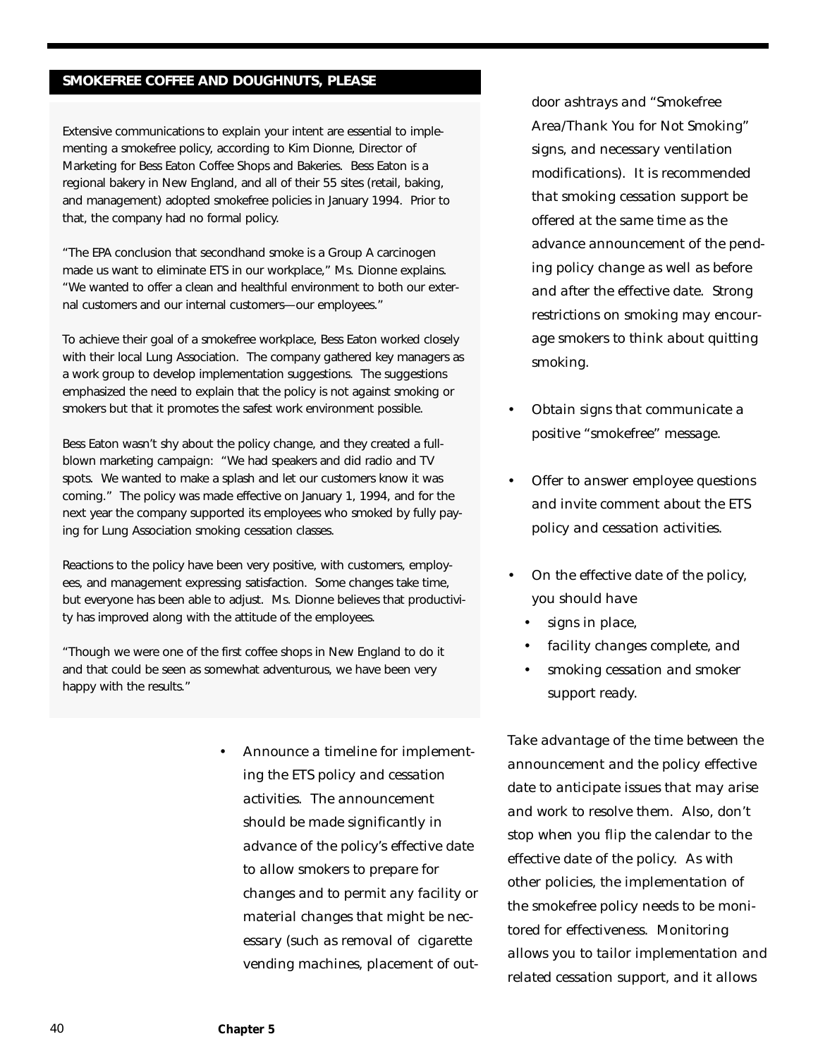## SMOKEFREE COFFEE AND DOUGHNUTS, PLEASE

Extensive communications to explain your intent are essential to implementing a smokefree policy, according to Kim Dionne, Director of Marketing for Bess Eaton Coffee Shops and Bakeries. Bess Eaton is a regional bakery in New England, and all of their 55 sites (retail, baking, and management) adopted smokefree policies in January 1994. Prior to that, the company had no formal policy.

"The EPA conclusion that secondhand smoke is a Group A carcinogen made us want to eliminate ETS in our workplace," Ms. Dionne explains. "We wanted to offer a clean and healthful environment to both our external customers and our internal customers—our employees."

To achieve their goal of a smokefree workplace, Bess Eaton worked closely with their local Lung Association. The company gathered key managers as a work group to develop implementation suggestions. The suggestions emphasized the need to explain that the policy is not against smoking or smokers but that it promotes the safest work environment possible.

Bess Eaton wasn't shy about the policy change, and they created a full-blown marketing campaign: "We had speakers and did radio and TV spots. We wanted to make a splash and let our customers know it was coming." The policy was made effective on January 1, 1994, and for the next year the company supported its employees who smoked by fully paying for Lung Association smoking cessation classes.

Reactions to the policy have been very positive, with customers, employees, and management expressing satisfaction. Some changes take time, but everyone has been able to adjust. Ms. Dionne believes that productivity has improved along with the attitude of the employees.

"Though we were one of the first coffee shops in New England to do it and that could be seen as somewhat adventurous, we have been very happy with the results."

- Announce a timeline for implementing the ETS policy and cessation activities. The announcement should be made significantly in advance of the policy's effective date to allow smokers to prepare for changes and to permit any facility or material changes that might be necessary (such as removal of cigarette vending machines, placement of outdoor ashtrays and "Smokefree Area/Thank You for Not Smoking" signs, and necessary ventilation modifications). It is recommended that smoking cessation support be offered at the same time as the advance announcement of the pending policy change as well as before and after the effective date. Strong restrictions on smoking may encourage smokers to think about quitting smoking.
- Obtain signs that communicate a positive "smokefree" message.
- Offer to answer employee questions and invite comment about the ETS policy and cessation activities.
- On the effective date of the policy, you should have
  - signs in place,
  - facility changes complete, and
  - smoking cessation and smoker support ready.

Take advantage of the time between the announcement and the policy effective date to anticipate issues that may arise and work to resolve them. Also, don't stop when you flip the calendar to the effective date of the policy. As with other policies, the implementation of the smokefree policy needs to be monitored for effectiveness. Monitoring allows you to tailor implementation and related cessation support, and it allows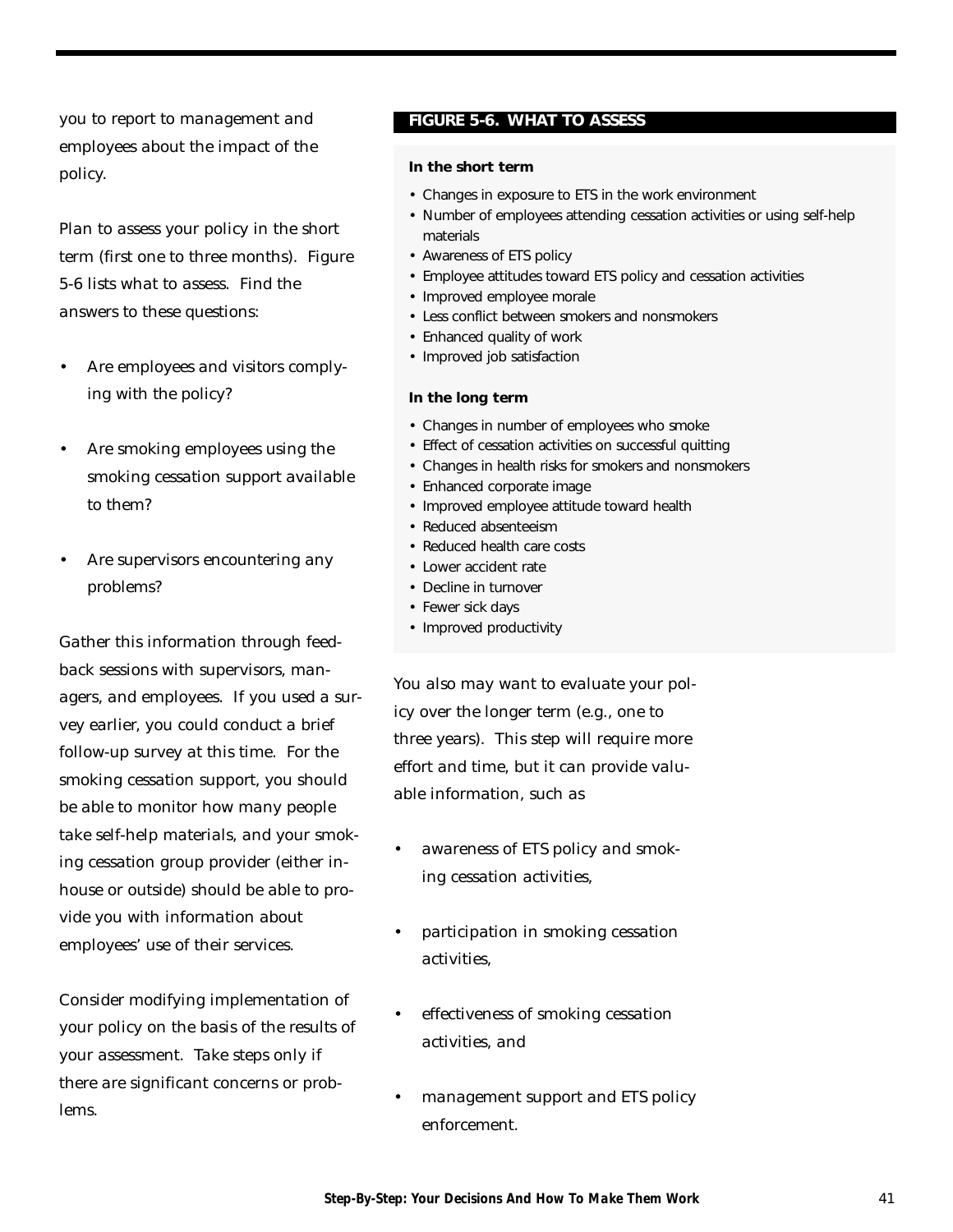you to report to management and employees about the impact of the policy.

Plan to assess your policy in the short term (first one to three months). Figure 5-6 lists what to assess. Find the answers to these questions:

- Are employees and visitors complying with the policy?
- Are smoking employees using the smoking cessation support available to them?
- Are supervisors encountering any problems?

Gather this information through feedback sessions with supervisors, managers, and employees. If you used a survey earlier, you could conduct a brief follow-up survey at this time. For the smoking cessation support, you should be able to monitor how many people take self-help materials, and your smoking cessation group provider (either in-house or outside) should be able to provide you with information about employees' use of their services.

Consider modifying implementation of your policy on the basis of the results of your assessment. Take steps only if there are significant concerns or problems.

**FIGURE 5-6. WHAT TO ASSESS**

**In the short term**

- Changes in exposure to ETS in the work environment
- Number of employees attending cessation activities or using self-help materials
- Awareness of ETS policy
- Employee attitudes toward ETS policy and cessation activities
- Improved employee morale
- Less conflict between smokers and nonsmokers
- Enhanced quality of work
- Improved job satisfaction

**In the long term**

- Changes in number of employees who smoke
- Effect of cessation activities on successful quitting
- Changes in health risks for smokers and nonsmokers
- Enhanced corporate image
- Improved employee attitude toward health
- Reduced absenteeism
- Reduced health care costs
- Lower accident rate
- Decline in turnover
- Fewer sick days
- Improved productivity

You also may want to evaluate your policy over the longer term (e.g., one to three years). This step will require more effort and time, but it can provide valuable information, such as

- awareness of ETS policy and smoking cessation activities,
- participation in smoking cessation activities,
- effectiveness of smoking cessation activities, and
- management support and ETS policy enforcement.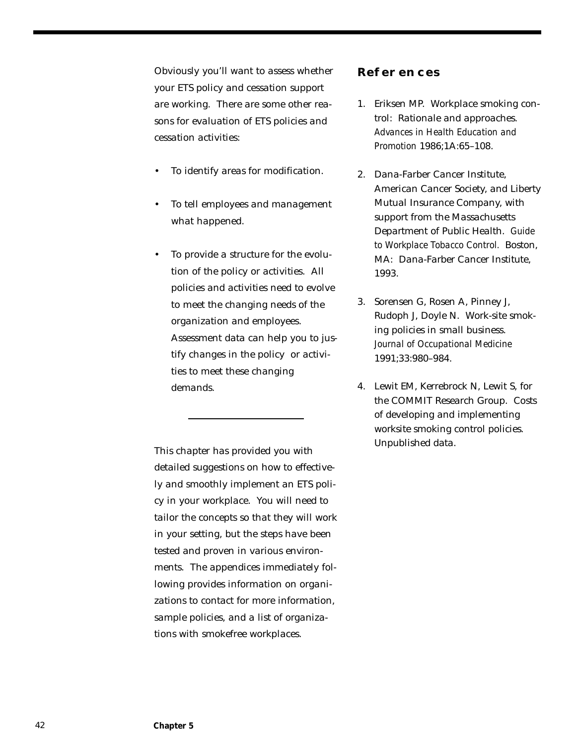Obviously you'll want to assess whether your ETS policy and cessation support are working. There are some other reasons for evaluation of ETS policies and cessation activities:

- To identify areas for modification.
- To tell employees and management what happened.
- To provide a structure for the evolution of the policy or activities. All policies and activities need to evolve to meet the changing needs of the organization and employees. Assessment data can help you to justify changes in the policy or activities to meet these changing demands.

---

This chapter has provided you with detailed suggestions on how to effectively and smoothly implement an ETS policy in your workplace. You will need to tailor the concepts so that they will work in your setting, but the steps have been tested and proven in various environments. The appendices immediately following provides information on organizations to contact for more information, sample policies, and a list of organizations with smokefree workplaces.

## References

1. Eriksen MP. Workplace smoking control: Rationale and approaches. *Advances in Health Education and Promotion* 1986;1A:65–108.

2. Dana-Farber Cancer Institute, American Cancer Society, and Liberty Mutual Insurance Company, with support from the Massachusetts Department of Public Health. *Guide to Workplace Tobacco Control.* Boston, MA: Dana-Farber Cancer Institute, 1993.

3. Sorensen G, Rosen A, Pinney J, Rudoph J, Doyle N. Work-site smoking policies in small business. *Journal of Occupational Medicine* 1991;33:980–984.

4. Lewit EM, Kerrebrock N, Lewit S, for the COMMIT Research Group. Costs of developing and implementing worksite smoking control policies. Unpublished data.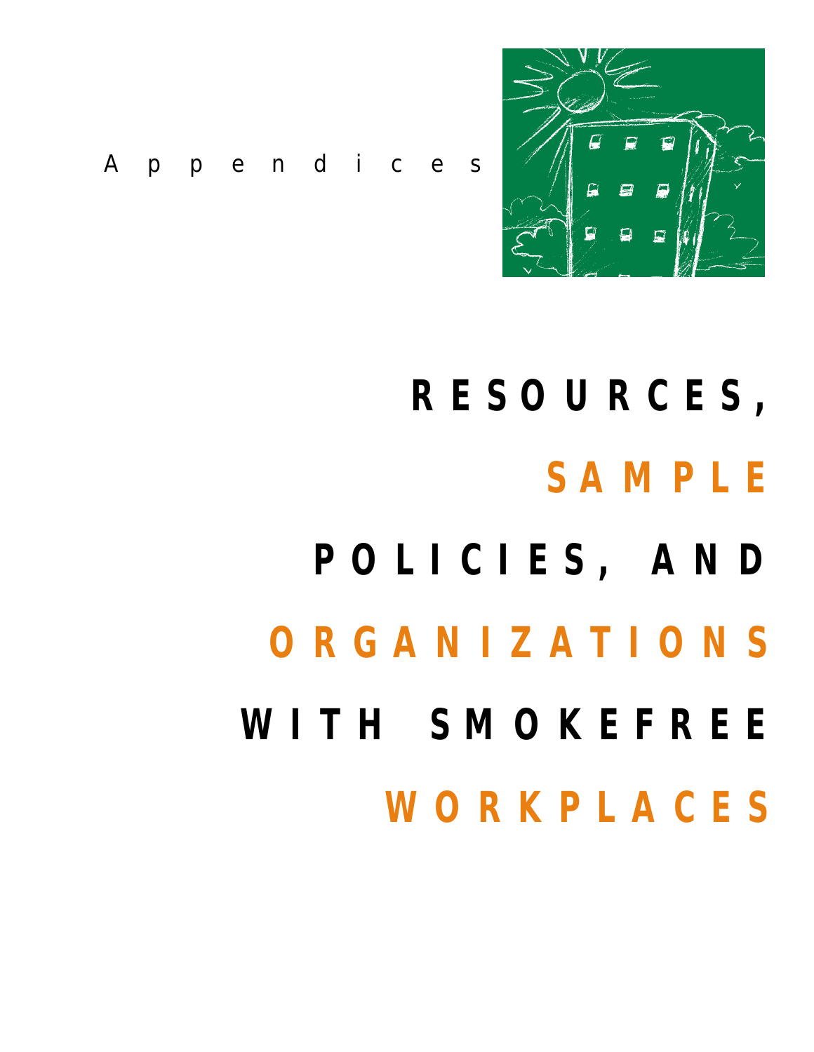Appendices

# RESOURCES, SAMPLE POLICIES, AND ORGANIZATIONS WITH SMOKEFREE WORKPLACES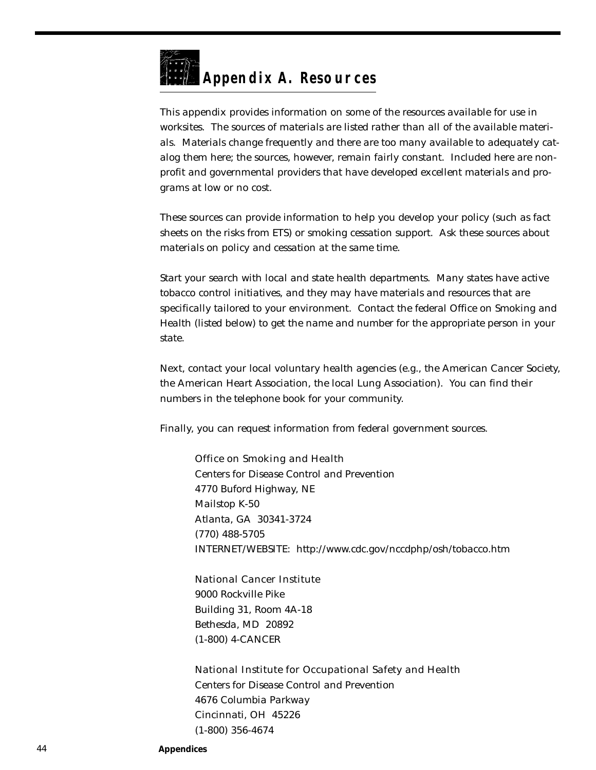# Appendix A. Resources

This appendix provides information on some of the resources available for use in worksites. The sources of materials are listed rather than all of the available materials. Materials change frequently and there are too many available to adequately catalog them here; the sources, however, remain fairly constant. Included here are nonprofit and governmental providers that have developed excellent materials and programs at low or no cost.

These sources can provide information to help you develop your policy (such as fact sheets on the risks from ETS) or smoking cessation support. Ask these sources about materials on policy and cessation at the same time.

Start your search with local and state health departments. Many states have active tobacco control initiatives, and they may have materials and resources that are specifically tailored to your environment. Contact the federal Office on Smoking and Health (listed below) to get the name and number for the appropriate person in your state.

Next, contact your local voluntary health agencies (e.g., the American Cancer Society, the American Heart Association, the local Lung Association). You can find their numbers in the telephone book for your community.

Finally, you can request information from federal government sources.

> Office on Smoking and Health
> Centers for Disease Control and Prevention
> 4770 Buford Highway, NE
> Mailstop K-50
> Atlanta, GA 30341-3724
> (770) 488-5705
> INTERNET/WEBSITE: http://www.cdc.gov/nccdphp/osh/tobacco.htm

> National Cancer Institute
> 9000 Rockville Pike
> Building 31, Room 4A-18
> Bethesda, MD 20892
> (1-800) 4-CANCER

> National Institute for Occupational Safety and Health
> Centers for Disease Control and Prevention
> 4676 Columbia Parkway
> Cincinnati, OH 45226
> (1-800) 356-4674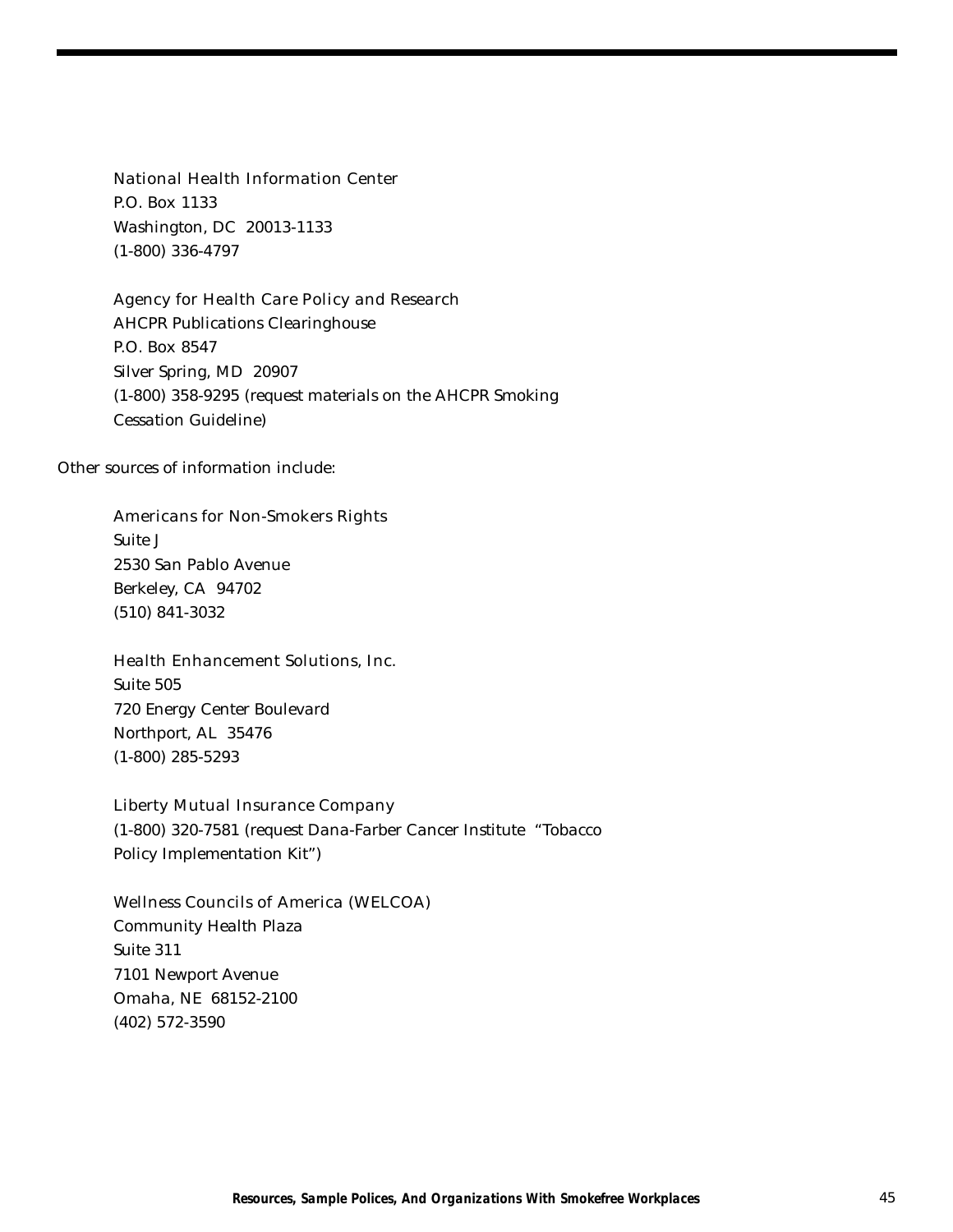National Health Information Center
P.O. Box 1133
Washington, DC 20013-1133
(1-800) 336-4797

Agency for Health Care Policy and Research
AHCPR Publications Clearinghouse
P.O. Box 8547
Silver Spring, MD 20907
(1-800) 358-9295 (request materials on the AHCPR Smoking Cessation Guideline)

Other sources of information include:

Americans for Non-Smokers Rights
Suite J
2530 San Pablo Avenue
Berkeley, CA 94702
(510) 841-3032

Health Enhancement Solutions, Inc.
Suite 505
720 Energy Center Boulevard
Northport, AL 35476
(1-800) 285-5293

Liberty Mutual Insurance Company
(1-800) 320-7581 (request Dana-Farber Cancer Institute "Tobacco Policy Implementation Kit")

Wellness Councils of America (WELCOA)
Community Health Plaza
Suite 311
7101 Newport Avenue
Omaha, NE 68152-2100
(402) 572-3590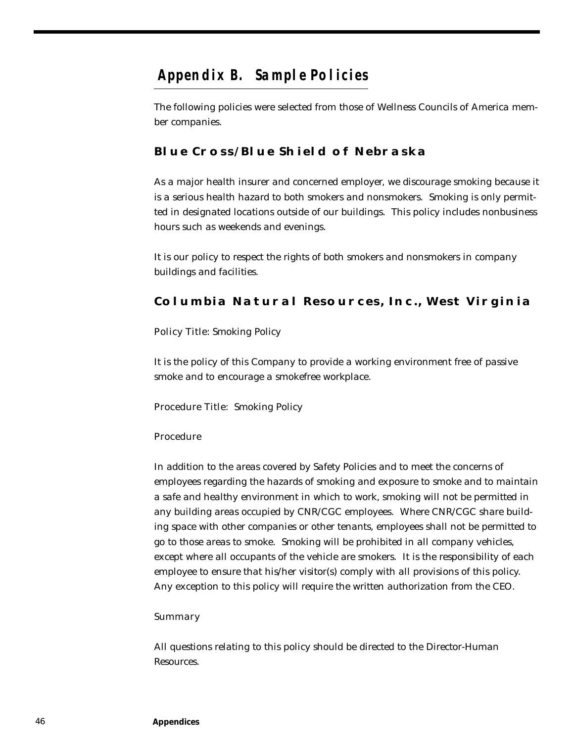# Appendix B. Sample Policies

The following policies were selected from those of Wellness Councils of America member companies.

## Blue Cross/Blue Shield of Nebraska

As a major health insurer and concerned employer, we discourage smoking because it is a serious health hazard to both smokers and nonsmokers. Smoking is only permitted in designated locations outside of our buildings. This policy includes nonbusiness hours such as weekends and evenings.

It is our policy to respect the rights of both smokers and nonsmokers in company buildings and facilities.

## Columbia Natural Resources, Inc., West Virginia

Policy Title: Smoking Policy

It is the policy of this Company to provide a working environment free of passive smoke and to encourage a smokefree workplace.

Procedure Title: Smoking Policy

Procedure

In addition to the areas covered by Safety Policies and to meet the concerns of employees regarding the hazards of smoking and exposure to smoke and to maintain a safe and healthy environment in which to work, smoking will not be permitted in any building areas occupied by CNR/CGC employees. Where CNR/CGC share building space with other companies or other tenants, employees shall not be permitted to go to those areas to smoke. Smoking will be prohibited in all company vehicles, except where all occupants of the vehicle are smokers. It is the responsibility of each employee to ensure that his/her visitor(s) comply with all provisions of this policy. Any exception to this policy will require the written authorization from the CEO.

Summary

All questions relating to this policy should be directed to the Director-Human Resources.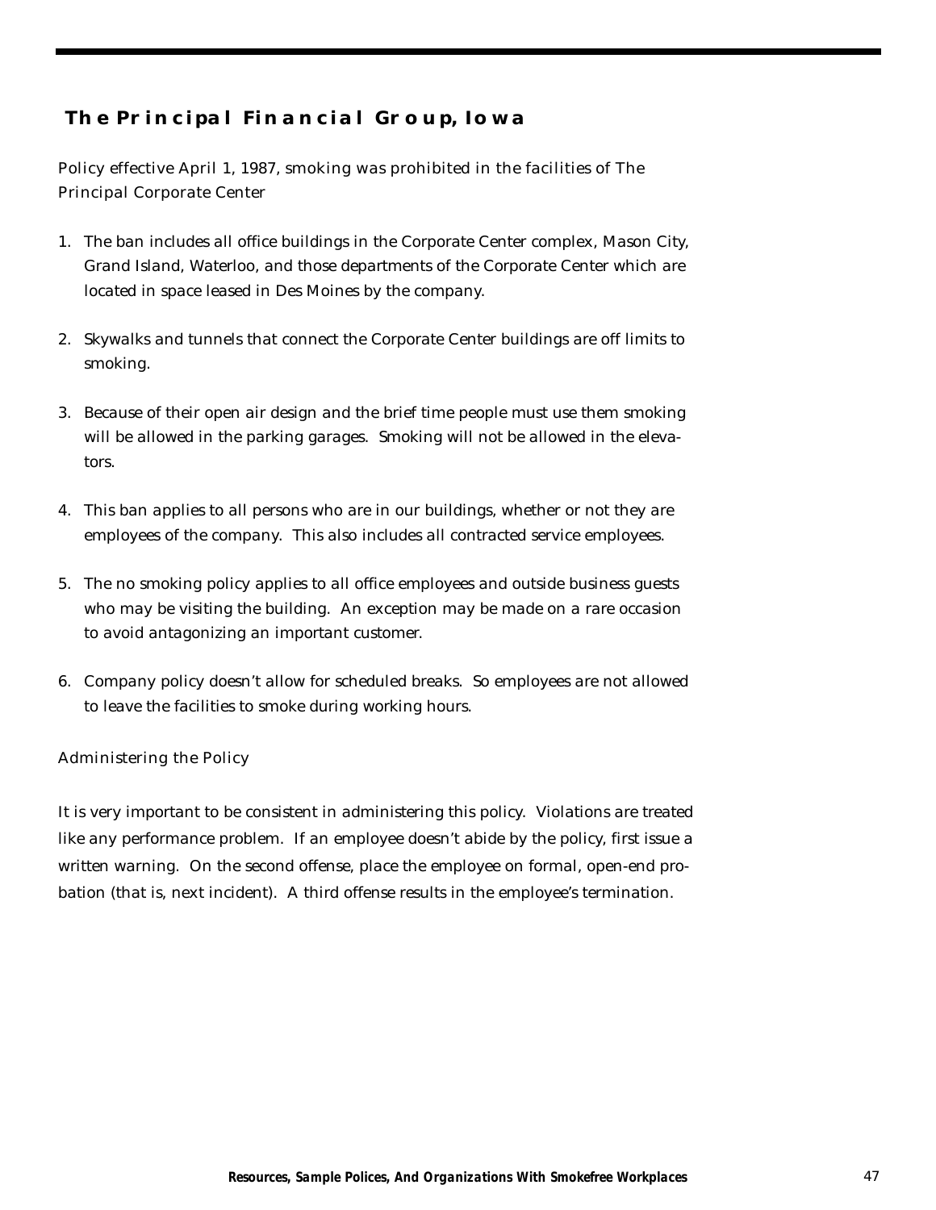## The Principal Financial Group, Iowa

Policy effective April 1, 1987, smoking was prohibited in the facilities of The Principal Corporate Center

1. The ban includes all office buildings in the Corporate Center complex, Mason City, Grand Island, Waterloo, and those departments of the Corporate Center which are located in space leased in Des Moines by the company.

2. Skywalks and tunnels that connect the Corporate Center buildings are off limits to smoking.

3. Because of their open air design and the brief time people must use them smoking will be allowed in the parking garages. Smoking will not be allowed in the elevators.

4. This ban applies to all persons who are in our buildings, whether or not they are employees of the company. This also includes all contracted service employees.

5. The no smoking policy applies to all office employees and outside business guests who may be visiting the building. An exception may be made on a rare occasion to avoid antagonizing an important customer.

6. Company policy doesn't allow for scheduled breaks. So employees are not allowed to leave the facilities to smoke during working hours.

### Administering the Policy

It is very important to be consistent in administering this policy. Violations are treated like any performance problem. If an employee doesn't abide by the policy, first issue a written warning. On the second offense, place the employee on formal, open-end probation (that is, next incident). A third offense results in the employee's termination.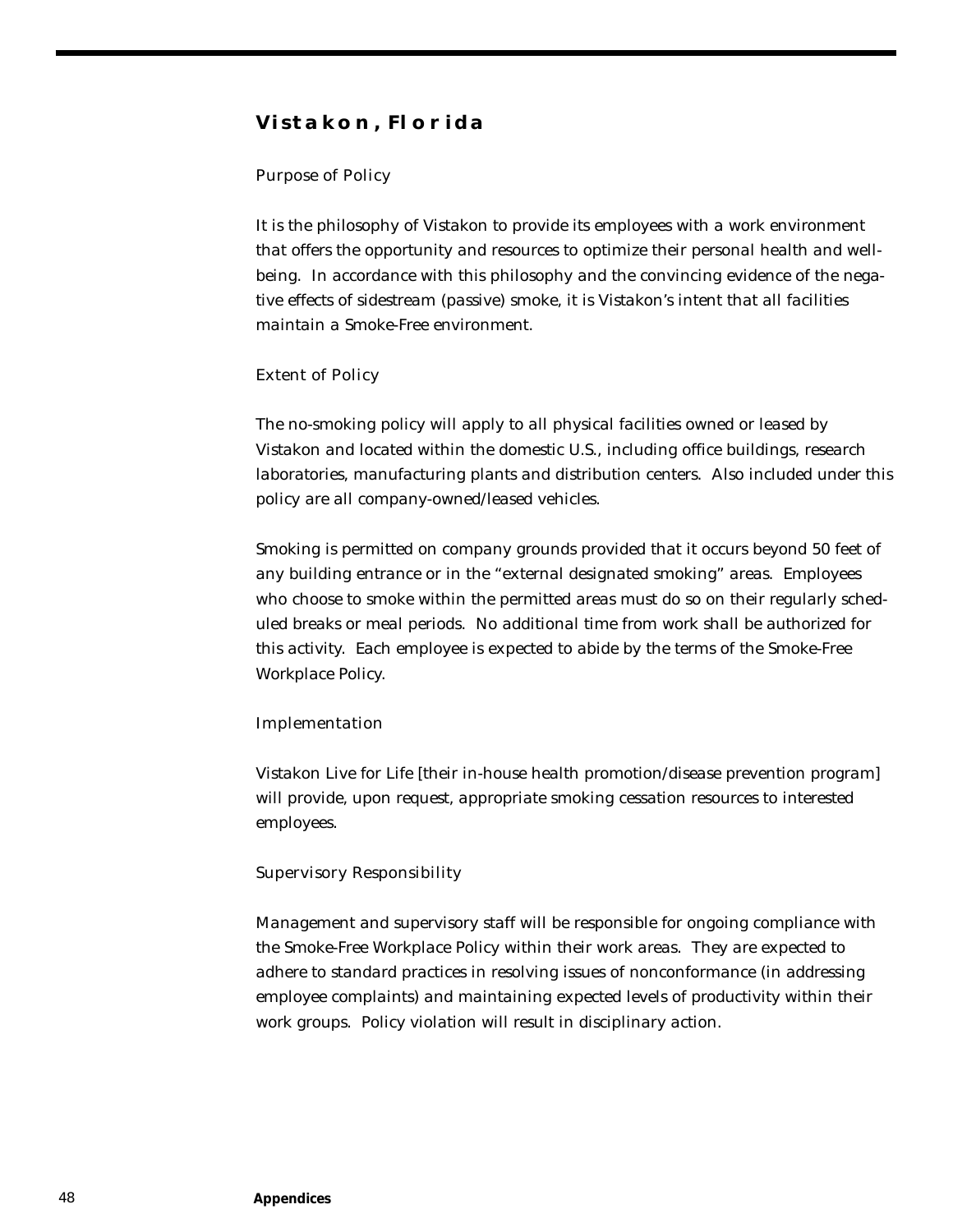## Vistakon, Florida

### Purpose of Policy

It is the philosophy of Vistakon to provide its employees with a work environment that offers the opportunity and resources to optimize their personal health and well-being. In accordance with this philosophy and the convincing evidence of the negative effects of sidestream (passive) smoke, it is Vistakon's intent that all facilities maintain a Smoke-Free environment.

### Extent of Policy

The no-smoking policy will apply to all physical facilities owned or leased by Vistakon and located within the domestic U.S., including office buildings, research laboratories, manufacturing plants and distribution centers. Also included under this policy are all company-owned/leased vehicles.

Smoking is permitted on company grounds provided that it occurs beyond 50 feet of any building entrance or in the "external designated smoking" areas. Employees who choose to smoke within the permitted areas must do so on their regularly scheduled breaks or meal periods. No additional time from work shall be authorized for this activity. Each employee is expected to abide by the terms of the Smoke-Free Workplace Policy.

### Implementation

Vistakon Live for Life [their in-house health promotion/disease prevention program] will provide, upon request, appropriate smoking cessation resources to interested employees.

### Supervisory Responsibility

Management and supervisory staff will be responsible for ongoing compliance with the Smoke-Free Workplace Policy within their work areas. They are expected to adhere to standard practices in resolving issues of nonconformance (in addressing employee complaints) and maintaining expected levels of productivity within their work groups. Policy violation will result in disciplinary action.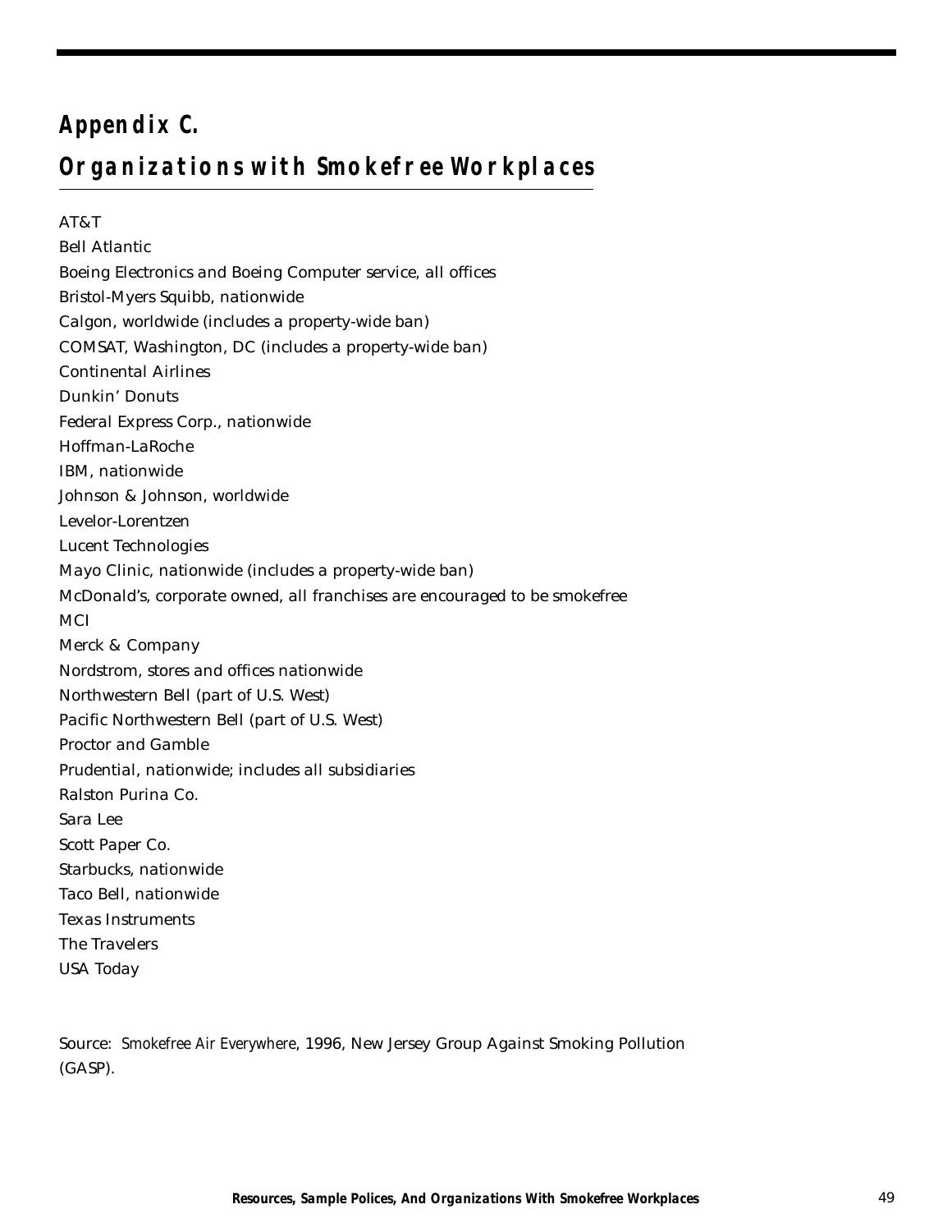# Appendix C.

# Organizations with Smokefree Workplaces

AT&T
Bell Atlantic
Boeing Electronics and Boeing Computer service, all offices
Bristol-Myers Squibb, nationwide
Calgon, worldwide (includes a property-wide ban)
COMSAT, Washington, DC (includes a property-wide ban)
Continental Airlines
Dunkin' Donuts
Federal Express Corp., nationwide
Hoffman-LaRoche
IBM, nationwide
Johnson & Johnson, worldwide
Levelor-Lorentzen
Lucent Technologies
Mayo Clinic, nationwide (includes a property-wide ban)
McDonald's, corporate owned, all franchises are encouraged to be smokefree
MCI
Merck & Company
Nordstrom, stores and offices nationwide
Northwestern Bell (part of U.S. West)
Pacific Northwestern Bell (part of U.S. West)
Proctor and Gamble
Prudential, nationwide; includes all subsidiaries
Ralston Purina Co.
Sara Lee
Scott Paper Co.
Starbucks, nationwide
Taco Bell, nationwide
Texas Instruments
The Travelers
USA Today

Source: *Smokefree Air Everywhere*, 1996, New Jersey Group Against Smoking Pollution (GASP).